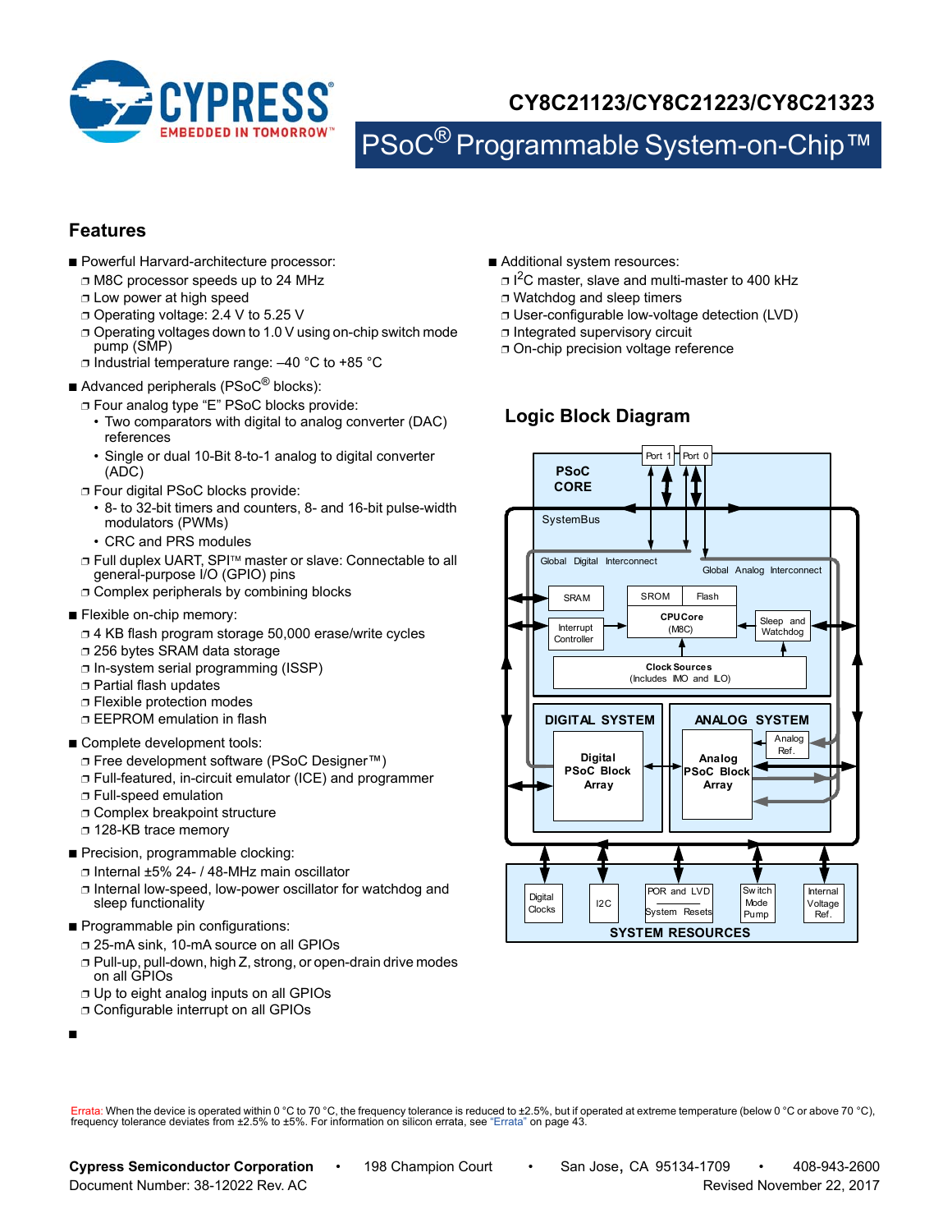# CY8C21123/CY8C21223/CY8C21323

# PSoC® Programmable System-on-Chip™

## Features

- Powerful Harvard-architecture processor:
  - M8C processor speeds up to 24 MHz
  - Low power at high speed
  - Operating voltage: 2.4 V to 5.25 V
  - Operating voltages down to 1.0 V using on-chip switch mode pump (SMP)
  - Industrial temperature range: –40 °C to +85 °C
- Advanced peripherals (PSoC® blocks):
  - Four analog type "E" PSoC blocks provide:
    - Two comparators with digital to analog converter (DAC) references
    - Single or dual 10-Bit 8-to-1 analog to digital converter (ADC)
  - Four digital PSoC blocks provide:
    - 8- to 32-bit timers and counters, 8- and 16-bit pulse-width modulators (PWMs)
    - CRC and PRS modules
  - Full duplex UART, SPI™ master or slave: Connectable to all general-purpose I/O (GPIO) pins
  - Complex peripherals by combining blocks
- Flexible on-chip memory:
  - 4 KB flash program storage 50,000 erase/write cycles
  - 256 bytes SRAM data storage
  - In-system serial programming (ISSP)
  - Partial flash updates
  - Flexible protection modes
  - EEPROM emulation in flash
- Complete development tools:
  - Free development software (PSoC Designer™)
  - Full-featured, in-circuit emulator (ICE) and programmer
  - Full-speed emulation
  - Complex breakpoint structure
  - 128-KB trace memory
- Precision, programmable clocking:
  - Internal ±5% 24- / 48-MHz main oscillator
  - Internal low-speed, low-power oscillator for watchdog and sleep functionality
- Programmable pin configurations:
  - 25-mA sink, 10-mA source on all GPIOs
  - Pull-up, pull-down, high Z, strong, or open-drain drive modes on all GPIOs
  - Up to eight analog inputs on all GPIOs
  - Configurable interrupt on all GPIOs
- Additional system resources:
  - $I^2C$ master, slave and multi-master to 400 kHz
  - Watchdog and sleep timers
  - User-configurable low-voltage detection (LVD)
  - Integrated supervisory circuit
  - On-chip precision voltage reference

## Logic Block Diagram

Port 1 | Port 0

PSoC CORE

SystemBus

Global Digital Interconnect | Global Analog Interconnect

SRAM | SROM | Flash

Interrupt Controller | CPUCore (M8C) | Sleep and Watchdog

Clock Sources (Includes IMO and ILO)

DIGITAL SYSTEM: Digital PSoC Block Array

ANALOG SYSTEM: Analog Ref. | Analog PSoC Block Array

SYSTEM RESOURCES: Digital Clocks | I2C | POR and LVD / System Resets | Switch Mode Pump | Internal Voltage Ref.

Errata: When the device is operated within 0 °C to 70 °C, the frequency tolerance is reduced to ±2.5%, but if operated at extreme temperature (below 0 °C or above 70 °C), frequency tolerance deviates from ±2.5% to ±5%. For information on silicon errata, see "Errata" on page 43.

**Cypress Semiconductor Corporation** • 198 Champion Court • San Jose, CA 95134-1709 • 408-943-2600

Document Number: 38-12022 Rev. AC Revised November 22, 2017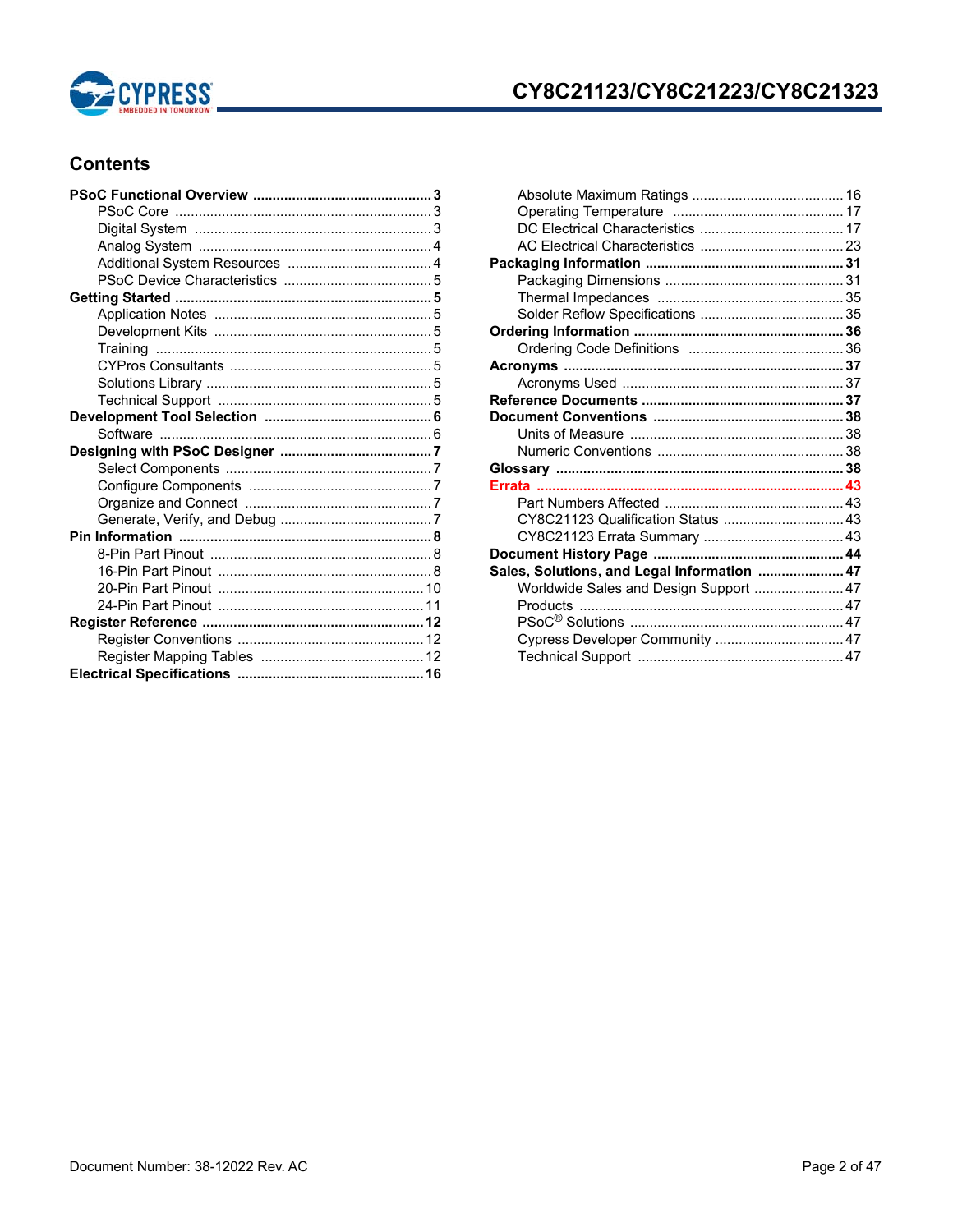## Contents

- **PSoC Functional Overview ... 3**
  - PSoC Core ... 3
  - Digital System ... 3
  - Analog System ... 4
  - Additional System Resources ... 4
  - PSoC Device Characteristics ... 5
- **Getting Started ... 5**
  - Application Notes ... 5
  - Development Kits ... 5
  - Training ... 5
  - CYPros Consultants ... 5
  - Solutions Library ... 5
  - Technical Support ... 5
- **Development Tool Selection ... 6**
  - Software ... 6
- **Designing with PSoC Designer ... 7**
  - Select Components ... 7
  - Configure Components ... 7
  - Organize and Connect ... 7
  - Generate, Verify, and Debug ... 7
- **Pin Information ... 8**
  - 8-Pin Part Pinout ... 8
  - 16-Pin Part Pinout ... 8
  - 20-Pin Part Pinout ... 10
  - 24-Pin Part Pinout ... 11
- **Register Reference ... 12**
  - Register Conventions ... 12
  - Register Mapping Tables ... 12
- **Electrical Specifications ... 16**
  - Absolute Maximum Ratings ... 16
  - Operating Temperature ... 17
  - DC Electrical Characteristics ... 17
  - AC Electrical Characteristics ... 23
- **Packaging Information ... 31**
  - Packaging Dimensions ... 31
  - Thermal Impedances ... 35
  - Solder Reflow Specifications ... 35
- **Ordering Information ... 36**
  - Ordering Code Definitions ... 36
- **Acronyms ... 37**
  - Acronyms Used ... 37
- **Reference Documents ... 37**
- **Document Conventions ... 38**
  - Units of Measure ... 38
  - Numeric Conventions ... 38
- **Glossary ... 38**
- **Errata ... 43**
  - Part Numbers Affected ... 43
  - CY8C21123 Qualification Status ... 43
  - CY8C21123 Errata Summary ... 43
- **Document History Page ... 44**
- **Sales, Solutions, and Legal Information ... 47**
  - Worldwide Sales and Design Support ... 47
  - Products ... 47
  - PSoC® Solutions ... 47
  - Cypress Developer Community ... 47
  - Technical Support ... 47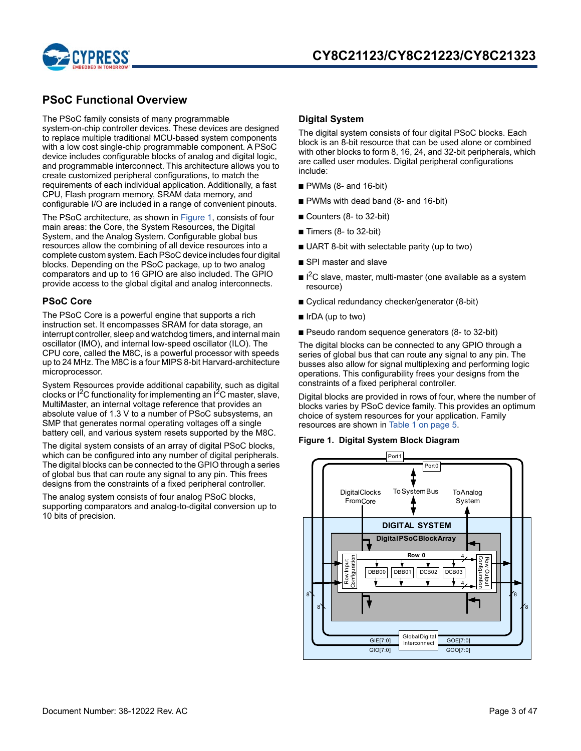## PSoC Functional Overview

The PSoC family consists of many programmable system-on-chip controller devices. These devices are designed to replace multiple traditional MCU-based system components with a low cost single-chip programmable component. A PSoC device includes configurable blocks of analog and digital logic, and programmable interconnect. This architecture allows you to create customized peripheral configurations, to match the requirements of each individual application. Additionally, a fast CPU, Flash program memory, SRAM data memory, and configurable I/O are included in a range of convenient pinouts.

The PSoC architecture, as shown in Figure 1, consists of four main areas: the Core, the System Resources, the Digital System, and the Analog System. Configurable global bus resources allow the combining of all device resources into a complete custom system. Each PSoC device includes four digital blocks. Depending on the PSoC package, up to two analog comparators and up to 16 GPIO are also included. The GPIO provide access to the global digital and analog interconnects.

### PSoC Core

The PSoC Core is a powerful engine that supports a rich instruction set. It encompasses SRAM for data storage, an interrupt controller, sleep and watchdog timers, and internal main oscillator (IMO), and internal low-speed oscillator (ILO). The CPU core, called the M8C, is a powerful processor with speeds up to 24 MHz. The M8C is a four MIPS 8-bit Harvard-architecture microprocessor.

System Resources provide additional capability, such as digital clocks or I$^2$C functionality for implementing an I$^2$C master, slave, MultiMaster, an internal voltage reference that provides an absolute value of 1.3 V to a number of PSoC subsystems, an SMP that generates normal operating voltages off a single battery cell, and various system resets supported by the M8C.

The digital system consists of an array of digital PSoC blocks, which can be configured into any number of digital peripherals. The digital blocks can be connected to the GPIO through a series of global bus that can route any signal to any pin. This frees designs from the constraints of a fixed peripheral controller.

The analog system consists of four analog PSoC blocks, supporting comparators and analog-to-digital conversion up to 10 bits of precision.

### Digital System

The digital system consists of four digital PSoC blocks. Each block is an 8-bit resource that can be used alone or combined with other blocks to form 8, 16, 24, and 32-bit peripherals, which are called user modules. Digital peripheral configurations include:

- PWMs (8- and 16-bit)
- PWMs with dead band (8- and 16-bit)
- Counters (8- to 32-bit)
- Timers (8- to 32-bit)
- UART 8-bit with selectable parity (up to two)
- SPI master and slave
- I$^2$C slave, master, multi-master (one available as a system resource)
- Cyclical redundancy checker/generator (8-bit)
- IrDA (up to two)
- Pseudo random sequence generators (8- to 32-bit)

The digital blocks can be connected to any GPIO through a series of global bus that can route any signal to any pin. The busses also allow for signal multiplexing and performing logic operations. This configurability frees your designs from the constraints of a fixed peripheral controller.

Digital blocks are provided in rows of four, where the number of blocks varies by PSoC device family. This provides an optimum choice of system resources for your application. Family resources are shown in Table 1 on page 5.

**Figure 1. Digital System Block Diagram**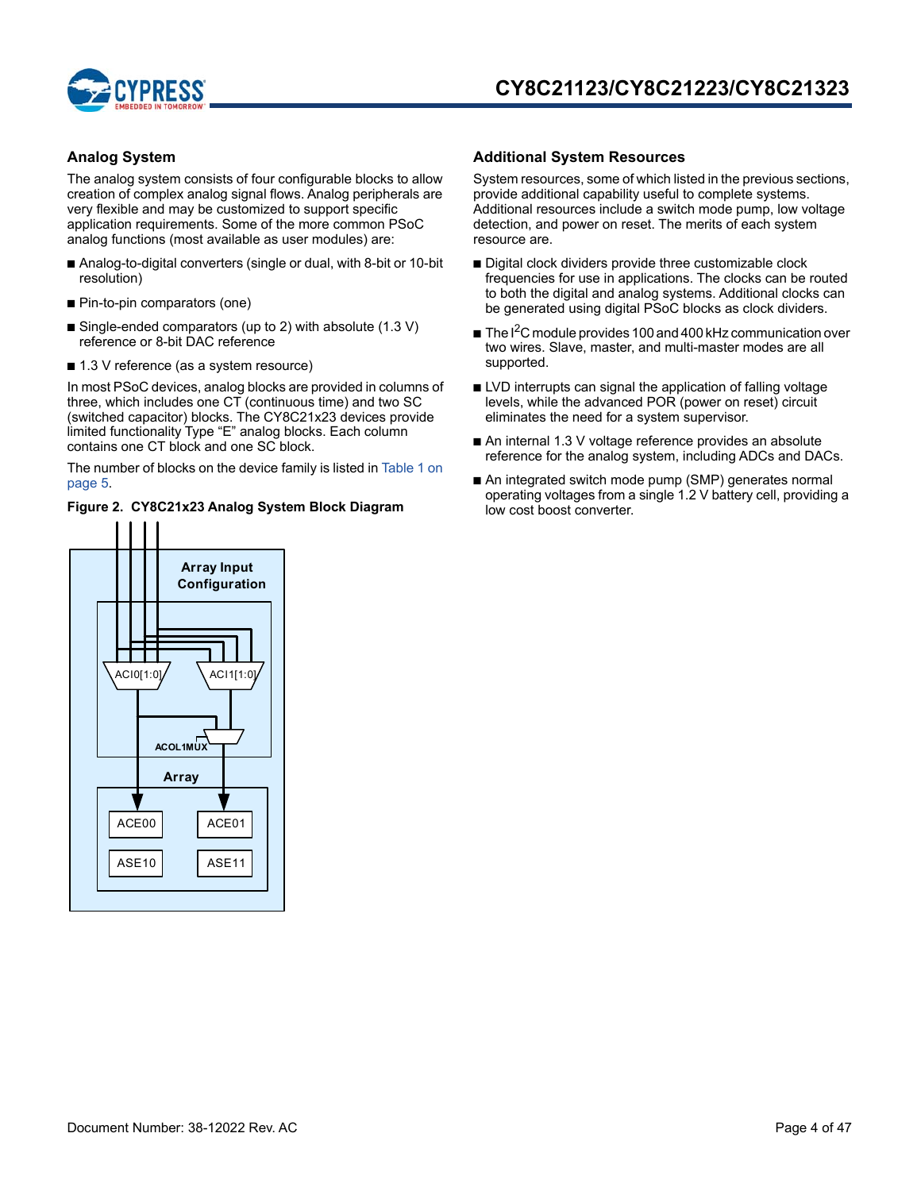## Analog System

The analog system consists of four configurable blocks to allow creation of complex analog signal flows. Analog peripherals are very flexible and may be customized to support specific application requirements. Some of the more common PSoC analog functions (most available as user modules) are:

- Analog-to-digital converters (single or dual, with 8-bit or 10-bit resolution)
- Pin-to-pin comparators (one)
- Single-ended comparators (up to 2) with absolute (1.3 V) reference or 8-bit DAC reference
- 1.3 V reference (as a system resource)

In most PSoC devices, analog blocks are provided in columns of three, which includes one CT (continuous time) and two SC (switched capacitor) blocks. The CY8C21x23 devices provide limited functionality Type "E" analog blocks. Each column contains one CT block and one SC block.

The number of blocks on the device family is listed in Table 1 on page 5.

**Figure 2. CY8C21x23 Analog System Block Diagram**

Array Input Configuration

ACI0[1:0] ACI1[1:0]

ACOL1MUX

Array

ACE00 ACE01

ASE10 ASE11

## Additional System Resources

System resources, some of which listed in the previous sections, provide additional capability useful to complete systems. Additional resources include a switch mode pump, low voltage detection, and power on reset. The merits of each system resource are.

- Digital clock dividers provide three customizable clock frequencies for use in applications. The clocks can be routed to both the digital and analog systems. Additional clocks can be generated using digital PSoC blocks as clock dividers.
- The $I^2C$ module provides 100 and 400 kHz communication over two wires. Slave, master, and multi-master modes are all supported.
- LVD interrupts can signal the application of falling voltage levels, while the advanced POR (power on reset) circuit eliminates the need for a system supervisor.
- An internal 1.3 V voltage reference provides an absolute reference for the analog system, including ADCs and DACs.
- An integrated switch mode pump (SMP) generates normal operating voltages from a single 1.2 V battery cell, providing a low cost boost converter.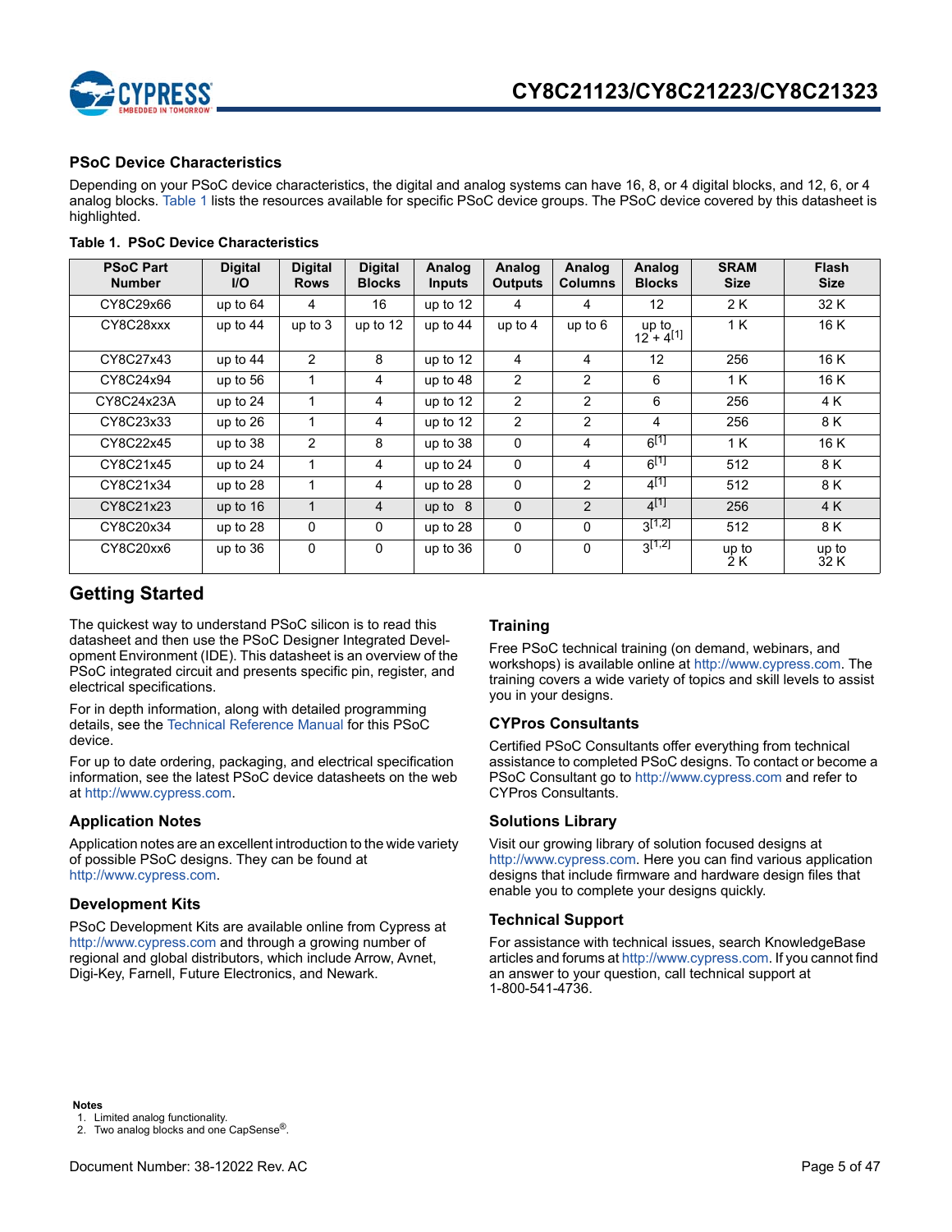## PSoC Device Characteristics

Depending on your PSoC device characteristics, the digital and analog systems can have 16, 8, or 4 digital blocks, and 12, 6, or 4 analog blocks. Table 1 lists the resources available for specific PSoC device groups. The PSoC device covered by this datasheet is highlighted.

**Table 1. PSoC Device Characteristics**

| PSoC Part Number | Digital I/O | Digital Rows | Digital Blocks | Analog Inputs | Analog Outputs | Analog Columns | Analog Blocks | SRAM Size | Flash Size |
|---|---|---|---|---|---|---|---|---|---|
| CY8C29x66 | up to 64 | 4 | 16 | up to 12 | 4 | 4 | 12 | 2 K | 32 K |
| CY8C28xxx | up to 44 | up to 3 | up to 12 | up to 44 | up to 4 | up to 6 | up to 12 + 4[1] | 1 K | 16 K |
| CY8C27x43 | up to 44 | 2 | 8 | up to 12 | 4 | 4 | 12 | 256 | 16 K |
| CY8C24x94 | up to 56 | 1 | 4 | up to 48 | 2 | 2 | 6 | 1 K | 16 K |
| CY8C24x23A | up to 24 | 1 | 4 | up to 12 | 2 | 2 | 6 | 256 | 4 K |
| CY8C23x33 | up to 26 | 1 | 4 | up to 12 | 2 | 2 | 4 | 256 | 8 K |
| CY8C22x45 | up to 38 | 2 | 8 | up to 38 | 0 | 4 | 6[1] | 1 K | 16 K |
| CY8C21x45 | up to 24 | 1 | 4 | up to 24 | 0 | 4 | 6[1] | 512 | 8 K |
| CY8C21x34 | up to 28 | 1 | 4 | up to 28 | 0 | 2 | 4[1] | 512 | 8 K |
| **CY8C21x23** | **up to 16** | **1** | **4** | **up to 8** | **0** | **2** | **4[1]** | **256** | **4 K** |
| CY8C20x34 | up to 28 | 0 | 0 | up to 28 | 0 | 0 | 3[1,2] | 512 | 8 K |
| CY8C20xx6 | up to 36 | 0 | 0 | up to 36 | 0 | 0 | 3[1,2] | up to 2 K | up to 32 K |

## Getting Started

The quickest way to understand PSoC silicon is to read this datasheet and then use the PSoC Designer Integrated Development Environment (IDE). This datasheet is an overview of the PSoC integrated circuit and presents specific pin, register, and electrical specifications.

For in depth information, along with detailed programming details, see the Technical Reference Manual for this PSoC device.

For up to date ordering, packaging, and electrical specification information, see the latest PSoC device datasheets on the web at http://www.cypress.com.

### Application Notes

Application notes are an excellent introduction to the wide variety of possible PSoC designs. They can be found at http://www.cypress.com.

### Development Kits

PSoC Development Kits are available online from Cypress at http://www.cypress.com and through a growing number of regional and global distributors, which include Arrow, Avnet, Digi-Key, Farnell, Future Electronics, and Newark.

### Training

Free PSoC technical training (on demand, webinars, and workshops) is available online at http://www.cypress.com. The training covers a wide variety of topics and skill levels to assist you in your designs.

### CYPros Consultants

Certified PSoC Consultants offer everything from technical assistance to completed PSoC designs. To contact or become a PSoC Consultant go to http://www.cypress.com and refer to CYPros Consultants.

### Solutions Library

Visit our growing library of solution focused designs at http://www.cypress.com. Here you can find various application designs that include firmware and hardware design files that enable you to complete your designs quickly.

### Technical Support

For assistance with technical issues, search KnowledgeBase articles and forums at http://www.cypress.com. If you cannot find an answer to your question, call technical support at 1-800-541-4736.

**Notes**
1. Limited analog functionality.
2. Two analog blocks and one CapSense®.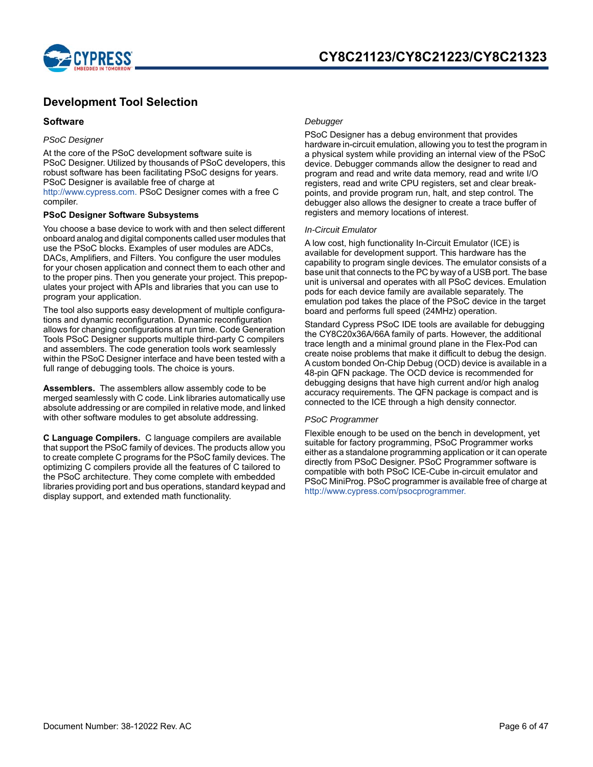## Development Tool Selection

### Software

*PSoC Designer*

At the core of the PSoC development software suite is PSoC Designer. Utilized by thousands of PSoC developers, this robust software has been facilitating PSoC designs for years. PSoC Designer is available free of charge at http://www.cypress.com. PSoC Designer comes with a free C compiler.

**PSoC Designer Software Subsystems**

You choose a base device to work with and then select different onboard analog and digital components called user modules that use the PSoC blocks. Examples of user modules are ADCs, DACs, Amplifiers, and Filters. You configure the user modules for your chosen application and connect them to each other and to the proper pins. Then you generate your project. This prepopulates your project with APIs and libraries that you can use to program your application.

The tool also supports easy development of multiple configurations and dynamic reconfiguration. Dynamic reconfiguration allows for changing configurations at run time. Code Generation Tools PSoC Designer supports multiple third-party C compilers and assemblers. The code generation tools work seamlessly within the PSoC Designer interface and have been tested with a full range of debugging tools. The choice is yours.

**Assemblers.** The assemblers allow assembly code to be merged seamlessly with C code. Link libraries automatically use absolute addressing or are compiled in relative mode, and linked with other software modules to get absolute addressing.

**C Language Compilers.** C language compilers are available that support the PSoC family of devices. The products allow you to create complete C programs for the PSoC family devices. The optimizing C compilers provide all the features of C tailored to the PSoC architecture. They come complete with embedded libraries providing port and bus operations, standard keypad and display support, and extended math functionality.

*Debugger*

PSoC Designer has a debug environment that provides hardware in-circuit emulation, allowing you to test the program in a physical system while providing an internal view of the PSoC device. Debugger commands allow the designer to read and program and read and write data memory, read and write I/O registers, read and write CPU registers, set and clear breakpoints, and provide program run, halt, and step control. The debugger also allows the designer to create a trace buffer of registers and memory locations of interest.

*In-Circuit Emulator*

A low cost, high functionality In-Circuit Emulator (ICE) is available for development support. This hardware has the capability to program single devices. The emulator consists of a base unit that connects to the PC by way of a USB port. The base unit is universal and operates with all PSoC devices. Emulation pods for each device family are available separately. The emulation pod takes the place of the PSoC device in the target board and performs full speed (24MHz) operation.

Standard Cypress PSoC IDE tools are available for debugging the CY8C20x36A/66A family of parts. However, the additional trace length and a minimal ground plane in the Flex-Pod can create noise problems that make it difficult to debug the design. A custom bonded On-Chip Debug (OCD) device is available in a 48-pin QFN package. The OCD device is recommended for debugging designs that have high current and/or high analog accuracy requirements. The QFN package is compact and is connected to the ICE through a high density connector.

*PSoC Programmer*

Flexible enough to be used on the bench in development, yet suitable for factory programming, PSoC Programmer works either as a standalone programming application or it can operate directly from PSoC Designer. PSoC Programmer software is compatible with both PSoC ICE-Cube in-circuit emulator and PSoC MiniProg. PSoC programmer is available free of charge at http://www.cypress.com/psocprogrammer.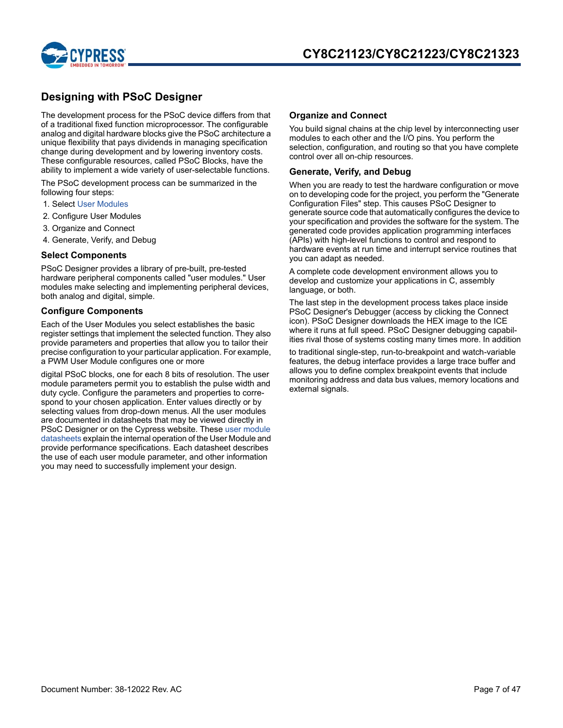## Designing with PSoC Designer

The development process for the PSoC device differs from that of a traditional fixed function microprocessor. The configurable analog and digital hardware blocks give the PSoC architecture a unique flexibility that pays dividends in managing specification change during development and by lowering inventory costs. These configurable resources, called PSoC Blocks, have the ability to implement a wide variety of user-selectable functions.

The PSoC development process can be summarized in the following four steps:

1. Select User Modules
2. Configure User Modules
3. Organize and Connect
4. Generate, Verify, and Debug

### Select Components

PSoC Designer provides a library of pre-built, pre-tested hardware peripheral components called "user modules." User modules make selecting and implementing peripheral devices, both analog and digital, simple.

### Configure Components

Each of the User Modules you select establishes the basic register settings that implement the selected function. They also provide parameters and properties that allow you to tailor their precise configuration to your particular application. For example, a PWM User Module configures one or more digital PSoC blocks, one for each 8 bits of resolution. The user module parameters permit you to establish the pulse width and duty cycle. Configure the parameters and properties to correspond to your chosen application. Enter values directly or by selecting values from drop-down menus. All the user modules are documented in datasheets that may be viewed directly in PSoC Designer or on the Cypress website. These user module datasheets explain the internal operation of the User Module and provide performance specifications. Each datasheet describes the use of each user module parameter, and other information you may need to successfully implement your design.

### Organize and Connect

You build signal chains at the chip level by interconnecting user modules to each other and the I/O pins. You perform the selection, configuration, and routing so that you have complete control over all on-chip resources.

### Generate, Verify, and Debug

When you are ready to test the hardware configuration or move on to developing code for the project, you perform the "Generate Configuration Files" step. This causes PSoC Designer to generate source code that automatically configures the device to your specification and provides the software for the system. The generated code provides application programming interfaces (APIs) with high-level functions to control and respond to hardware events at run time and interrupt service routines that you can adapt as needed.

A complete code development environment allows you to develop and customize your applications in C, assembly language, or both.

The last step in the development process takes place inside PSoC Designer's Debugger (access by clicking the Connect icon). PSoC Designer downloads the HEX image to the ICE where it runs at full speed. PSoC Designer debugging capabilities rival those of systems costing many times more. In addition to traditional single-step, run-to-breakpoint and watch-variable features, the debug interface provides a large trace buffer and allows you to define complex breakpoint events that include monitoring address and data bus values, memory locations and external signals.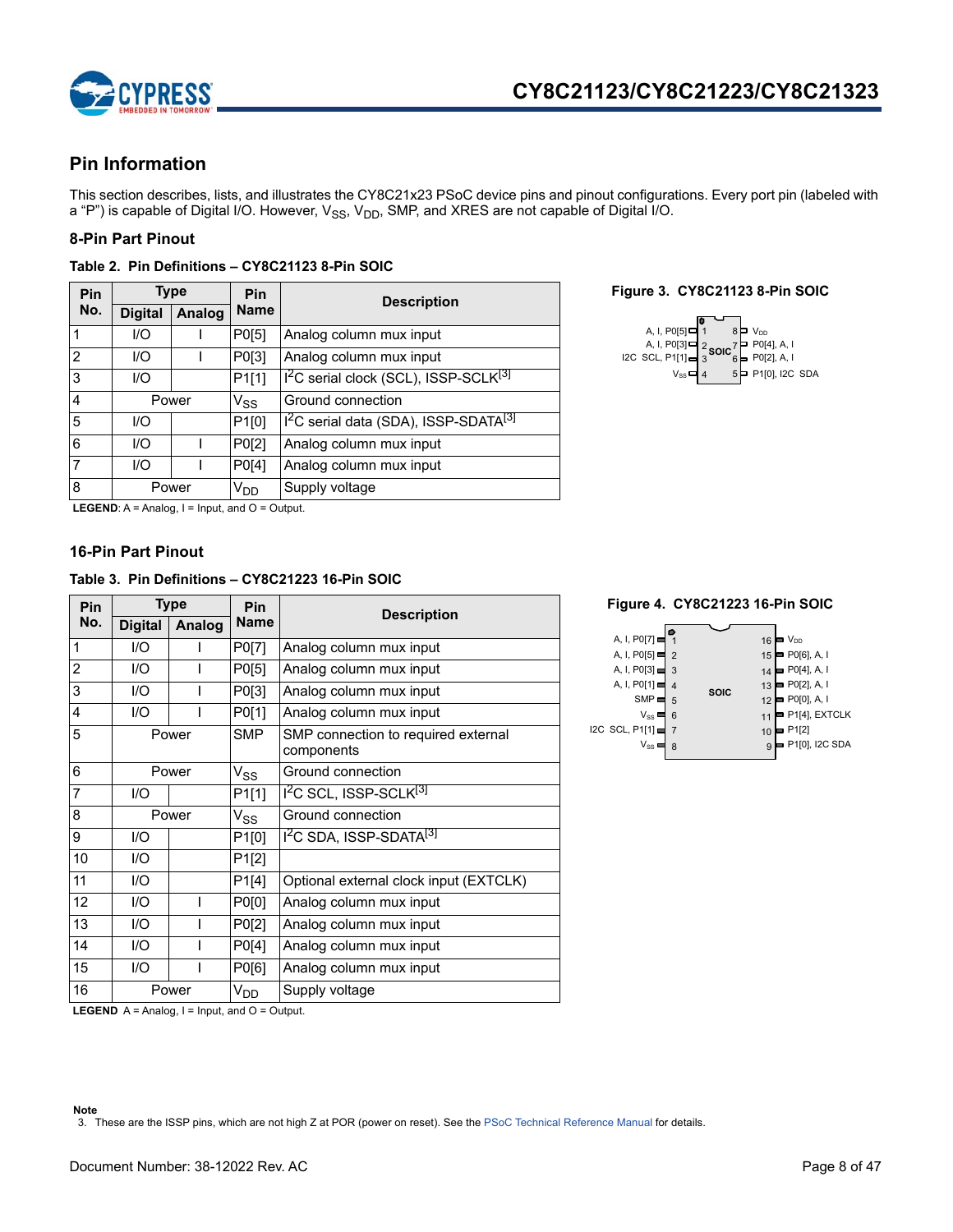## Pin Information

This section describes, lists, and illustrates the CY8C21x23 PSoC device pins and pinout configurations. Every port pin (labeled with a "P") is capable of Digital I/O. However, $V_{SS}$, $V_{DD}$, SMP, and XRES are not capable of Digital I/O.

### 8-Pin Part Pinout

**Table 2. Pin Definitions – CY8C21123 8-Pin SOIC**

| Pin No. | Type | | Pin Name | Description |
|---|---|---|---|---|
| | Digital | Analog | | |
| 1 | I/O | I | P0[5] | Analog column mux input |
| 2 | I/O | I | P0[3] | Analog column mux input |
| 3 | I/O | | P1[1] | $I^2C$ serial clock (SCL), ISSP-SCLK[3] |
| 4 | Power | | $V_{SS}$ | Ground connection |
| 5 | I/O | | P1[0] | $I^2C$ serial data (SDA), ISSP-SDATA[3] |
| 6 | I/O | I | P0[2] | Analog column mux input |
| 7 | I/O | I | P0[4] | Analog column mux input |
| 8 | Power | | $V_{DD}$ | Supply voltage |

**LEGEND**: A = Analog, I = Input, and O = Output.

**Figure 3. CY8C21123 8-Pin SOIC**

| Left label | Pin | | Pin | Right label |
|---|---|---|---|---|
| A, I, P0[5] | 1 | SOIC | 8 | $V_{DD}$ |
| A, I, P0[3] | 2 | | 7 | P0[4], A, I |
| I2C SCL, P1[1] | 3 | | 6 | P0[2], A, I |
| $V_{SS}$ | 4 | | 5 | P1[0], I2C SDA |

### 16-Pin Part Pinout

**Table 3. Pin Definitions – CY8C21223 16-Pin SOIC**

| Pin No. | Type | | Pin Name | Description |
|---|---|---|---|---|
| | Digital | Analog | | |
| 1 | I/O | I | P0[7] | Analog column mux input |
| 2 | I/O | I | P0[5] | Analog column mux input |
| 3 | I/O | I | P0[3] | Analog column mux input |
| 4 | I/O | I | P0[1] | Analog column mux input |
| 5 | Power | | SMP | SMP connection to required external components |
| 6 | Power | | $V_{SS}$ | Ground connection |
| 7 | I/O | | P1[1] | $I^2C$ SCL, ISSP-SCLK[3] |
| 8 | Power | | $V_{SS}$ | Ground connection |
| 9 | I/O | | P1[0] | $I^2C$ SDA, ISSP-SDATA[3] |
| 10 | I/O | | P1[2] | |
| 11 | I/O | | P1[4] | Optional external clock input (EXTCLK) |
| 12 | I/O | I | P0[0] | Analog column mux input |
| 13 | I/O | I | P0[2] | Analog column mux input |
| 14 | I/O | I | P0[4] | Analog column mux input |
| 15 | I/O | I | P0[6] | Analog column mux input |
| 16 | Power | | $V_{DD}$ | Supply voltage |

**LEGEND** A = Analog, I = Input, and O = Output.

**Figure 4. CY8C21223 16-Pin SOIC**

| Left label | Pin | | Pin | Right label |
|---|---|---|---|---|
| A, I, P0[7] | 1 | SOIC | 16 | $V_{DD}$ |
| A, I, P0[5] | 2 | | 15 | P0[6], A, I |
| A, I, P0[3] | 3 | | 14 | P0[4], A, I |
| A, I, P0[1] | 4 | | 13 | P0[2], A, I |
| SMP | 5 | | 12 | P0[0], A, I |
| $V_{SS}$ | 6 | | 11 | P1[4], EXTCLK |
| I2C SCL, P1[1] | 7 | | 10 | P1[2] |
| $V_{SS}$ | 8 | | 9 | P1[0], I2C SDA |

**Note**

3. These are the ISSP pins, which are not high Z at POR (power on reset). See the PSoC Technical Reference Manual for details.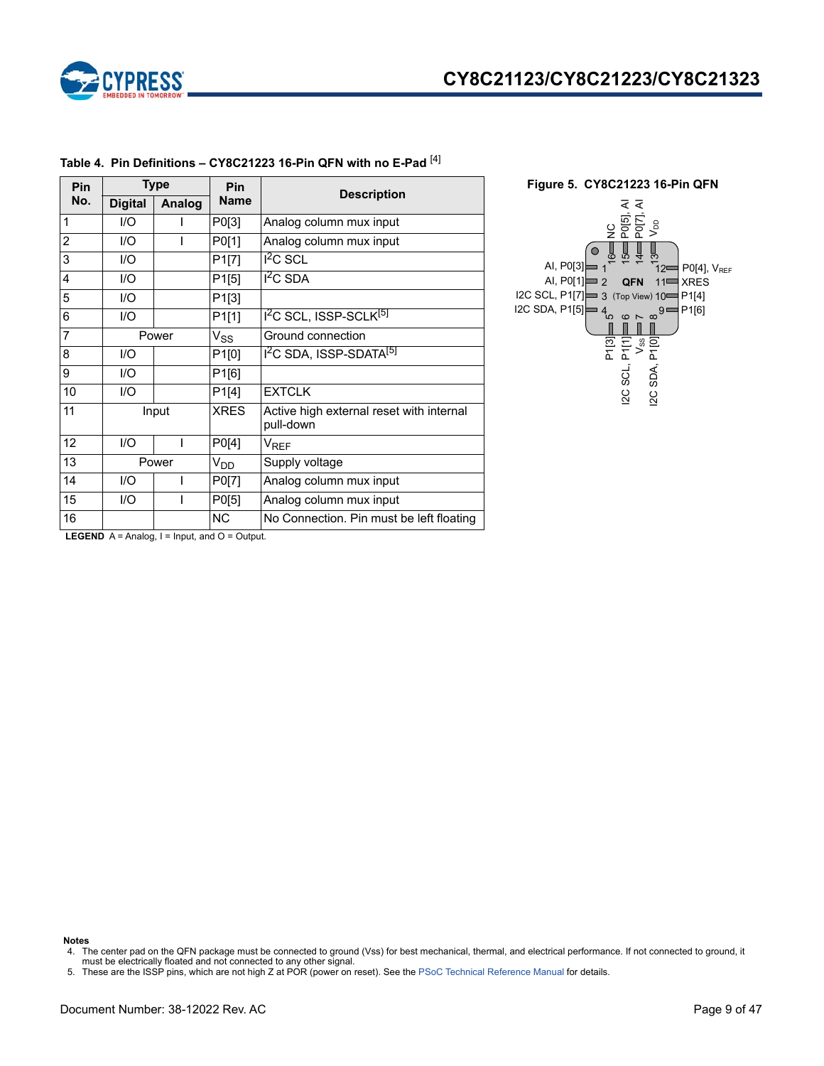**Table 4. Pin Definitions – CY8C21223 16-Pin QFN with no E-Pad [4]**

| Pin No. | Type | | Pin Name | Description |
|---|---|---|---|---|
| | Digital | Analog | | |
| 1 | I/O | I | P0[3] | Analog column mux input |
| 2 | I/O | I | P0[1] | Analog column mux input |
| 3 | I/O | | P1[7] | $I^2C$ SCL |
| 4 | I/O | | P1[5] | $I^2C$ SDA |
| 5 | I/O | | P1[3] | |
| 6 | I/O | | P1[1] | $I^2C$ SCL, ISSP-SCLK[5] |
| 7 | Power | | $V_{SS}$ | Ground connection |
| 8 | I/O | | P1[0] | $I^2C$ SDA, ISSP-SDATA[5] |
| 9 | I/O | | P1[6] | |
| 10 | I/O | | P1[4] | EXTCLK |
| 11 | Input | | XRES | Active high external reset with internal pull-down |
| 12 | I/O | I | P0[4] | $V_{REF}$ |
| 13 | Power | | $V_{DD}$ | Supply voltage |
| 14 | I/O | I | P0[7] | Analog column mux input |
| 15 | I/O | I | P0[5] | Analog column mux input |
| 16 | | | NC | No Connection. Pin must be left floating |

**LEGEND** A = Analog, I = Input, and O = Output.

**Figure 5. CY8C21223 16-Pin QFN**

QFN (Top View)

| Pin | Label |
|---|---|
| 1 | AI, P0[3] |
| 2 | AI, P0[1] |
| 3 | I2C SCL, P1[7] |
| 4 | I2C SDA, P1[5] |
| 5 | P1[3] |
| 6 | I2C SCL, P1[1] |
| 7 | $V_{SS}$ |
| 8 | I2C SDA, P1[0] |
| 9 | P1[6] |
| 10 | P1[4] |
| 11 | XRES |
| 12 | P0[4], $V_{REF}$ |
| 13 | $V_{DD}$ |
| 14 | P0[7], AI |
| 15 | P0[5], AI |
| 16 | NC |

**Notes**

4. The center pad on the QFN package must be connected to ground (Vss) for best mechanical, thermal, and electrical performance. If not connected to ground, it must be electrically floated and not connected to any other signal.
5. These are the ISSP pins, which are not high Z at POR (power on reset). See the PSoC Technical Reference Manual for details.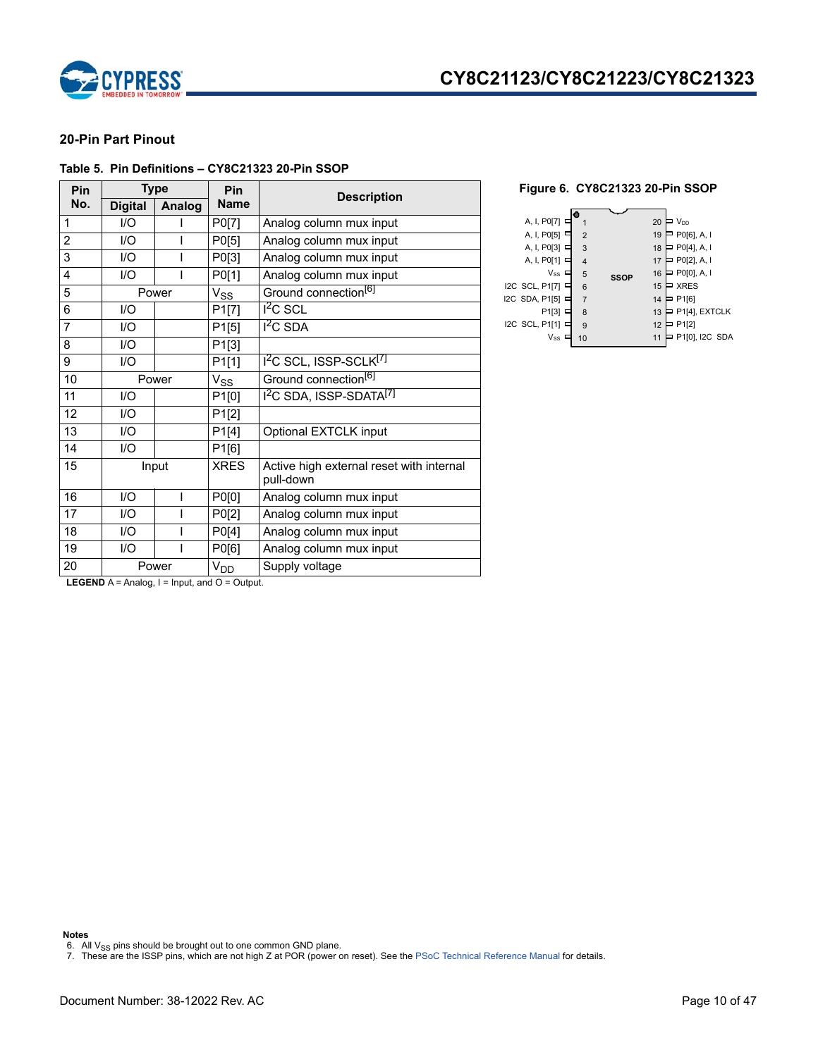## 20-Pin Part Pinout

**Table 5. Pin Definitions – CY8C21323 20-Pin SSOP**

| Pin No. | Type | | Pin Name | Description |
|---|---|---|---|---|
| | Digital | Analog | | |
| 1 | I/O | I | P0[7] | Analog column mux input |
| 2 | I/O | I | P0[5] | Analog column mux input |
| 3 | I/O | I | P0[3] | Analog column mux input |
| 4 | I/O | I | P0[1] | Analog column mux input |
| 5 | Power | | $V_{SS}$ | Ground connection[6] |
| 6 | I/O | | P1[7] | $I^2C$ SCL |
| 7 | I/O | | P1[5] | $I^2C$ SDA |
| 8 | I/O | | P1[3] | |
| 9 | I/O | | P1[1] | $I^2C$ SCL, ISSP-SCLK[7] |
| 10 | Power | | $V_{SS}$ | Ground connection[6] |
| 11 | I/O | | P1[0] | $I^2C$ SDA, ISSP-SDATA[7] |
| 12 | I/O | | P1[2] | |
| 13 | I/O | | P1[4] | Optional EXTCLK input |
| 14 | I/O | | P1[6] | |
| 15 | Input | | XRES | Active high external reset with internal pull-down |
| 16 | I/O | I | P0[0] | Analog column mux input |
| 17 | I/O | I | P0[2] | Analog column mux input |
| 18 | I/O | I | P0[4] | Analog column mux input |
| 19 | I/O | I | P0[6] | Analog column mux input |
| 20 | Power | | $V_{DD}$ | Supply voltage |

**LEGEND** A = Analog, I = Input, and O = Output.

**Figure 6. CY8C21323 20-Pin SSOP**

| Left signal | Pin | | Pin | Right signal |
|---|---|---|---|---|
| A, I, P0[7] | 1 | SSOP | 20 | $V_{DD}$ |
| A, I, P0[5] | 2 | | 19 | P0[6], A, I |
| A, I, P0[3] | 3 | | 18 | P0[4], A, I |
| A, I, P0[1] | 4 | | 17 | P0[2], A, I |
| $V_{SS}$ | 5 | | 16 | P0[0], A, I |
| I2C SCL, P1[7] | 6 | | 15 | XRES |
| I2C SDA, P1[5] | 7 | | 14 | P1[6] |
| P1[3] | 8 | | 13 | P1[4], EXTCLK |
| I2C SCL, P1[1] | 9 | | 12 | P1[2] |
| $V_{SS}$ | 10 | | 11 | P1[0], I2C SDA |

**Notes**

6. All $V_{SS}$ pins should be brought out to one common GND plane.
7. These are the ISSP pins, which are not high Z at POR (power on reset). See the PSoC Technical Reference Manual for details.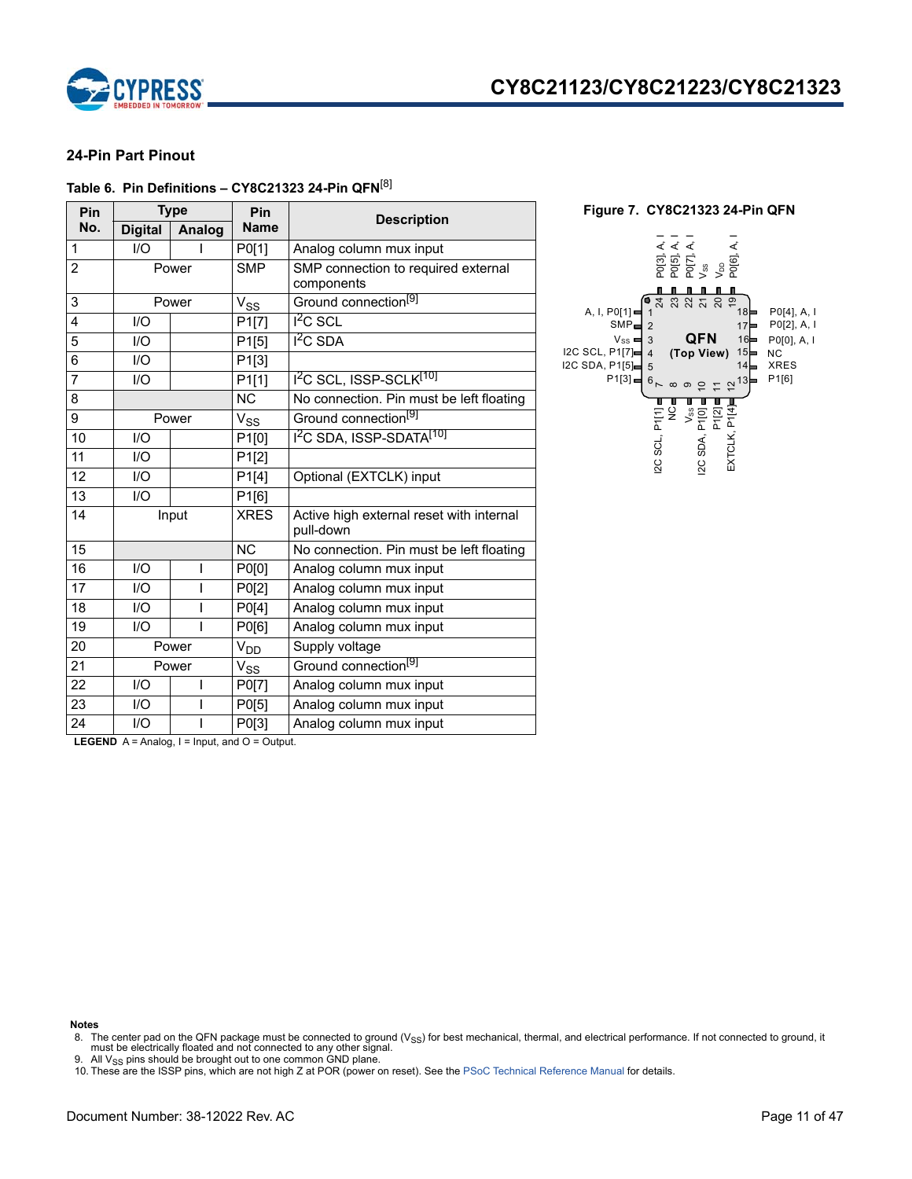### 24-Pin Part Pinout

**Table 6. Pin Definitions – CY8C21323 24-Pin QFN[8]**

| Pin No. | Type | | Pin Name | Description |
|---|---|---|---|---|
| | Digital | Analog | | |
| 1 | I/O | I | P0[1] | Analog column mux input |
| 2 | Power | | SMP | SMP connection to required external components |
| 3 | Power | | $V_{SS}$ | Ground connection[9] |
| 4 | I/O | | P1[7] | $I^2C$ SCL |
| 5 | I/O | | P1[5] | $I^2C$ SDA |
| 6 | I/O | | P1[3] | |
| 7 | I/O | | P1[1] | $I^2C$ SCL, ISSP-SCLK[10] |
| 8 | | | NC | No connection. Pin must be left floating |
| 9 | Power | | $V_{SS}$ | Ground connection[9] |
| 10 | I/O | | P1[0] | $I^2C$ SDA, ISSP-SDATA[10] |
| 11 | I/O | | P1[2] | |
| 12 | I/O | | P1[4] | Optional (EXTCLK) input |
| 13 | I/O | | P1[6] | |
| 14 | Input | | XRES | Active high external reset with internal pull-down |
| 15 | | | NC | No connection. Pin must be left floating |
| 16 | I/O | I | P0[0] | Analog column mux input |
| 17 | I/O | I | P0[2] | Analog column mux input |
| 18 | I/O | I | P0[4] | Analog column mux input |
| 19 | I/O | I | P0[6] | Analog column mux input |
| 20 | Power | | $V_{DD}$ | Supply voltage |
| 21 | Power | | $V_{SS}$ | Ground connection[9] |
| 22 | I/O | I | P0[7] | Analog column mux input |
| 23 | I/O | I | P0[5] | Analog column mux input |
| 24 | I/O | I | P0[3] | Analog column mux input |

**LEGEND** A = Analog, I = Input, and O = Output.

**Figure 7. CY8C21323 24-Pin QFN**

QFN (Top View)

- Pin 1: A, I, P0[1]
- Pin 2: SMP
- Pin 3: $V_{SS}$
- Pin 4: I2C SCL, P1[7]
- Pin 5: I2C SDA, P1[5]
- Pin 6: P1[3]
- Pin 7: I2C SCL, P1[1]
- Pin 8: NC
- Pin 9: $V_{SS}$
- Pin 10: I2C SDA, P1[0]
- Pin 11: P1[2]
- Pin 12: EXTCLK, P1[4]
- Pin 13: P1[6]
- Pin 14: XRES
- Pin 15: NC
- Pin 16: P0[0], A, I
- Pin 17: P0[2], A, I
- Pin 18: P0[4], A, I
- Pin 19: P0[6], A, I
- Pin 20: $V_{DD}$
- Pin 21: $V_{SS}$
- Pin 22: P0[7], A, I
- Pin 23: P0[5], A, I
- Pin 24: P0[3], A, I

**Notes**

8. The center pad on the QFN package must be connected to ground ($V_{SS}$) for best mechanical, thermal, and electrical performance. If not connected to ground, it must be electrically floated and not connected to any other signal.
9. All $V_{SS}$ pins should be brought out to one common GND plane.
10. These are the ISSP pins, which are not high Z at POR (power on reset). See the PSoC Technical Reference Manual for details.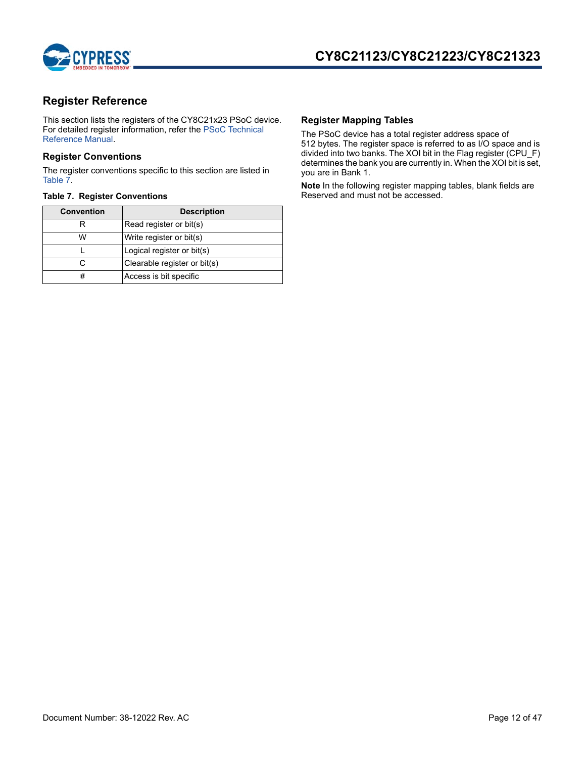## Register Reference

This section lists the registers of the CY8C21x23 PSoC device. For detailed register information, refer the PSoC Technical Reference Manual.

### Register Conventions

The register conventions specific to this section are listed in Table 7.

**Table 7. Register Conventions**

| Convention | Description |
|---|---|
| R | Read register or bit(s) |
| W | Write register or bit(s) |
| L | Logical register or bit(s) |
| C | Clearable register or bit(s) |
| # | Access is bit specific |

### Register Mapping Tables

The PSoC device has a total register address space of 512 bytes. The register space is referred to as I/O space and is divided into two banks. The XOI bit in the Flag register (CPU_F) determines the bank you are currently in. When the XOI bit is set, you are in Bank 1.

**Note** In the following register mapping tables, blank fields are Reserved and must not be accessed.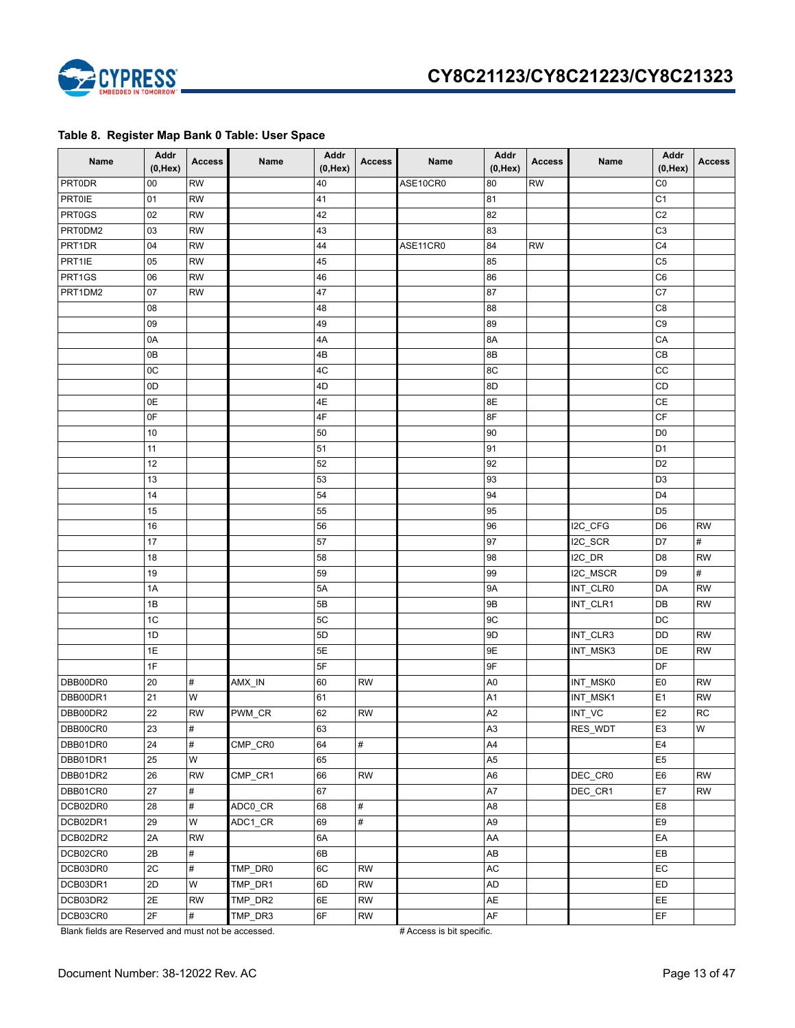**Table 8. Register Map Bank 0 Table: User Space**

| Name | Addr (0,Hex) | Access | Name | Addr (0,Hex) | Access | Name | Addr (0,Hex) | Access | Name | Addr (0,Hex) | Access |
|---|---|---|---|---|---|---|---|---|---|---|---|
| PRT0DR | 00 | RW | | 40 | | ASE10CR0 | 80 | RW | | C0 | |
| PRT0IE | 01 | RW | | 41 | | | 81 | | | C1 | |
| PRT0GS | 02 | RW | | 42 | | | 82 | | | C2 | |
| PRT0DM2 | 03 | RW | | 43 | | | 83 | | | C3 | |
| PRT1DR | 04 | RW | | 44 | | ASE11CR0 | 84 | RW | | C4 | |
| PRT1IE | 05 | RW | | 45 | | | 85 | | | C5 | |
| PRT1GS | 06 | RW | | 46 | | | 86 | | | C6 | |
| PRT1DM2 | 07 | RW | | 47 | | | 87 | | | C7 | |
| | 08 | | | 48 | | | 88 | | | C8 | |
| | 09 | | | 49 | | | 89 | | | C9 | |
| | 0A | | | 4A | | | 8A | | | CA | |
| | 0B | | | 4B | | | 8B | | | CB | |
| | 0C | | | 4C | | | 8C | | | CC | |
| | 0D | | | 4D | | | 8D | | | CD | |
| | 0E | | | 4E | | | 8E | | | CE | |
| | 0F | | | 4F | | | 8F | | | CF | |
| | 10 | | | 50 | | | 90 | | | D0 | |
| | 11 | | | 51 | | | 91 | | | D1 | |
| | 12 | | | 52 | | | 92 | | | D2 | |
| | 13 | | | 53 | | | 93 | | | D3 | |
| | 14 | | | 54 | | | 94 | | | D4 | |
| | 15 | | | 55 | | | 95 | | | D5 | |
| | 16 | | | 56 | | | 96 | | I2C_CFG | D6 | RW |
| | 17 | | | 57 | | | 97 | | I2C_SCR | D7 | # |
| | 18 | | | 58 | | | 98 | | I2C_DR | D8 | RW |
| | 19 | | | 59 | | | 99 | | I2C_MSCR | D9 | # |
| | 1A | | | 5A | | | 9A | | INT_CLR0 | DA | RW |
| | 1B | | | 5B | | | 9B | | INT_CLR1 | DB | RW |
| | 1C | | | 5C | | | 9C | | | DC | |
| | 1D | | | 5D | | | 9D | | INT_CLR3 | DD | RW |
| | 1E | | | 5E | | | 9E | | INT_MSK3 | DE | RW |
| | 1F | | | 5F | | | 9F | | | DF | |
| DBB00DR0 | 20 | # | AMX_IN | 60 | RW | | A0 | | INT_MSK0 | E0 | RW |
| DBB00DR1 | 21 | W | | 61 | | | A1 | | INT_MSK1 | E1 | RW |
| DBB00DR2 | 22 | RW | PWM_CR | 62 | RW | | A2 | | INT_VC | E2 | RC |
| DBB00CR0 | 23 | # | | 63 | | | A3 | | RES_WDT | E3 | W |
| DBB01DR0 | 24 | # | CMP_CR0 | 64 | # | | A4 | | | E4 | |
| DBB01DR1 | 25 | W | | 65 | | | A5 | | | E5 | |
| DBB01DR2 | 26 | RW | CMP_CR1 | 66 | RW | | A6 | | DEC_CR0 | E6 | RW |
| DBB01CR0 | 27 | # | | 67 | | | A7 | | DEC_CR1 | E7 | RW |
| DCB02DR0 | 28 | # | ADC0_CR | 68 | # | | A8 | | | E8 | |
| DCB02DR1 | 29 | W | ADC1_CR | 69 | # | | A9 | | | E9 | |
| DCB02DR2 | 2A | RW | | 6A | | | AA | | | EA | |
| DCB02CR0 | 2B | # | | 6B | | | AB | | | EB | |
| DCB03DR0 | 2C | # | TMP_DR0 | 6C | RW | | AC | | | EC | |
| DCB03DR1 | 2D | W | TMP_DR1 | 6D | RW | | AD | | | ED | |
| DCB03DR2 | 2E | RW | TMP_DR2 | 6E | RW | | AE | | | EE | |
| DCB03CR0 | 2F | # | TMP_DR3 | 6F | RW | | AF | | | EF | |

Blank fields are Reserved and must not be accessed. # Access is bit specific.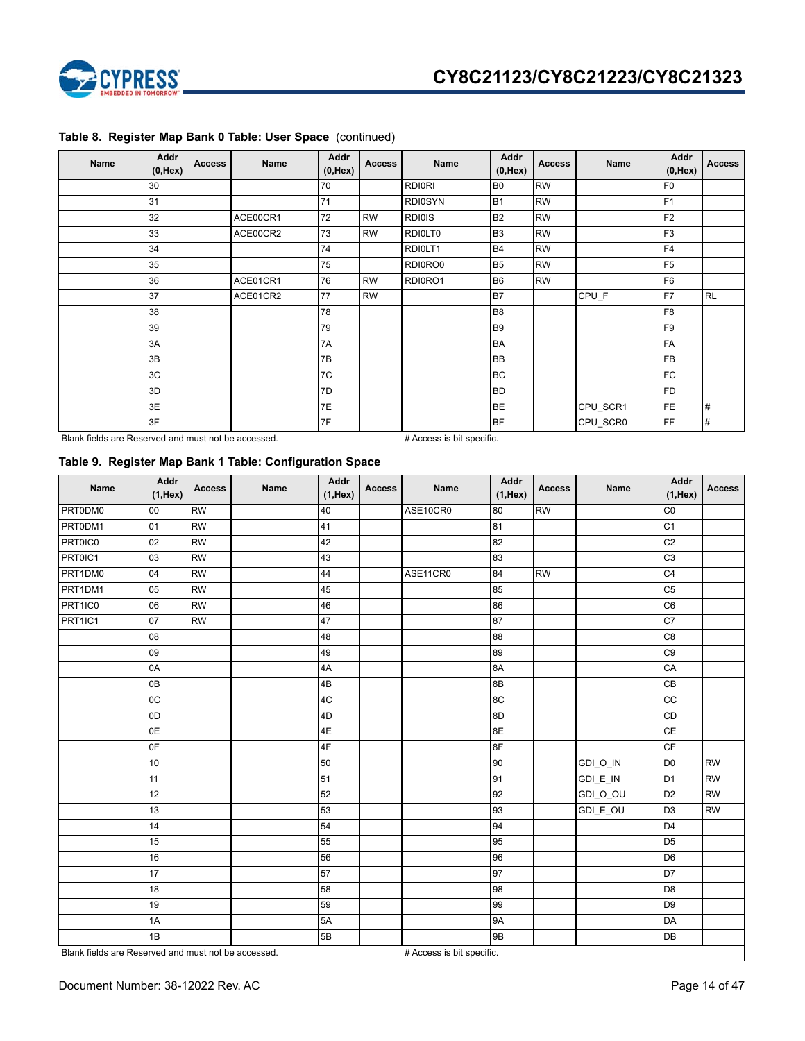**Table 8. Register Map Bank 0 Table: User Space** (continued)

| Name | Addr (0,Hex) | Access | Name | Addr (0,Hex) | Access | Name | Addr (0,Hex) | Access | Name | Addr (0,Hex) | Access |
|---|---|---|---|---|---|---|---|---|---|---|---|
| | 30 | | | 70 | | RDI0RI | B0 | RW | | F0 | |
| | 31 | | | 71 | | RDI0SYN | B1 | RW | | F1 | |
| | 32 | | ACE00CR1 | 72 | RW | RDI0IS | B2 | RW | | F2 | |
| | 33 | | ACE00CR2 | 73 | RW | RDI0LT0 | B3 | RW | | F3 | |
| | 34 | | | 74 | | RDI0LT1 | B4 | RW | | F4 | |
| | 35 | | | 75 | | RDI0RO0 | B5 | RW | | F5 | |
| | 36 | | ACE01CR1 | 76 | RW | RDI0RO1 | B6 | RW | | F6 | |
| | 37 | | ACE01CR2 | 77 | RW | | B7 | | CPU_F | F7 | RL |
| | 38 | | | 78 | | | B8 | | | F8 | |
| | 39 | | | 79 | | | B9 | | | F9 | |
| | 3A | | | 7A | | | BA | | | FA | |
| | 3B | | | 7B | | | BB | | | FB | |
| | 3C | | | 7C | | | BC | | | FC | |
| | 3D | | | 7D | | | BD | | | FD | |
| | 3E | | | 7E | | | BE | | CPU_SCR1 | FE | # |
| | 3F | | | 7F | | | BF | | CPU_SCR0 | FF | # |

Blank fields are Reserved and must not be accessed. # Access is bit specific.

**Table 9. Register Map Bank 1 Table: Configuration Space**

| Name | Addr (1,Hex) | Access | Name | Addr (1,Hex) | Access | Name | Addr (1,Hex) | Access | Name | Addr (1,Hex) | Access |
|---|---|---|---|---|---|---|---|---|---|---|---|
| PRT0DM0 | 00 | RW | | 40 | | ASE10CR0 | 80 | RW | | C0 | |
| PRT0DM1 | 01 | RW | | 41 | | | 81 | | | C1 | |
| PRT0IC0 | 02 | RW | | 42 | | | 82 | | | C2 | |
| PRT0IC1 | 03 | RW | | 43 | | | 83 | | | C3 | |
| PRT1DM0 | 04 | RW | | 44 | | ASE11CR0 | 84 | RW | | C4 | |
| PRT1DM1 | 05 | RW | | 45 | | | 85 | | | C5 | |
| PRT1IC0 | 06 | RW | | 46 | | | 86 | | | C6 | |
| PRT1IC1 | 07 | RW | | 47 | | | 87 | | | C7 | |
| | 08 | | | 48 | | | 88 | | | C8 | |
| | 09 | | | 49 | | | 89 | | | C9 | |
| | 0A | | | 4A | | | 8A | | | CA | |
| | 0B | | | 4B | | | 8B | | | CB | |
| | 0C | | | 4C | | | 8C | | | CC | |
| | 0D | | | 4D | | | 8D | | | CD | |
| | 0E | | | 4E | | | 8E | | | CE | |
| | 0F | | | 4F | | | 8F | | | CF | |
| | 10 | | | 50 | | | 90 | | GDI_O_IN | D0 | RW |
| | 11 | | | 51 | | | 91 | | GDI_E_IN | D1 | RW |
| | 12 | | | 52 | | | 92 | | GDI_O_OU | D2 | RW |
| | 13 | | | 53 | | | 93 | | GDI_E_OU | D3 | RW |
| | 14 | | | 54 | | | 94 | | | D4 | |
| | 15 | | | 55 | | | 95 | | | D5 | |
| | 16 | | | 56 | | | 96 | | | D6 | |
| | 17 | | | 57 | | | 97 | | | D7 | |
| | 18 | | | 58 | | | 98 | | | D8 | |
| | 19 | | | 59 | | | 99 | | | D9 | |
| | 1A | | | 5A | | | 9A | | | DA | |
| | 1B | | | 5B | | | 9B | | | DB | |

Blank fields are Reserved and must not be accessed. # Access is bit specific.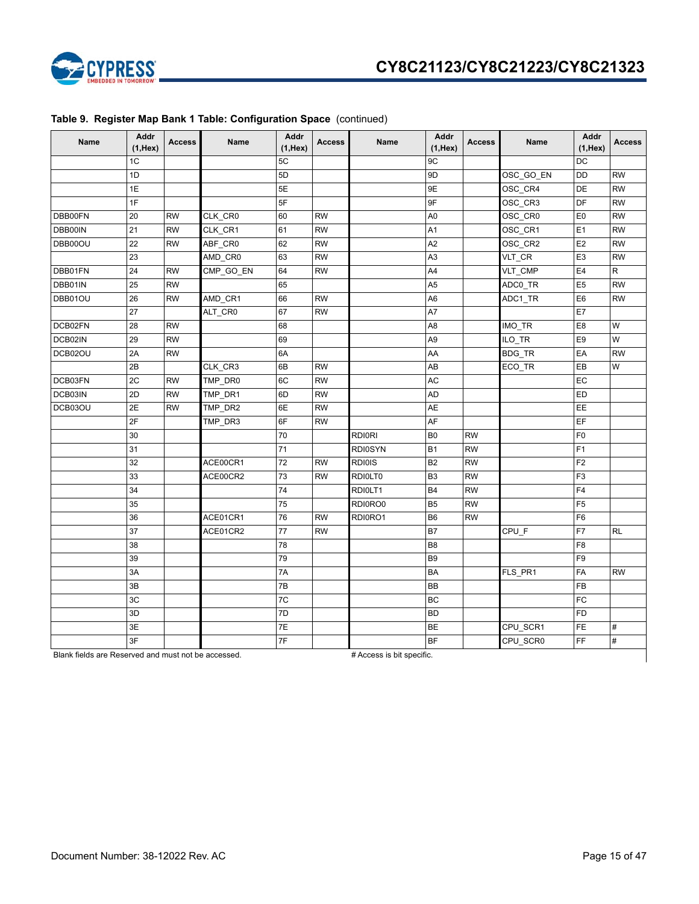**Table 9. Register Map Bank 1 Table: Configuration Space** (continued)

| Name | Addr (1,Hex) | Access | Name | Addr (1,Hex) | Access | Name | Addr (1,Hex) | Access | Name | Addr (1,Hex) | Access |
|---|---|---|---|---|---|---|---|---|---|---|---|
| | 1C | | | 5C | | | 9C | | | DC | |
| | 1D | | | 5D | | | 9D | | OSC_GO_EN | DD | RW |
| | 1E | | | 5E | | | 9E | | OSC_CR4 | DE | RW |
| | 1F | | | 5F | | | 9F | | OSC_CR3 | DF | RW |
| DBB00FN | 20 | RW | CLK_CR0 | 60 | RW | | A0 | | OSC_CR0 | E0 | RW |
| DBB00IN | 21 | RW | CLK_CR1 | 61 | RW | | A1 | | OSC_CR1 | E1 | RW |
| DBB00OU | 22 | RW | ABF_CR0 | 62 | RW | | A2 | | OSC_CR2 | E2 | RW |
| | 23 | | AMD_CR0 | 63 | RW | | A3 | | VLT_CR | E3 | RW |
| DBB01FN | 24 | RW | CMP_GO_EN | 64 | RW | | A4 | | VLT_CMP | E4 | R |
| DBB01IN | 25 | RW | | 65 | | | A5 | | ADC0_TR | E5 | RW |
| DBB01OU | 26 | RW | AMD_CR1 | 66 | RW | | A6 | | ADC1_TR | E6 | RW |
| | 27 | | ALT_CR0 | 67 | RW | | A7 | | | E7 | |
| DCB02FN | 28 | RW | | 68 | | | A8 | | IMO_TR | E8 | W |
| DCB02IN | 29 | RW | | 69 | | | A9 | | ILO_TR | E9 | W |
| DCB02OU | 2A | RW | | 6A | | | AA | | BDG_TR | EA | RW |
| | 2B | | CLK_CR3 | 6B | RW | | AB | | ECO_TR | EB | W |
| DCB03FN | 2C | RW | TMP_DR0 | 6C | RW | | AC | | | EC | |
| DCB03IN | 2D | RW | TMP_DR1 | 6D | RW | | AD | | | ED | |
| DCB03OU | 2E | RW | TMP_DR2 | 6E | RW | | AE | | | EE | |
| | 2F | | TMP_DR3 | 6F | RW | | AF | | | EF | |
| | 30 | | | 70 | | RDI0RI | B0 | RW | | F0 | |
| | 31 | | | 71 | | RDI0SYN | B1 | RW | | F1 | |
| | 32 | | ACE00CR1 | 72 | RW | RDI0IS | B2 | RW | | F2 | |
| | 33 | | ACE00CR2 | 73 | RW | RDI0LT0 | B3 | RW | | F3 | |
| | 34 | | | 74 | | RDI0LT1 | B4 | RW | | F4 | |
| | 35 | | | 75 | | RDI0RO0 | B5 | RW | | F5 | |
| | 36 | | ACE01CR1 | 76 | RW | RDI0RO1 | B6 | RW | | F6 | |
| | 37 | | ACE01CR2 | 77 | RW | | B7 | | CPU_F | F7 | RL |
| | 38 | | | 78 | | | B8 | | | F8 | |
| | 39 | | | 79 | | | B9 | | | F9 | |
| | 3A | | | 7A | | | BA | | FLS_PR1 | FA | RW |
| | 3B | | | 7B | | | BB | | | FB | |
| | 3C | | | 7C | | | BC | | | FC | |
| | 3D | | | 7D | | | BD | | | FD | |
| | 3E | | | 7E | | | BE | | CPU_SCR1 | FE | # |
| | 3F | | | 7F | | | BF | | CPU_SCR0 | FF | # |

Blank fields are Reserved and must not be accessed. # Access is bit specific.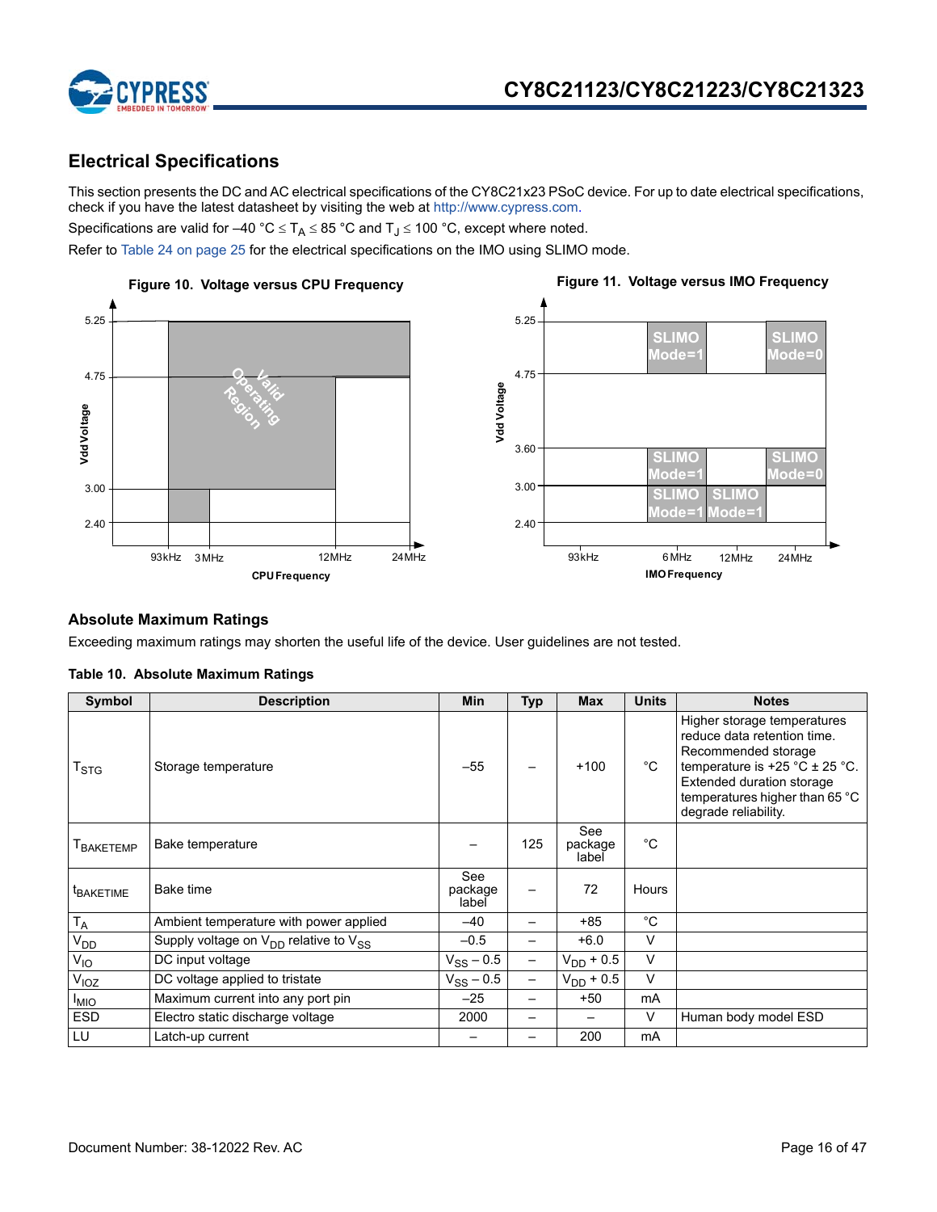## Electrical Specifications

This section presents the DC and AC electrical specifications of the CY8C21x23 PSoC device. For up to date electrical specifications, check if you have the latest datasheet by visiting the web at http://www.cypress.com.

Specifications are valid for –40 °C ≤ $T_A$ ≤ 85 °C and $T_J$ ≤ 100 °C, except where noted.

Refer to Table 24 on page 25 for the electrical specifications on the IMO using SLIMO mode.

**Figure 10. Voltage versus CPU Frequency**

**Figure 11. Voltage versus IMO Frequency**

### Absolute Maximum Ratings

Exceeding maximum ratings may shorten the useful life of the device. User guidelines are not tested.

**Table 10. Absolute Maximum Ratings**

| Symbol | Description | Min | Typ | Max | Units | Notes |
|---|---|---|---|---|---|---|
| $T_{STG}$ | Storage temperature | –55 | – | +100 | °C | Higher storage temperatures reduce data retention time. Recommended storage temperature is +25 °C ± 25 °C. Extended duration storage temperatures higher than 65 °C degrade reliability. |
| $T_{BAKETEMP}$ | Bake temperature | – | 125 | See package label | °C | |
| $t_{BAKETIME}$ | Bake time | See package label | – | 72 | Hours | |
| $T_A$ | Ambient temperature with power applied | –40 | – | +85 | °C | |
| $V_{DD}$ | Supply voltage on $V_{DD}$ relative to $V_{SS}$ | –0.5 | – | +6.0 | V | |
| $V_{IO}$ | DC input voltage | $V_{SS}$ – 0.5 | – | $V_{DD}$ + 0.5 | V | |
| $V_{IOZ}$ | DC voltage applied to tristate | $V_{SS}$ – 0.5 | – | $V_{DD}$ + 0.5 | V | |
| $I_{MIO}$ | Maximum current into any port pin | –25 | – | +50 | mA | |
| ESD | Electro static discharge voltage | 2000 | – | – | V | Human body model ESD |
| LU | Latch-up current | – | – | 200 | mA | |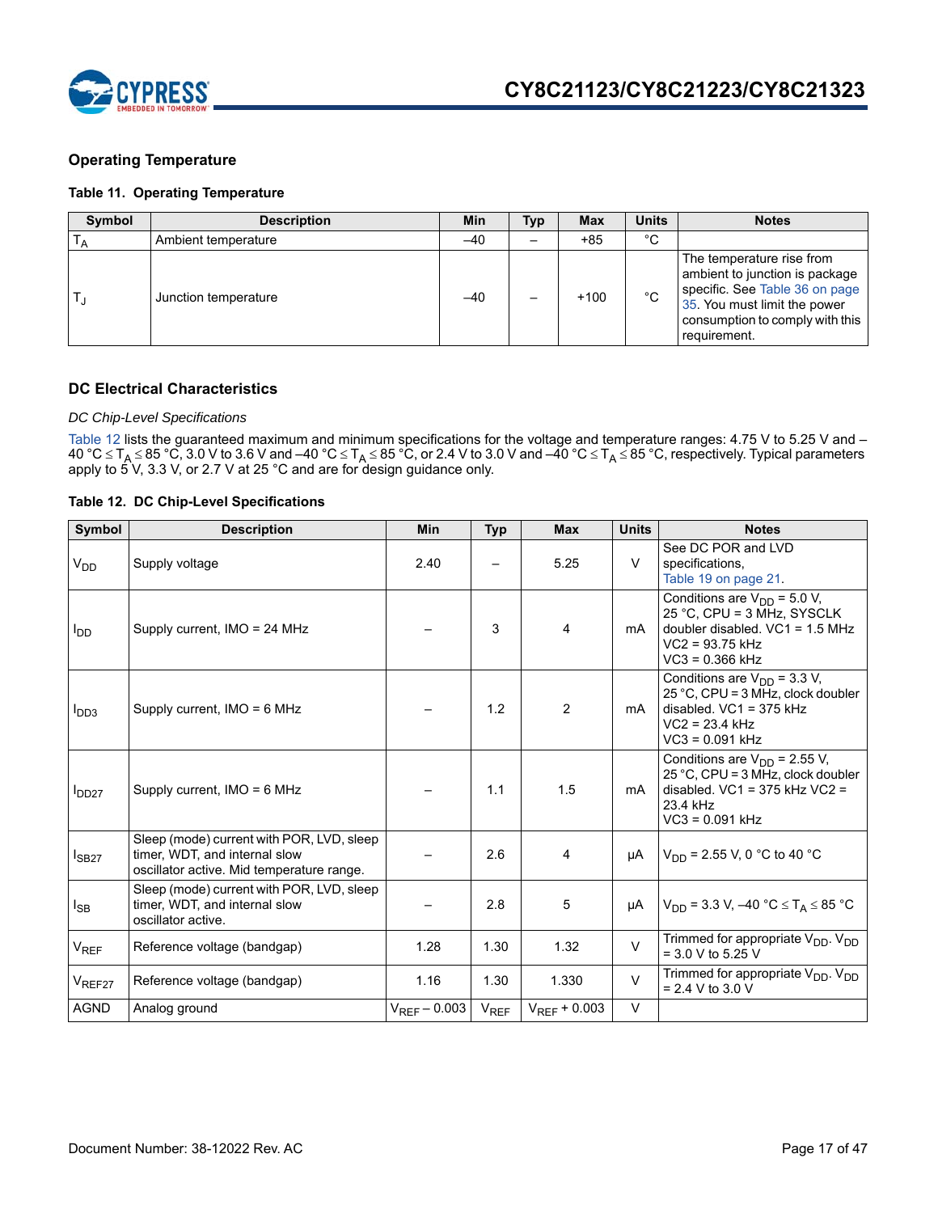## Operating Temperature

**Table 11. Operating Temperature**

| Symbol | Description | Min | Typ | Max | Units | Notes |
|---|---|---|---|---|---|---|
| $T_A$ | Ambient temperature | –40 | – | +85 | °C | |
| $T_J$ | Junction temperature | –40 | – | +100 | °C | The temperature rise from ambient to junction is package specific. See Table 36 on page 35. You must limit the power consumption to comply with this requirement. |

## DC Electrical Characteristics

*DC Chip-Level Specifications*

Table 12 lists the guaranteed maximum and minimum specifications for the voltage and temperature ranges: 4.75 V to 5.25 V and –40 °C ≤ $T_A$ ≤ 85 °C, 3.0 V to 3.6 V and –40 °C ≤ $T_A$ ≤ 85 °C, or 2.4 V to 3.0 V and –40 °C ≤ $T_A$ ≤ 85 °C, respectively. Typical parameters apply to 5 V, 3.3 V, or 2.7 V at 25 °C and are for design guidance only.

**Table 12. DC Chip-Level Specifications**

| Symbol | Description | Min | Typ | Max | Units | Notes |
|---|---|---|---|---|---|---|
| $V_{DD}$ | Supply voltage | 2.40 | – | 5.25 | V | See DC POR and LVD specifications, Table 19 on page 21. |
| $I_{DD}$ | Supply current, IMO = 24 MHz | – | 3 | 4 | mA | Conditions are $V_{DD}$ = 5.0 V, 25 °C, CPU = 3 MHz, SYSCLK doubler disabled. VC1 = 1.5 MHz VC2 = 93.75 kHz VC3 = 0.366 kHz |
| $I_{DD3}$ | Supply current, IMO = 6 MHz | – | 1.2 | 2 | mA | Conditions are $V_{DD}$ = 3.3 V, 25 °C, CPU = 3 MHz, clock doubler disabled. VC1 = 375 kHz VC2 = 23.4 kHz VC3 = 0.091 kHz |
| $I_{DD27}$ | Supply current, IMO = 6 MHz | – | 1.1 | 1.5 | mA | Conditions are $V_{DD}$ = 2.55 V, 25 °C, CPU = 3 MHz, clock doubler disabled. VC1 = 375 kHz VC2 = 23.4 kHz VC3 = 0.091 kHz |
| $I_{SB27}$ | Sleep (mode) current with POR, LVD, sleep timer, WDT, and internal slow oscillator active. Mid temperature range. | – | 2.6 | 4 | µA | $V_{DD}$ = 2.55 V, 0 °C to 40 °C |
| $I_{SB}$ | Sleep (mode) current with POR, LVD, sleep timer, WDT, and internal slow oscillator active. | – | 2.8 | 5 | µA | $V_{DD}$ = 3.3 V, –40 °C ≤ $T_A$ ≤ 85 °C |
| $V_{REF}$ | Reference voltage (bandgap) | 1.28 | 1.30 | 1.32 | V | Trimmed for appropriate $V_{DD}$. $V_{DD}$ = 3.0 V to 5.25 V |
| $V_{REF27}$ | Reference voltage (bandgap) | 1.16 | 1.30 | 1.330 | V | Trimmed for appropriate $V_{DD}$. $V_{DD}$ = 2.4 V to 3.0 V |
| AGND | Analog ground | $V_{REF}$ – 0.003 | $V_{REF}$ | $V_{REF}$ + 0.003 | V | |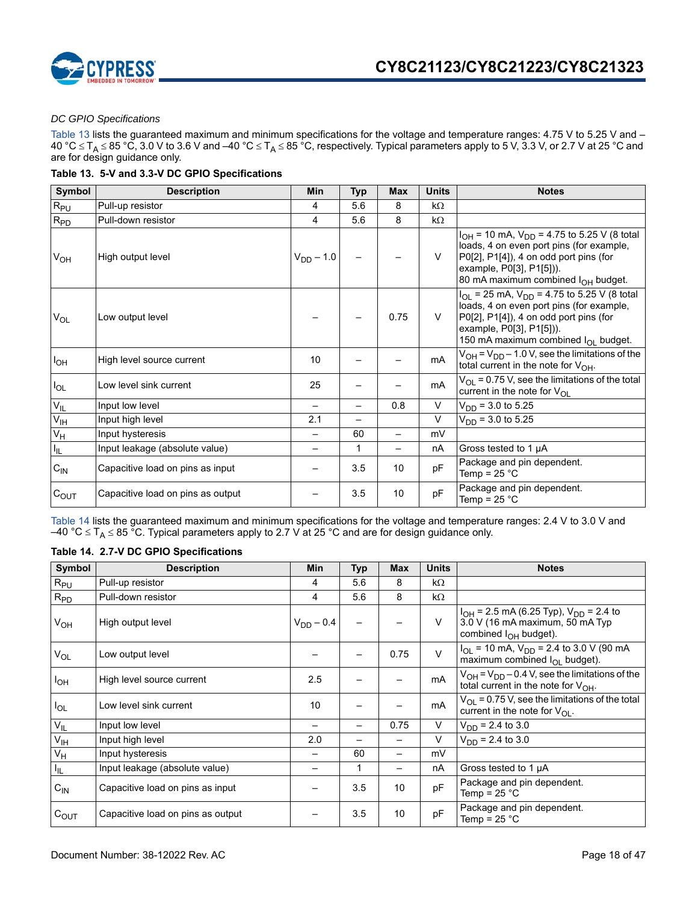*DC GPIO Specifications*

Table 13 lists the guaranteed maximum and minimum specifications for the voltage and temperature ranges: 4.75 V to 5.25 V and –40 °C ≤ $T_A$ ≤ 85 °C, 3.0 V to 3.6 V and –40 °C ≤ $T_A$ ≤ 85 °C, respectively. Typical parameters apply to 5 V, 3.3 V, or 2.7 V at 25 °C and are for design guidance only.

**Table 13. 5-V and 3.3-V DC GPIO Specifications**

| Symbol | Description | Min | Typ | Max | Units | Notes |
|---|---|---|---|---|---|---|
| $R_{PU}$ | Pull-up resistor | 4 | 5.6 | 8 | kΩ | |
| $R_{PD}$ | Pull-down resistor | 4 | 5.6 | 8 | kΩ | |
| $V_{OH}$ | High output level | $V_{DD}$ – 1.0 | – | – | V | $I_{OH}$ = 10 mA, $V_{DD}$ = 4.75 to 5.25 V (8 total loads, 4 on even port pins (for example, P0[2], P1[4]), 4 on odd port pins (for example, P0[3], P1[5])). 80 mA maximum combined $I_{OH}$ budget. |
| $V_{OL}$ | Low output level | – | – | 0.75 | V | $I_{OL}$ = 25 mA, $V_{DD}$ = 4.75 to 5.25 V (8 total loads, 4 on even port pins (for example, P0[2], P1[4]), 4 on odd port pins (for example, P0[3], P1[5])). 150 mA maximum combined $I_{OL}$ budget. |
| $I_{OH}$ | High level source current | 10 | – | – | mA | $V_{OH}$ = $V_{DD}$ – 1.0 V, see the limitations of the total current in the note for $V_{OH}$. |
| $I_{OL}$ | Low level sink current | 25 | – | – | mA | $V_{OL}$ = 0.75 V, see the limitations of the total current in the note for $V_{OL}$ |
| $V_{IL}$ | Input low level | – | – | 0.8 | V | $V_{DD}$ = 3.0 to 5.25 |
| $V_{IH}$ | Input high level | 2.1 | – | | V | $V_{DD}$ = 3.0 to 5.25 |
| $V_H$ | Input hysteresis | – | 60 | – | mV | |
| $I_{IL}$ | Input leakage (absolute value) | – | 1 | – | nA | Gross tested to 1 µA |
| $C_{IN}$ | Capacitive load on pins as input | – | 3.5 | 10 | pF | Package and pin dependent. Temp = 25 °C |
| $C_{OUT}$ | Capacitive load on pins as output | – | 3.5 | 10 | pF | Package and pin dependent. Temp = 25 °C |

Table 14 lists the guaranteed maximum and minimum specifications for the voltage and temperature ranges: 2.4 V to 3.0 V and –40 °C ≤ $T_A$ ≤ 85 °C. Typical parameters apply to 2.7 V at 25 °C and are for design guidance only.

**Table 14. 2.7-V DC GPIO Specifications**

| Symbol | Description | Min | Typ | Max | Units | Notes |
|---|---|---|---|---|---|---|
| $R_{PU}$ | Pull-up resistor | 4 | 5.6 | 8 | kΩ | |
| $R_{PD}$ | Pull-down resistor | 4 | 5.6 | 8 | kΩ | |
| $V_{OH}$ | High output level | $V_{DD}$ – 0.4 | – | – | V | $I_{OH}$ = 2.5 mA (6.25 Typ), $V_{DD}$ = 2.4 to 3.0 V (16 mA maximum, 50 mA Typ combined $I_{OH}$ budget). |
| $V_{OL}$ | Low output level | – | – | 0.75 | V | $I_{OL}$ = 10 mA, $V_{DD}$ = 2.4 to 3.0 V (90 mA maximum combined $I_{OL}$ budget). |
| $I_{OH}$ | High level source current | 2.5 | – | – | mA | $V_{OH}$ = $V_{DD}$ – 0.4 V, see the limitations of the total current in the note for $V_{OH}$. |
| $I_{OL}$ | Low level sink current | 10 | – | – | mA | $V_{OL}$ = 0.75 V, see the limitations of the total current in the note for $V_{OL}$. |
| $V_{IL}$ | Input low level | – | – | 0.75 | V | $V_{DD}$ = 2.4 to 3.0 |
| $V_{IH}$ | Input high level | 2.0 | – | – | V | $V_{DD}$ = 2.4 to 3.0 |
| $V_H$ | Input hysteresis | – | 60 | – | mV | |
| $I_{IL}$ | Input leakage (absolute value) | – | 1 | – | nA | Gross tested to 1 µA |
| $C_{IN}$ | Capacitive load on pins as input | – | 3.5 | 10 | pF | Package and pin dependent. Temp = 25 °C |
| $C_{OUT}$ | Capacitive load on pins as output | – | 3.5 | 10 | pF | Package and pin dependent. Temp = 25 °C |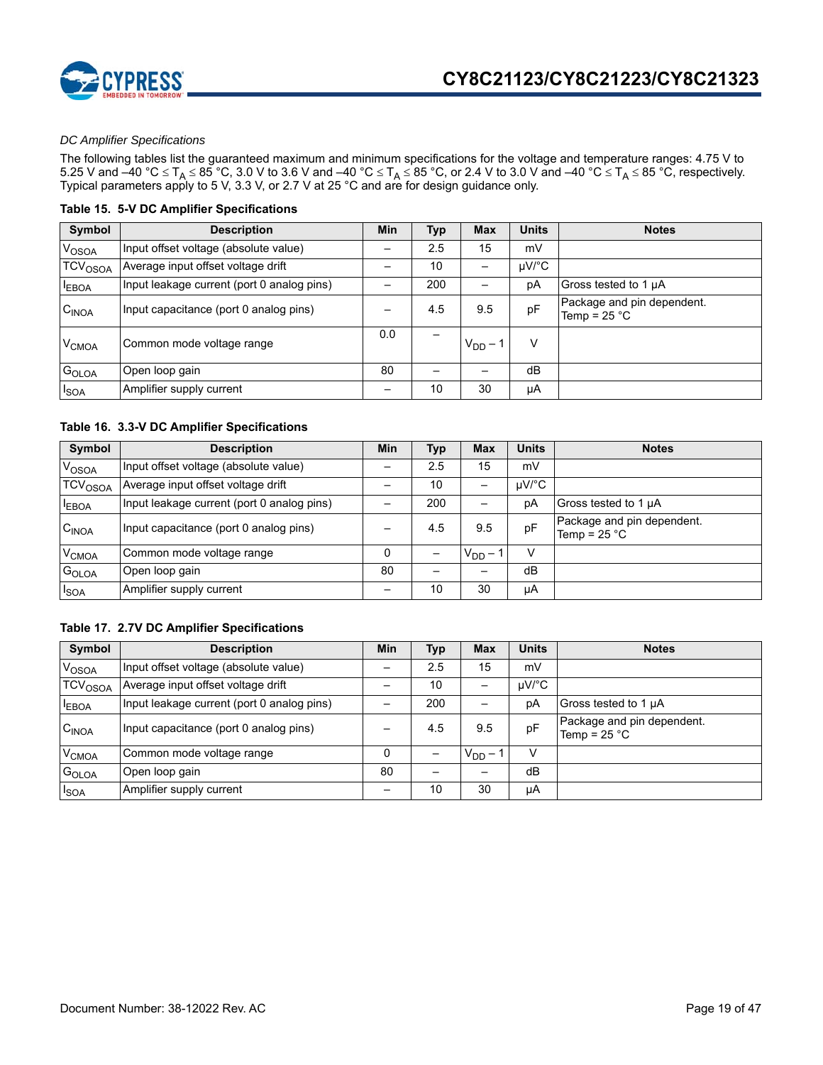*DC Amplifier Specifications*

The following tables list the guaranteed maximum and minimum specifications for the voltage and temperature ranges: 4.75 V to 5.25 V and –40 °C ≤ $T_A$ ≤ 85 °C, 3.0 V to 3.6 V and –40 °C ≤ $T_A$ ≤ 85 °C, or 2.4 V to 3.0 V and –40 °C ≤ $T_A$ ≤ 85 °C, respectively. Typical parameters apply to 5 V, 3.3 V, or 2.7 V at 25 °C and are for design guidance only.

**Table 15. 5-V DC Amplifier Specifications**

| Symbol | Description | Min | Typ | Max | Units | Notes |
|---|---|---|---|---|---|---|
| $V_{OSOA}$ | Input offset voltage (absolute value) | – | 2.5 | 15 | mV | |
| $TCV_{OSOA}$ | Average input offset voltage drift | – | 10 | – | µV/°C | |
| $I_{EBOA}$ | Input leakage current (port 0 analog pins) | – | 200 | – | pA | Gross tested to 1 µA |
| $C_{INOA}$ | Input capacitance (port 0 analog pins) | – | 4.5 | 9.5 | pF | Package and pin dependent. Temp = 25 °C |
| $V_{CMOA}$ | Common mode voltage range | 0.0 | – | $V_{DD}$ – 1 | V | |
| $G_{OLOA}$ | Open loop gain | 80 | – | – | dB | |
| $I_{SOA}$ | Amplifier supply current | – | 10 | 30 | µA | |

**Table 16. 3.3-V DC Amplifier Specifications**

| Symbol | Description | Min | Typ | Max | Units | Notes |
|---|---|---|---|---|---|---|
| $V_{OSOA}$ | Input offset voltage (absolute value) | – | 2.5 | 15 | mV | |
| $TCV_{OSOA}$ | Average input offset voltage drift | – | 10 | – | µV/°C | |
| $I_{EBOA}$ | Input leakage current (port 0 analog pins) | – | 200 | – | pA | Gross tested to 1 µA |
| $C_{INOA}$ | Input capacitance (port 0 analog pins) | – | 4.5 | 9.5 | pF | Package and pin dependent. Temp = 25 °C |
| $V_{CMOA}$ | Common mode voltage range | 0 | – | $V_{DD}$ – 1 | V | |
| $G_{OLOA}$ | Open loop gain | 80 | – | – | dB | |
| $I_{SOA}$ | Amplifier supply current | – | 10 | 30 | µA | |

**Table 17. 2.7V DC Amplifier Specifications**

| Symbol | Description | Min | Typ | Max | Units | Notes |
|---|---|---|---|---|---|---|
| $V_{OSOA}$ | Input offset voltage (absolute value) | – | 2.5 | 15 | mV | |
| $TCV_{OSOA}$ | Average input offset voltage drift | – | 10 | – | µV/°C | |
| $I_{EBOA}$ | Input leakage current (port 0 analog pins) | – | 200 | – | pA | Gross tested to 1 µA |
| $C_{INOA}$ | Input capacitance (port 0 analog pins) | – | 4.5 | 9.5 | pF | Package and pin dependent. Temp = 25 °C |
| $V_{CMOA}$ | Common mode voltage range | 0 | – | $V_{DD}$ – 1 | V | |
| $G_{OLOA}$ | Open loop gain | 80 | – | – | dB | |
| $I_{SOA}$ | Amplifier supply current | – | 10 | 30 | µA | |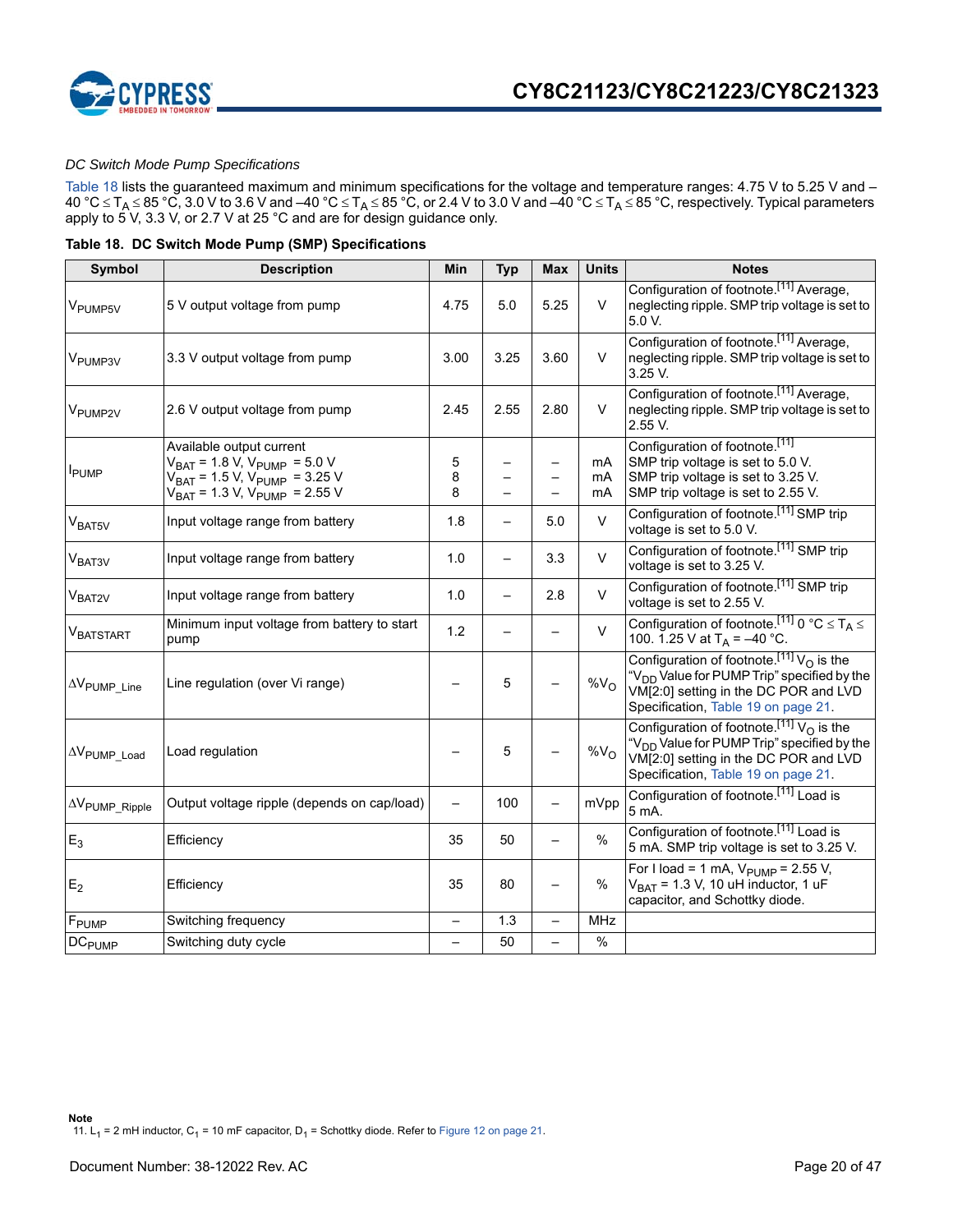*DC Switch Mode Pump Specifications*

Table 18 lists the guaranteed maximum and minimum specifications for the voltage and temperature ranges: 4.75 V to 5.25 V and –40 °C ≤ $T_A$ ≤ 85 °C, 3.0 V to 3.6 V and –40 °C ≤ $T_A$ ≤ 85 °C, or 2.4 V to 3.0 V and –40 °C ≤ $T_A$ ≤ 85 °C, respectively. Typical parameters apply to 5 V, 3.3 V, or 2.7 V at 25 °C and are for design guidance only.

**Table 18. DC Switch Mode Pump (SMP) Specifications**

| Symbol | Description | Min | Typ | Max | Units | Notes |
|---|---|---|---|---|---|---|
| $V_{PUMP5V}$ | 5 V output voltage from pump | 4.75 | 5.0 | 5.25 | V | Configuration of footnote.[11] Average, neglecting ripple. SMP trip voltage is set to 5.0 V. |
| $V_{PUMP3V}$ | 3.3 V output voltage from pump | 3.00 | 3.25 | 3.60 | V | Configuration of footnote.[11] Average, neglecting ripple. SMP trip voltage is set to 3.25 V. |
| $V_{PUMP2V}$ | 2.6 V output voltage from pump | 2.45 | 2.55 | 2.80 | V | Configuration of footnote.[11] Average, neglecting ripple. SMP trip voltage is set to 2.55 V. |
| $I_{PUMP}$ | Available output current<br>$V_{BAT}$ = 1.8 V, $V_{PUMP}$ = 5.0 V<br>$V_{BAT}$ = 1.5 V, $V_{PUMP}$ = 3.25 V<br>$V_{BAT}$ = 1.3 V, $V_{PUMP}$ = 2.55 V | <br>5<br>8<br>8 | <br>–<br>–<br>– | <br>–<br>–<br>– | <br>mA<br>mA<br>mA | Configuration of footnote.[11]<br>SMP trip voltage is set to 5.0 V.<br>SMP trip voltage is set to 3.25 V.<br>SMP trip voltage is set to 2.55 V. |
| $V_{BAT5V}$ | Input voltage range from battery | 1.8 | – | 5.0 | V | Configuration of footnote.[11] SMP trip voltage is set to 5.0 V. |
| $V_{BAT3V}$ | Input voltage range from battery | 1.0 | – | 3.3 | V | Configuration of footnote.[11] SMP trip voltage is set to 3.25 V. |
| $V_{BAT2V}$ | Input voltage range from battery | 1.0 | – | 2.8 | V | Configuration of footnote.[11] SMP trip voltage is set to 2.55 V. |
| $V_{BATSTART}$ | Minimum input voltage from battery to start pump | 1.2 | – | – | V | Configuration of footnote.[11] 0 °C ≤ $T_A$ ≤ 100. 1.25 V at $T_A$ = –40 °C. |
| $\Delta V_{PUMP\_Line}$ | Line regulation (over Vi range) | – | 5 | – | $\%V_O$ | Configuration of footnote.[11] $V_O$ is the "$V_{DD}$ Value for PUMP Trip" specified by the VM[2:0] setting in the DC POR and LVD Specification, Table 19 on page 21. |
| $\Delta V_{PUMP\_Load}$ | Load regulation | – | 5 | – | $\%V_O$ | Configuration of footnote.[11] $V_O$ is the "$V_{DD}$ Value for PUMP Trip" specified by the VM[2:0] setting in the DC POR and LVD Specification, Table 19 on page 21. |
| $\Delta V_{PUMP\_Ripple}$ | Output voltage ripple (depends on cap/load) | – | 100 | – | mVpp | Configuration of footnote.[11] Load is 5 mA. |
| $E_3$ | Efficiency | 35 | 50 | – | % | Configuration of footnote.[11] Load is 5 mA. SMP trip voltage is set to 3.25 V. |
| $E_2$ | Efficiency | 35 | 80 | – | % | For I load = 1 mA, $V_{PUMP}$ = 2.55 V, $V_{BAT}$ = 1.3 V, 10 uH inductor, 1 uF capacitor, and Schottky diode. |
| $F_{PUMP}$ | Switching frequency | – | 1.3 | – | MHz | |
| $DC_{PUMP}$ | Switching duty cycle | – | 50 | – | % | |

**Note**

11. $L_1$ = 2 mH inductor, $C_1$ = 10 mF capacitor, $D_1$ = Schottky diode. Refer to Figure 12 on page 21.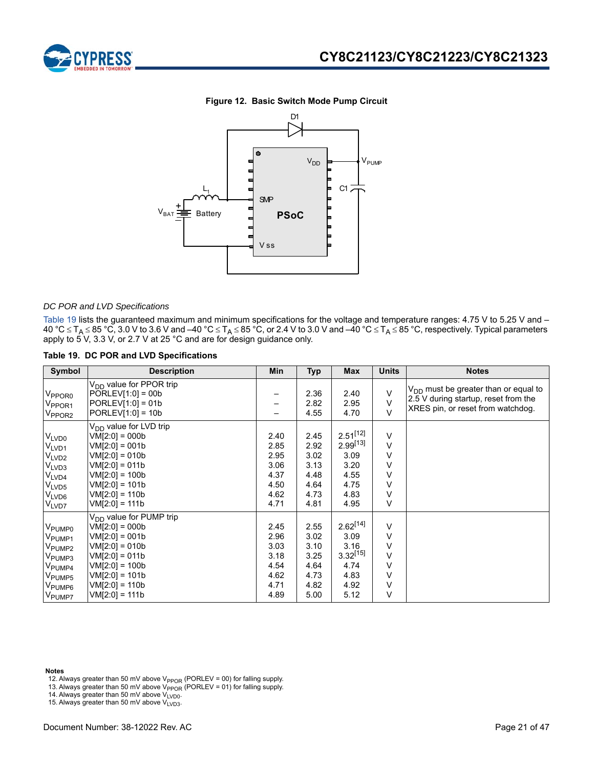**Figure 12. Basic Switch Mode Pump Circuit**

*DC POR and LVD Specifications*

Table 19 lists the guaranteed maximum and minimum specifications for the voltage and temperature ranges: 4.75 V to 5.25 V and –40 °C ≤ $T_A$ ≤ 85 °C, 3.0 V to 3.6 V and –40 °C ≤ $T_A$ ≤ 85 °C, or 2.4 V to 3.0 V and –40 °C ≤ $T_A$ ≤ 85 °C, respectively. Typical parameters apply to 5 V, 3.3 V, or 2.7 V at 25 °C and are for design guidance only.

**Table 19. DC POR and LVD Specifications**

| Symbol | Description | Min | Typ | Max | Units | Notes |
|---|---|---|---|---|---|---|
| | $V_{DD}$ value for PPOR trip | | | | | $V_{DD}$ must be greater than or equal to 2.5 V during startup, reset from the XRES pin, or reset from watchdog. |
| $V_{PPOR0}$ | PORLEV[1:0] = 00b | – | 2.36 | 2.40 | V | |
| $V_{PPOR1}$ | PORLEV[1:0] = 01b | – | 2.82 | 2.95 | V | |
| $V_{PPOR2}$ | PORLEV[1:0] = 10b | – | 4.55 | 4.70 | V | |
| | $V_{DD}$ value for LVD trip | | | | | |
| $V_{LVD0}$ | VM[2:0] = 000b | 2.40 | 2.45 | 2.51[12] | V | |
| $V_{LVD1}$ | VM[2:0] = 001b | 2.85 | 2.92 | 2.99[13] | V | |
| $V_{LVD2}$ | VM[2:0] = 010b | 2.95 | 3.02 | 3.09 | V | |
| $V_{LVD3}$ | VM[2:0] = 011b | 3.06 | 3.13 | 3.20 | V | |
| $V_{LVD4}$ | VM[2:0] = 100b | 4.37 | 4.48 | 4.55 | V | |
| $V_{LVD5}$ | VM[2:0] = 101b | 4.50 | 4.64 | 4.75 | V | |
| $V_{LVD6}$ | VM[2:0] = 110b | 4.62 | 4.73 | 4.83 | V | |
| $V_{LVD7}$ | VM[2:0] = 111b | 4.71 | 4.81 | 4.95 | V | |
| | $V_{DD}$ value for PUMP trip | | | | | |
| $V_{PUMP0}$ | VM[2:0] = 000b | 2.45 | 2.55 | 2.62[14] | V | |
| $V_{PUMP1}$ | VM[2:0] = 001b | 2.96 | 3.02 | 3.09 | V | |
| $V_{PUMP2}$ | VM[2:0] = 010b | 3.03 | 3.10 | 3.16 | V | |
| $V_{PUMP3}$ | VM[2:0] = 011b | 3.18 | 3.25 | 3.32[15] | V | |
| $V_{PUMP4}$ | VM[2:0] = 100b | 4.54 | 4.64 | 4.74 | V | |
| $V_{PUMP5}$ | VM[2:0] = 101b | 4.62 | 4.73 | 4.83 | V | |
| $V_{PUMP6}$ | VM[2:0] = 110b | 4.71 | 4.82 | 4.92 | V | |
| $V_{PUMP7}$ | VM[2:0] = 111b | 4.89 | 5.00 | 5.12 | V | |

**Notes**

12. Always greater than 50 mV above $V_{PPOR}$ (PORLEV = 00) for falling supply.
13. Always greater than 50 mV above $V_{PPOR}$ (PORLEV = 01) for falling supply.
14. Always greater than 50 mV above $V_{LVD0}$.
15. Always greater than 50 mV above $V_{LVD3}$.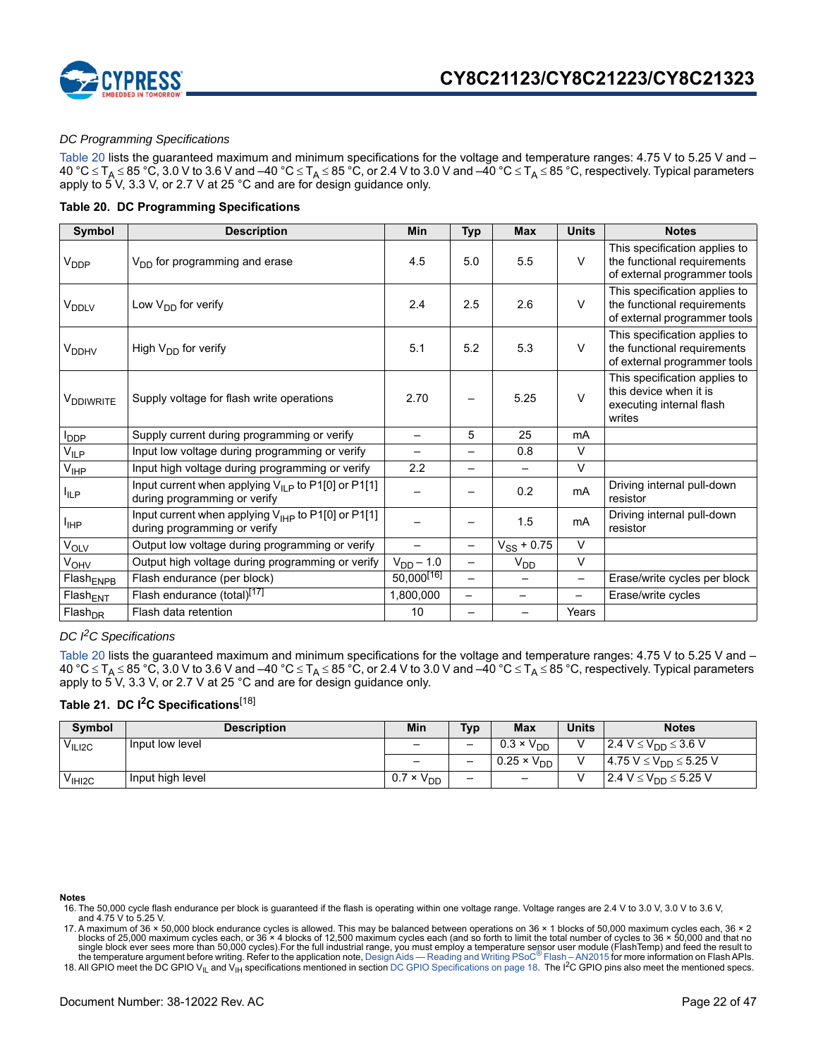*DC Programming Specifications*

Table 20 lists the guaranteed maximum and minimum specifications for the voltage and temperature ranges: 4.75 V to 5.25 V and –40 °C ≤ $T_A$ ≤ 85 °C, 3.0 V to 3.6 V and –40 °C ≤ $T_A$ ≤ 85 °C, or 2.4 V to 3.0 V and –40 °C ≤ $T_A$ ≤ 85 °C, respectively. Typical parameters apply to 5 V, 3.3 V, or 2.7 V at 25 °C and are for design guidance only.

**Table 20. DC Programming Specifications**

| Symbol | Description | Min | Typ | Max | Units | Notes |
|---|---|---|---|---|---|---|
| $V_{DDP}$ | $V_{DD}$ for programming and erase | 4.5 | 5.0 | 5.5 | V | This specification applies to the functional requirements of external programmer tools |
| $V_{DDLV}$ | Low $V_{DD}$ for verify | 2.4 | 2.5 | 2.6 | V | This specification applies to the functional requirements of external programmer tools |
| $V_{DDHV}$ | High $V_{DD}$ for verify | 5.1 | 5.2 | 5.3 | V | This specification applies to the functional requirements of external programmer tools |
| $V_{DDIWRITE}$ | Supply voltage for flash write operations | 2.70 | – | 5.25 | V | This specification applies to this device when it is executing internal flash writes |
| $I_{DDP}$ | Supply current during programming or verify | – | 5 | 25 | mA | |
| $V_{ILP}$ | Input low voltage during programming or verify | – | – | 0.8 | V | |
| $V_{IHP}$ | Input high voltage during programming or verify | 2.2 | – | – | V | |
| $I_{ILP}$ | Input current when applying $V_{ILP}$ to P1[0] or P1[1] during programming or verify | – | – | 0.2 | mA | Driving internal pull-down resistor |
| $I_{IHP}$ | Input current when applying $V_{IHP}$ to P1[0] or P1[1] during programming or verify | – | – | 1.5 | mA | Driving internal pull-down resistor |
| $V_{OLV}$ | Output low voltage during programming or verify | – | – | $V_{SS}$ + 0.75 | V | |
| $V_{OHV}$ | Output high voltage during programming or verify | $V_{DD}$ – 1.0 | – | $V_{DD}$ | V | |
| $Flash_{ENPB}$ | Flash endurance (per block) | 50,000[16] | – | – | – | Erase/write cycles per block |
| $Flash_{ENT}$ | Flash endurance (total)[17] | 1,800,000 | – | – | – | Erase/write cycles |
| $Flash_{DR}$ | Flash data retention | 10 | – | – | Years | |

*DC I²C Specifications*

Table 20 lists the guaranteed maximum and minimum specifications for the voltage and temperature ranges: 4.75 V to 5.25 V and –40 °C ≤ $T_A$ ≤ 85 °C, 3.0 V to 3.6 V and –40 °C ≤ $T_A$ ≤ 85 °C, or 2.4 V to 3.0 V and –40 °C ≤ $T_A$ ≤ 85 °C, respectively. Typical parameters apply to 5 V, 3.3 V, or 2.7 V at 25 °C and are for design guidance only.

**Table 21. DC I²C Specifications[18]**

| Symbol | Description | Min | Typ | Max | Units | Notes |
|---|---|---|---|---|---|---|
| $V_{ILI2C}$ | Input low level | – | – | 0.3 × $V_{DD}$ | V | 2.4 V ≤ $V_{DD}$ ≤ 3.6 V |
| | | – | – | 0.25 × $V_{DD}$ | V | 4.75 V ≤ $V_{DD}$ ≤ 5.25 V |
| $V_{IHI2C}$ | Input high level | 0.7 × $V_{DD}$ | – | – | V | 2.4 V ≤ $V_{DD}$ ≤ 5.25 V |

**Notes**

16. The 50,000 cycle flash endurance per block is guaranteed if the flash is operating within one voltage range. Voltage ranges are 2.4 V to 3.0 V, 3.0 V to 3.6 V, and 4.75 V to 5.25 V.
17. A maximum of 36 × 50,000 block endurance cycles is allowed. This may be balanced between operations on 36 × 1 blocks of 50,000 maximum cycles each, 36 × 2 blocks of 25,000 maximum cycles each, or 36 × 4 blocks of 12,500 maximum cycles each (and so forth to limit the total number of cycles to 36 × 50,000 and that no single block ever sees more than 50,000 cycles).For the full industrial range, you must employ a temperature sensor user module (FlashTemp) and feed the result to the temperature argument before writing. Refer to the application note, Design Aids — Reading and Writing PSoC® Flash – AN2015 for more information on Flash APIs.
18. All GPIO meet the DC GPIO $V_{IL}$ and $V_{IH}$ specifications mentioned in section DC GPIO Specifications on page 18. The I²C GPIO pins also meet the mentioned specs.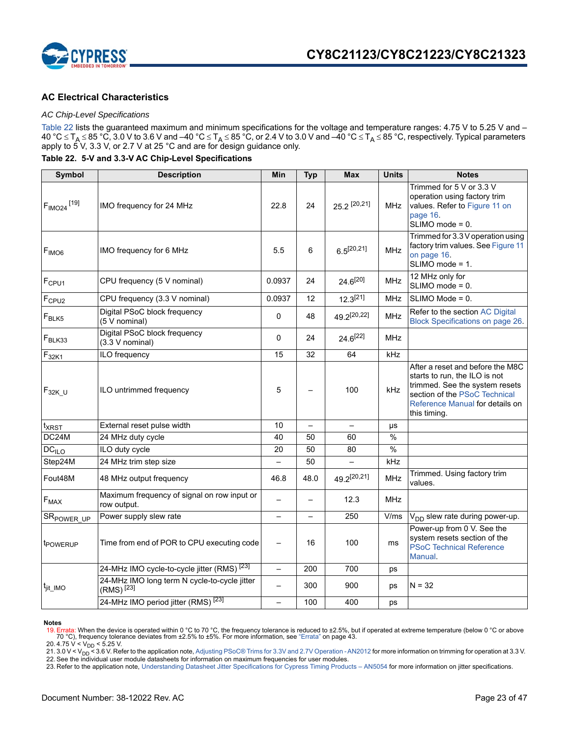## AC Electrical Characteristics

### *AC Chip-Level Specifications*

Table 22 lists the guaranteed maximum and minimum specifications for the voltage and temperature ranges: 4.75 V to 5.25 V and –40 °C ≤ $T_A$ ≤ 85 °C, 3.0 V to 3.6 V and –40 °C ≤ $T_A$ ≤ 85 °C, or 2.4 V to 3.0 V and –40 °C ≤ $T_A$ ≤ 85 °C, respectively. Typical parameters apply to 5 V, 3.3 V, or 2.7 V at 25 °C and are for design guidance only.

**Table 22. 5-V and 3.3-V AC Chip-Level Specifications**

| Symbol | Description | Min | Typ | Max | Units | Notes |
|---|---|---|---|---|---|---|
| $F_{IMO24}$ [19] | IMO frequency for 24 MHz | 22.8 | 24 | 25.2 [20,21] | MHz | Trimmed for 5 V or 3.3 V operation using factory trim values. Refer to Figure 11 on page 16. SLIMO mode = 0. |
| $F_{IMO6}$ | IMO frequency for 6 MHz | 5.5 | 6 | 6.5[20,21] | MHz | Trimmed for 3.3 V operation using factory trim values. See Figure 11 on page 16. SLIMO mode = 1. |
| $F_{CPU1}$ | CPU frequency (5 V nominal) | 0.0937 | 24 | 24.6[20] | MHz | 12 MHz only for SLIMO mode = 0. |
| $F_{CPU2}$ | CPU frequency (3.3 V nominal) | 0.0937 | 12 | 12.3[21] | MHz | SLIMO Mode = 0. |
| $F_{BLK5}$ | Digital PSoC block frequency (5 V nominal) | 0 | 48 | 49.2[20,22] | MHz | Refer to the section AC Digital Block Specifications on page 26. |
| $F_{BLK33}$ | Digital PSoC block frequency (3.3 V nominal) | 0 | 24 | 24.6[22] | MHz | |
| $F_{32K1}$ | ILO frequency | 15 | 32 | 64 | kHz | |
| $F_{32K\_U}$ | ILO untrimmed frequency | 5 | – | 100 | kHz | After a reset and before the M8C starts to run, the ILO is not trimmed. See the system resets section of the PSoC Technical Reference Manual for details on this timing. |
| $t_{XRST}$ | External reset pulse width | 10 | – | – | µs | |
| DC24M | 24 MHz duty cycle | 40 | 50 | 60 | % | |
| $DC_{ILO}$ | ILO duty cycle | 20 | 50 | 80 | % | |
| Step24M | 24 MHz trim step size | – | 50 | – | kHz | |
| Fout48M | 48 MHz output frequency | 46.8 | 48.0 | 49.2[20,21] | MHz | Trimmed. Using factory trim values. |
| $F_{MAX}$ | Maximum frequency of signal on row input or row output. | – | – | 12.3 | MHz | |
| $SR_{POWER\_UP}$ | Power supply slew rate | – | – | 250 | V/ms | $V_{DD}$ slew rate during power-up. |
| $t_{POWERUP}$ | Time from end of POR to CPU executing code | – | 16 | 100 | ms | Power-up from 0 V. See the system resets section of the PSoC Technical Reference Manual. |
| $t_{jit\_IMO}$ | 24-MHz IMO cycle-to-cycle jitter (RMS) [23] | – | 200 | 700 | ps | |
| | 24-MHz IMO long term N cycle-to-cycle jitter (RMS) [23] | – | 300 | 900 | ps | N = 32 |
| | 24-MHz IMO period jitter (RMS) [23] | – | 100 | 400 | ps | |

**Notes**

19. Errata: When the device is operated within 0 °C to 70 °C, the frequency tolerance is reduced to ±2.5%, but if operated at extreme temperature (below 0 °C or above 70 °C), frequency tolerance deviates from ±2.5% to ±5%. For more information, see "Errata" on page 43.
20. 4.75 V < $V_{DD}$ < 5.25 V.
21. 3.0 V < $V_{DD}$ < 3.6 V. Refer to the application note, Adjusting PSoC® Trims for 3.3V and 2.7V Operation - AN2012 for more information on trimming for operation at 3.3 V.
22. See the individual user module datasheets for information on maximum frequencies for user modules.
23. Refer to the application note, Understanding Datasheet Jitter Specifications for Cypress Timing Products – AN5054 for more information on jitter specifications.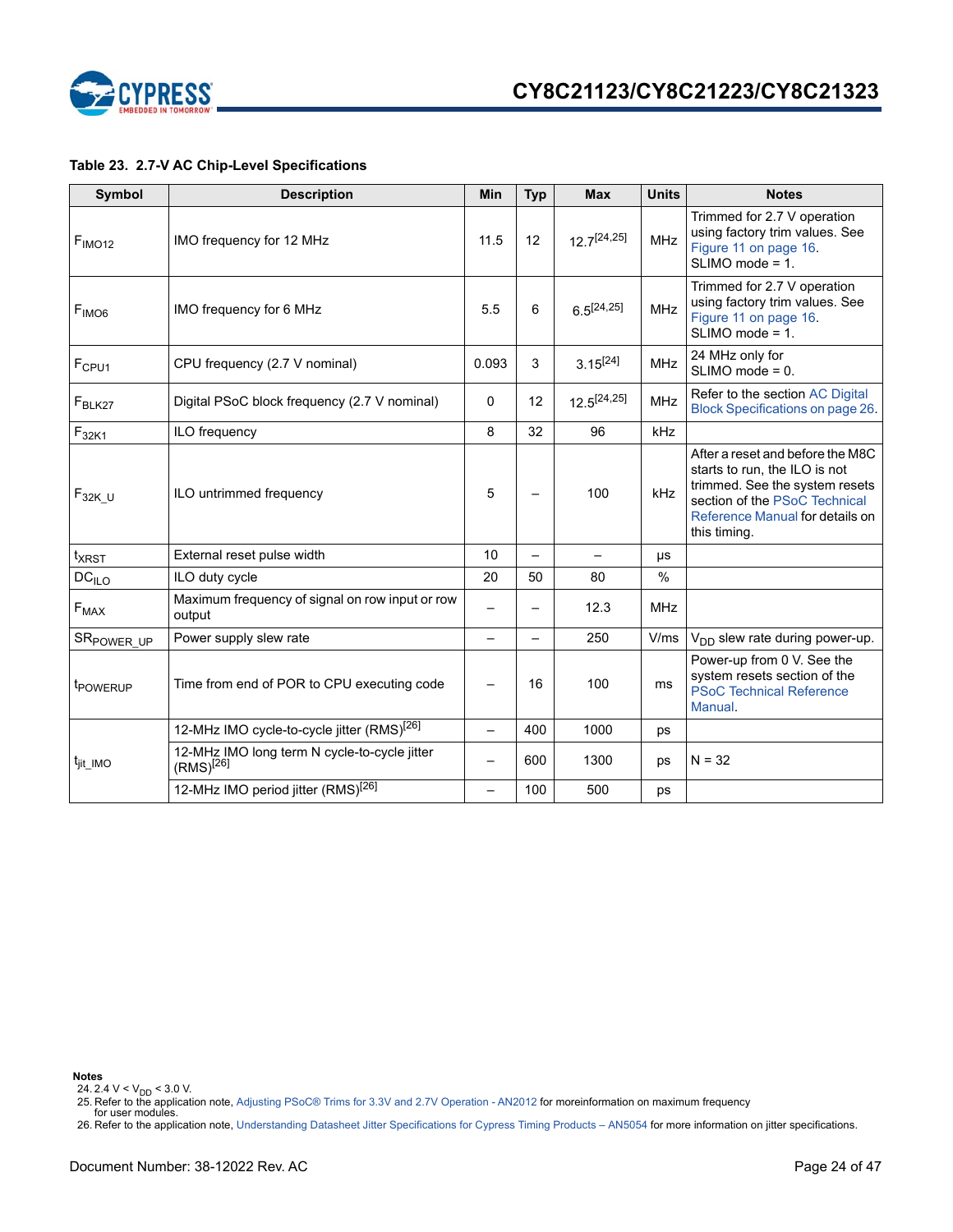**Table 23. 2.7-V AC Chip-Level Specifications**

| Symbol | Description | Min | Typ | Max | Units | Notes |
|---|---|---|---|---|---|---|
| $F_{IMO12}$ | IMO frequency for 12 MHz | 11.5 | 12 | 12.7[24,25] | MHz | Trimmed for 2.7 V operation using factory trim values. See Figure 11 on page 16. SLIMO mode = 1. |
| $F_{IMO6}$ | IMO frequency for 6 MHz | 5.5 | 6 | 6.5[24,25] | MHz | Trimmed for 2.7 V operation using factory trim values. See Figure 11 on page 16. SLIMO mode = 1. |
| $F_{CPU1}$ | CPU frequency (2.7 V nominal) | 0.093 | 3 | 3.15[24] | MHz | 24 MHz only for SLIMO mode = 0. |
| $F_{BLK27}$ | Digital PSoC block frequency (2.7 V nominal) | 0 | 12 | 12.5[24,25] | MHz | Refer to the section AC Digital Block Specifications on page 26. |
| $F_{32K1}$ | ILO frequency | 8 | 32 | 96 | kHz | |
| $F_{32K\_U}$ | ILO untrimmed frequency | 5 | – | 100 | kHz | After a reset and before the M8C starts to run, the ILO is not trimmed. See the system resets section of the PSoC Technical Reference Manual for details on this timing. |
| $t_{XRST}$ | External reset pulse width | 10 | – | – | µs | |
| $DC_{ILO}$ | ILO duty cycle | 20 | 50 | 80 | % | |
| $F_{MAX}$ | Maximum frequency of signal on row input or row output | – | – | 12.3 | MHz | |
| $SR_{POWER\_UP}$ | Power supply slew rate | – | – | 250 | V/ms | $V_{DD}$ slew rate during power-up. |
| $t_{POWERUP}$ | Time from end of POR to CPU executing code | – | 16 | 100 | ms | Power-up from 0 V. See the system resets section of the PSoC Technical Reference Manual. |
| $t_{jit\_IMO}$ | 12-MHz IMO cycle-to-cycle jitter (RMS)[26] | – | 400 | 1000 | ps | |
| | 12-MHz IMO long term N cycle-to-cycle jitter (RMS)[26] | – | 600 | 1300 | ps | N = 32 |
| | 12-MHz IMO period jitter (RMS)[26] | – | 100 | 500 | ps | |

**Notes**

24. 2.4 V < $V_{DD}$ < 3.0 V.
25. Refer to the application note, Adjusting PSoC® Trims for 3.3V and 2.7V Operation - AN2012 for moreinformation on maximum frequency for user modules.
26. Refer to the application note, Understanding Datasheet Jitter Specifications for Cypress Timing Products – AN5054 for more information on jitter specifications.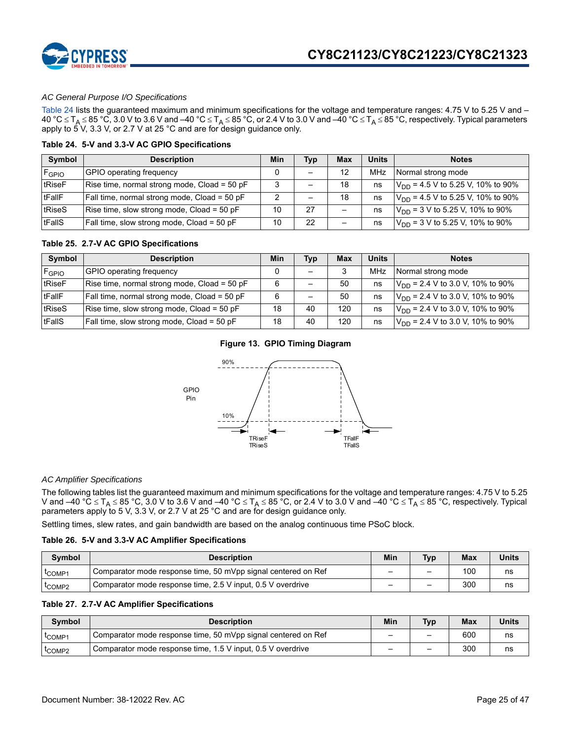*AC General Purpose I/O Specifications*

Table 24 lists the guaranteed maximum and minimum specifications for the voltage and temperature ranges: 4.75 V to 5.25 V and –40 °C ≤ $T_A$ ≤ 85 °C, 3.0 V to 3.6 V and –40 °C ≤ $T_A$ ≤ 85 °C, or 2.4 V to 3.0 V and –40 °C ≤ $T_A$ ≤ 85 °C, respectively. Typical parameters apply to 5 V, 3.3 V, or 2.7 V at 25 °C and are for design guidance only.

**Table 24. 5-V and 3.3-V AC GPIO Specifications**

| Symbol | Description | Min | Typ | Max | Units | Notes |
|---|---|---|---|---|---|---|
| $F_{GPIO}$ | GPIO operating frequency | 0 | – | 12 | MHz | Normal strong mode |
| tRiseF | Rise time, normal strong mode, Cload = 50 pF | 3 | – | 18 | ns | $V_{DD}$ = 4.5 V to 5.25 V, 10% to 90% |
| tFallF | Fall time, normal strong mode, Cload = 50 pF | 2 | – | 18 | ns | $V_{DD}$ = 4.5 V to 5.25 V, 10% to 90% |
| tRiseS | Rise time, slow strong mode, Cload = 50 pF | 10 | 27 | – | ns | $V_{DD}$ = 3 V to 5.25 V, 10% to 90% |
| tFallS | Fall time, slow strong mode, Cload = 50 pF | 10 | 22 | – | ns | $V_{DD}$ = 3 V to 5.25 V, 10% to 90% |

**Table 25. 2.7-V AC GPIO Specifications**

| Symbol | Description | Min | Typ | Max | Units | Notes |
|---|---|---|---|---|---|---|
| $F_{GPIO}$ | GPIO operating frequency | 0 | – | 3 | MHz | Normal strong mode |
| tRiseF | Rise time, normal strong mode, Cload = 50 pF | 6 | – | 50 | ns | $V_{DD}$ = 2.4 V to 3.0 V, 10% to 90% |
| tFallF | Fall time, normal strong mode, Cload = 50 pF | 6 | – | 50 | ns | $V_{DD}$ = 2.4 V to 3.0 V, 10% to 90% |
| tRiseS | Rise time, slow strong mode, Cload = 50 pF | 18 | 40 | 120 | ns | $V_{DD}$ = 2.4 V to 3.0 V, 10% to 90% |
| tFallS | Fall time, slow strong mode, Cload = 50 pF | 18 | 40 | 120 | ns | $V_{DD}$ = 2.4 V to 3.0 V, 10% to 90% |

**Figure 13. GPIO Timing Diagram**

*AC Amplifier Specifications*

The following tables list the guaranteed maximum and minimum specifications for the voltage and temperature ranges: 4.75 V to 5.25 V and –40 °C ≤ $T_A$ ≤ 85 °C, 3.0 V to 3.6 V and –40 °C ≤ $T_A$ ≤ 85 °C, or 2.4 V to 3.0 V and –40 °C ≤ $T_A$ ≤ 85 °C, respectively. Typical parameters apply to 5 V, 3.3 V, or 2.7 V at 25 °C and are for design guidance only.

Settling times, slew rates, and gain bandwidth are based on the analog continuous time PSoC block.

**Table 26. 5-V and 3.3-V AC Amplifier Specifications**

| Symbol | Description | Min | Typ | Max | Units |
|---|---|---|---|---|---|
| $t_{COMP1}$ | Comparator mode response time, 50 mVpp signal centered on Ref | – | – | 100 | ns |
| $t_{COMP2}$ | Comparator mode response time, 2.5 V input, 0.5 V overdrive | – | – | 300 | ns |

**Table 27. 2.7-V AC Amplifier Specifications**

| Symbol | Description | Min | Typ | Max | Units |
|---|---|---|---|---|---|
| $t_{COMP1}$ | Comparator mode response time, 50 mVpp signal centered on Ref | – | – | 600 | ns |
| $t_{COMP2}$ | Comparator mode response time, 1.5 V input, 0.5 V overdrive | – | – | 300 | ns |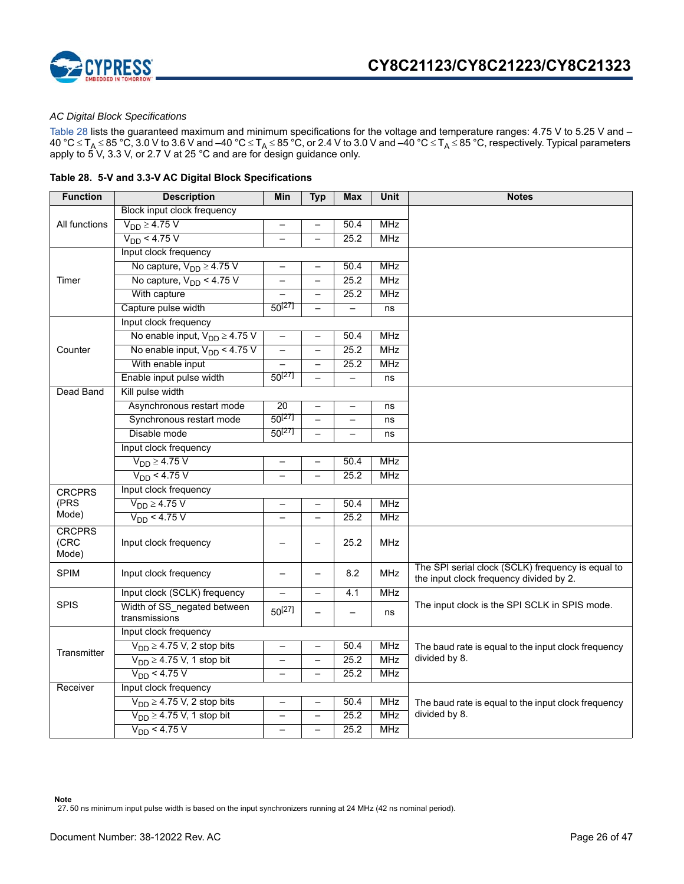*AC Digital Block Specifications*

Table 28 lists the guaranteed maximum and minimum specifications for the voltage and temperature ranges: 4.75 V to 5.25 V and –40 °C ≤ $T_A$ ≤ 85 °C, 3.0 V to 3.6 V and –40 °C ≤ $T_A$ ≤ 85 °C, or 2.4 V to 3.0 V and –40 °C ≤ $T_A$ ≤ 85 °C, respectively. Typical parameters apply to 5 V, 3.3 V, or 2.7 V at 25 °C and are for design guidance only.

**Table 28. 5-V and 3.3-V AC Digital Block Specifications**

| Function | Description | Min | Typ | Max | Unit | Notes |
|---|---|---|---|---|---|---|
| All functions | Block input clock frequency | | | | | |
| | $V_{DD}$ ≥ 4.75 V | – | – | 50.4 | MHz | |
| | $V_{DD}$ < 4.75 V | – | – | 25.2 | MHz | |
| Timer | Input clock frequency | | | | | |
| | No capture, $V_{DD}$ ≥ 4.75 V | – | – | 50.4 | MHz | |
| | No capture, $V_{DD}$ < 4.75 V | – | – | 25.2 | MHz | |
| | With capture | – | – | 25.2 | MHz | |
| | Capture pulse width | 50[27] | – | – | ns | |
| Counter | Input clock frequency | | | | | |
| | No enable input, $V_{DD}$ ≥ 4.75 V | – | – | 50.4 | MHz | |
| | No enable input, $V_{DD}$ < 4.75 V | – | – | 25.2 | MHz | |
| | With enable input | – | – | 25.2 | MHz | |
| | Enable input pulse width | 50[27] | – | – | ns | |
| Dead Band | Kill pulse width | | | | | |
| | Asynchronous restart mode | 20 | – | – | ns | |
| | Synchronous restart mode | 50[27] | – | – | ns | |
| | Disable mode | 50[27] | – | – | ns | |
| | Input clock frequency | | | | | |
| | $V_{DD}$ ≥ 4.75 V | – | – | 50.4 | MHz | |
| | $V_{DD}$ < 4.75 V | – | – | 25.2 | MHz | |
| CRCPRS (PRS Mode) | Input clock frequency | | | | | |
| | $V_{DD}$ ≥ 4.75 V | – | – | 50.4 | MHz | |
| | $V_{DD}$ < 4.75 V | – | – | 25.2 | MHz | |
| CRCPRS (CRC Mode) | Input clock frequency | – | – | 25.2 | MHz | |
| SPIM | Input clock frequency | – | – | 8.2 | MHz | The SPI serial clock (SCLK) frequency is equal to the input clock frequency divided by 2. |
| SPIS | Input clock (SCLK) frequency | – | – | 4.1 | MHz | The input clock is the SPI SCLK in SPIS mode. |
| | Width of SS_negated between transmissions | 50[27] | – | – | ns | |
| Transmitter | Input clock frequency | | | | | The baud rate is equal to the input clock frequency divided by 8. |
| | $V_{DD}$ ≥ 4.75 V, 2 stop bits | – | – | 50.4 | MHz | |
| | $V_{DD}$ ≥ 4.75 V, 1 stop bit | – | – | 25.2 | MHz | |
| | $V_{DD}$ < 4.75 V | – | – | 25.2 | MHz | |
| Receiver | Input clock frequency | | | | | The baud rate is equal to the input clock frequency divided by 8. |
| | $V_{DD}$ ≥ 4.75 V, 2 stop bits | – | – | 50.4 | MHz | |
| | $V_{DD}$ ≥ 4.75 V, 1 stop bit | – | – | 25.2 | MHz | |
| | $V_{DD}$ < 4.75 V | – | – | 25.2 | MHz | |

**Note**

27. 50 ns minimum input pulse width is based on the input synchronizers running at 24 MHz (42 ns nominal period).

Document Number: 38-12022 Rev. AC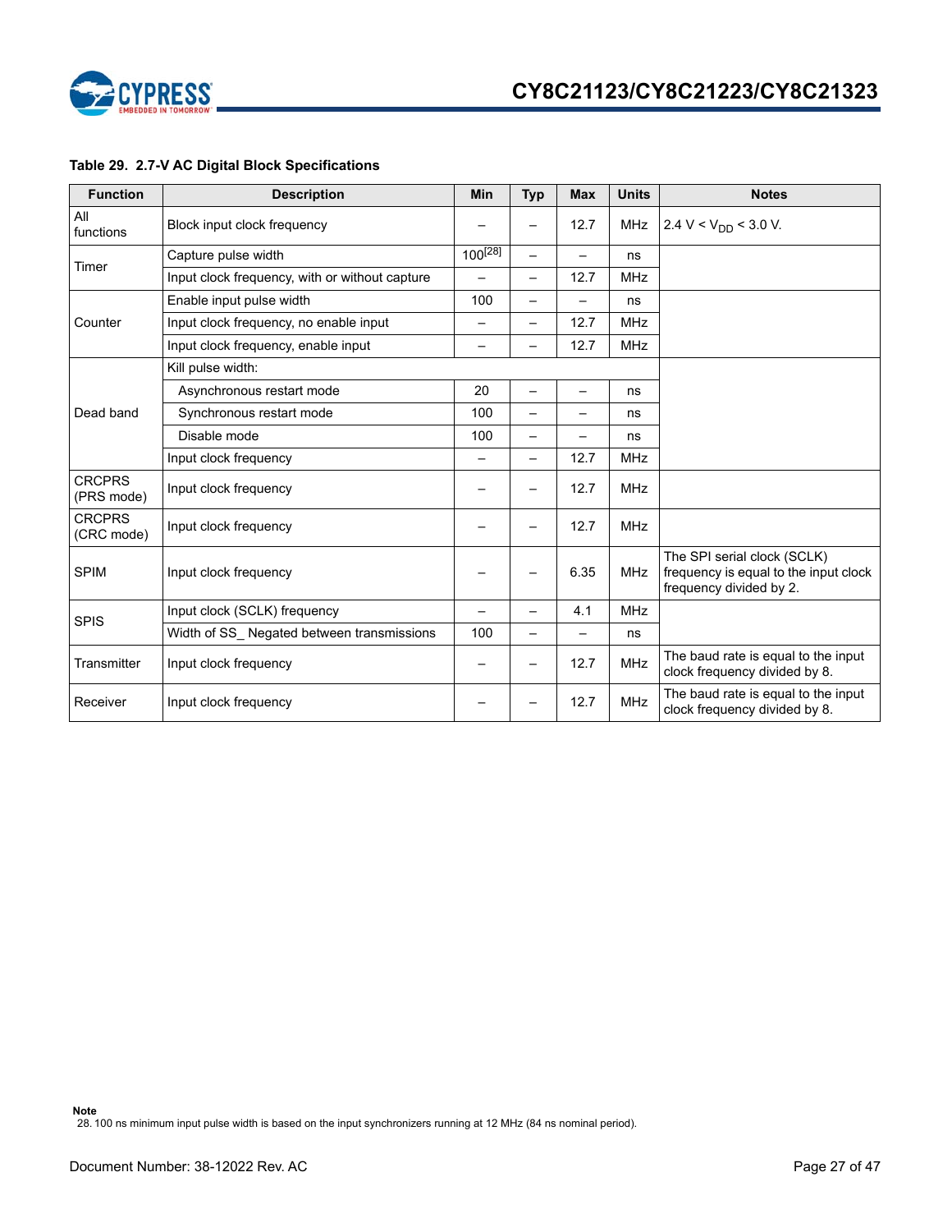**Table 29. 2.7-V AC Digital Block Specifications**

| Function | Description | Min | Typ | Max | Units | Notes |
|---|---|---|---|---|---|---|
| All functions | Block input clock frequency | – | – | 12.7 | MHz | 2.4 V < $V_{DD}$ < 3.0 V. |
| Timer | Capture pulse width | 100[28] | – | – | ns | |
| | Input clock frequency, with or without capture | – | – | 12.7 | MHz | |
| Counter | Enable input pulse width | 100 | – | – | ns | |
| | Input clock frequency, no enable input | – | – | 12.7 | MHz | |
| | Input clock frequency, enable input | – | – | 12.7 | MHz | |
| Dead band | Kill pulse width: | | | | | |
| | Asynchronous restart mode | 20 | – | – | ns | |
| | Synchronous restart mode | 100 | – | – | ns | |
| | Disable mode | 100 | – | – | ns | |
| | Input clock frequency | – | – | 12.7 | MHz | |
| CRCPRS (PRS mode) | Input clock frequency | – | – | 12.7 | MHz | |
| CRCPRS (CRC mode) | Input clock frequency | – | – | 12.7 | MHz | |
| SPIM | Input clock frequency | – | – | 6.35 | MHz | The SPI serial clock (SCLK) frequency is equal to the input clock frequency divided by 2. |
| SPIS | Input clock (SCLK) frequency | – | – | 4.1 | MHz | |
| | Width of SS_ Negated between transmissions | 100 | – | – | ns | |
| Transmitter | Input clock frequency | – | – | 12.7 | MHz | The baud rate is equal to the input clock frequency divided by 8. |
| Receiver | Input clock frequency | – | – | 12.7 | MHz | The baud rate is equal to the input clock frequency divided by 8. |

**Note**

28. 100 ns minimum input pulse width is based on the input synchronizers running at 12 MHz (84 ns nominal period).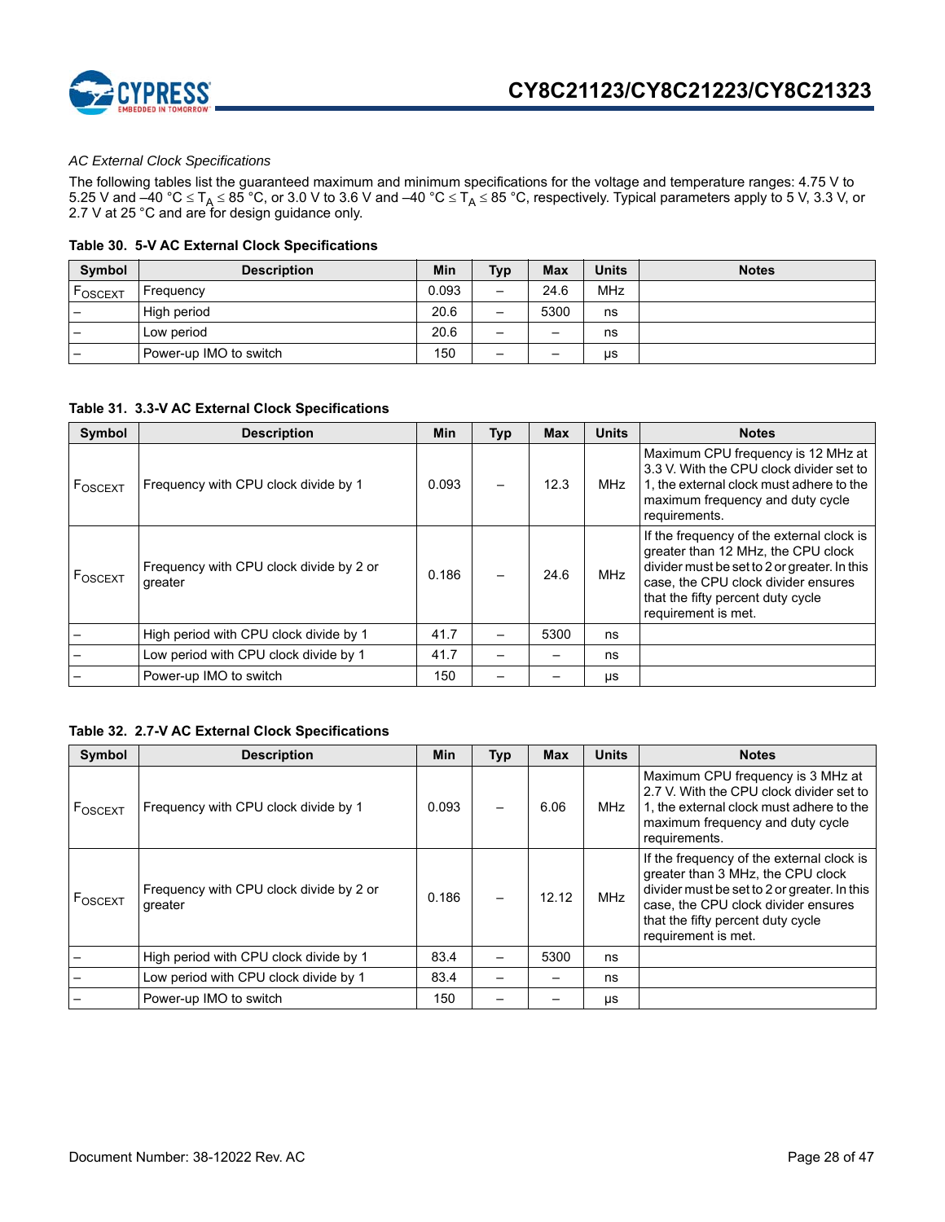*AC External Clock Specifications*

The following tables list the guaranteed maximum and minimum specifications for the voltage and temperature ranges: 4.75 V to 5.25 V and –40 °C ≤ $T_A$ ≤ 85 °C, or 3.0 V to 3.6 V and –40 °C ≤ $T_A$ ≤ 85 °C, respectively. Typical parameters apply to 5 V, 3.3 V, or 2.7 V at 25 °C and are for design guidance only.

**Table 30. 5-V AC External Clock Specifications**

| Symbol | Description | Min | Typ | Max | Units | Notes |
|---|---|---|---|---|---|---|
| $F_{OSCEXT}$ | Frequency | 0.093 | – | 24.6 | MHz | |
| – | High period | 20.6 | – | 5300 | ns | |
| – | Low period | 20.6 | – | – | ns | |
| – | Power-up IMO to switch | 150 | – | – | μs | |

**Table 31. 3.3-V AC External Clock Specifications**

| Symbol | Description | Min | Typ | Max | Units | Notes |
|---|---|---|---|---|---|---|
| $F_{OSCEXT}$ | Frequency with CPU clock divide by 1 | 0.093 | – | 12.3 | MHz | Maximum CPU frequency is 12 MHz at 3.3 V. With the CPU clock divider set to 1, the external clock must adhere to the maximum frequency and duty cycle requirements. |
| $F_{OSCEXT}$ | Frequency with CPU clock divide by 2 or greater | 0.186 | – | 24.6 | MHz | If the frequency of the external clock is greater than 12 MHz, the CPU clock divider must be set to 2 or greater. In this case, the CPU clock divider ensures that the fifty percent duty cycle requirement is met. |
| – | High period with CPU clock divide by 1 | 41.7 | – | 5300 | ns | |
| – | Low period with CPU clock divide by 1 | 41.7 | – | – | ns | |
| – | Power-up IMO to switch | 150 | – | – | μs | |

**Table 32. 2.7-V AC External Clock Specifications**

| Symbol | Description | Min | Typ | Max | Units | Notes |
|---|---|---|---|---|---|---|
| $F_{OSCEXT}$ | Frequency with CPU clock divide by 1 | 0.093 | – | 6.06 | MHz | Maximum CPU frequency is 3 MHz at 2.7 V. With the CPU clock divider set to 1, the external clock must adhere to the maximum frequency and duty cycle requirements. |
| $F_{OSCEXT}$ | Frequency with CPU clock divide by 2 or greater | 0.186 | – | 12.12 | MHz | If the frequency of the external clock is greater than 3 MHz, the CPU clock divider must be set to 2 or greater. In this case, the CPU clock divider ensures that the fifty percent duty cycle requirement is met. |
| – | High period with CPU clock divide by 1 | 83.4 | – | 5300 | ns | |
| – | Low period with CPU clock divide by 1 | 83.4 | – | – | ns | |
| – | Power-up IMO to switch | 150 | – | – | μs | |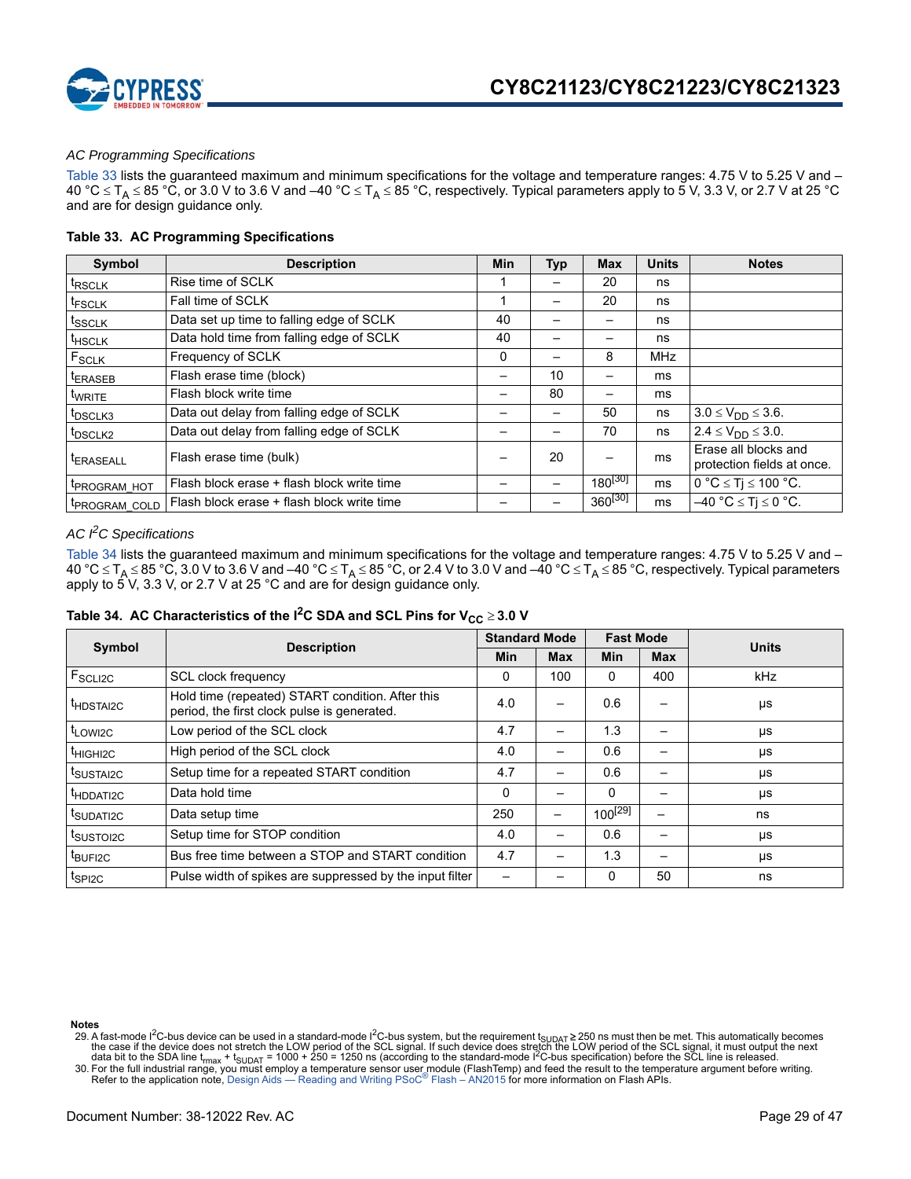*AC Programming Specifications*

Table 33 lists the guaranteed maximum and minimum specifications for the voltage and temperature ranges: 4.75 V to 5.25 V and –40 °C ≤ $T_A$ ≤ 85 °C, or 3.0 V to 3.6 V and –40 °C ≤ $T_A$ ≤ 85 °C, respectively. Typical parameters apply to 5 V, 3.3 V, or 2.7 V at 25 °C and are for design guidance only.

**Table 33. AC Programming Specifications**

| Symbol | Description | Min | Typ | Max | Units | Notes |
|---|---|---|---|---|---|---|
| $t_{RSCLK}$ | Rise time of SCLK | 1 | – | 20 | ns | |
| $t_{FSCLK}$ | Fall time of SCLK | 1 | – | 20 | ns | |
| $t_{SSCLK}$ | Data set up time to falling edge of SCLK | 40 | – | – | ns | |
| $t_{HSCLK}$ | Data hold time from falling edge of SCLK | 40 | – | – | ns | |
| $F_{SCLK}$ | Frequency of SCLK | 0 | – | 8 | MHz | |
| $t_{ERASEB}$ | Flash erase time (block) | – | 10 | – | ms | |
| $t_{WRITE}$ | Flash block write time | – | 80 | – | ms | |
| $t_{DSCLK3}$ | Data out delay from falling edge of SCLK | – | – | 50 | ns | 3.0 ≤ $V_{DD}$ ≤ 3.6. |
| $t_{DSCLK2}$ | Data out delay from falling edge of SCLK | – | – | 70 | ns | 2.4 ≤ $V_{DD}$ ≤ 3.0. |
| $t_{ERASEALL}$ | Flash erase time (bulk) | – | 20 | – | ms | Erase all blocks and protection fields at once. |
| $t_{PROGRAM\_HOT}$ | Flash block erase + flash block write time | – | – | 180[30] | ms | 0 °C ≤ Tj ≤ 100 °C. |
| $t_{PROGRAM\_COLD}$ | Flash block erase + flash block write time | – | – | 360[30] | ms | –40 °C ≤ Tj ≤ 0 °C. |

*AC $I^2C$ Specifications*

Table 34 lists the guaranteed maximum and minimum specifications for the voltage and temperature ranges: 4.75 V to 5.25 V and –40 °C ≤ $T_A$ ≤ 85 °C, 3.0 V to 3.6 V and –40 °C ≤ $T_A$ ≤ 85 °C, or 2.4 V to 3.0 V and –40 °C ≤ $T_A$ ≤ 85 °C, respectively. Typical parameters apply to 5 V, 3.3 V, or 2.7 V at 25 °C and are for design guidance only.

**Table 34. AC Characteristics of the $I^2C$ SDA and SCL Pins for $V_{CC}$ ≥ 3.0 V**

| Symbol | Description | Standard Mode | | Fast Mode | | Units |
|---|---|---|---|---|---|---|
| | | Min | Max | Min | Max | |
| $F_{SCLI2C}$ | SCL clock frequency | 0 | 100 | 0 | 400 | kHz |
| $t_{HDSTAI2C}$ | Hold time (repeated) START condition. After this period, the first clock pulse is generated. | 4.0 | – | 0.6 | – | µs |
| $t_{LOWI2C}$ | Low period of the SCL clock | 4.7 | – | 1.3 | – | µs |
| $t_{HIGHI2C}$ | High period of the SCL clock | 4.0 | – | 0.6 | – | µs |
| $t_{SUSTAI2C}$ | Setup time for a repeated START condition | 4.7 | – | 0.6 | – | µs |
| $t_{HDDATI2C}$ | Data hold time | 0 | – | 0 | – | µs |
| $t_{SUDATI2C}$ | Data setup time | 250 | – | 100[29] | – | ns |
| $t_{SUSTOI2C}$ | Setup time for STOP condition | 4.0 | – | 0.6 | – | µs |
| $t_{BUFI2C}$ | Bus free time between a STOP and START condition | 4.7 | – | 1.3 | – | µs |
| $t_{SPI2C}$ | Pulse width of spikes are suppressed by the input filter | – | – | 0 | 50 | ns |

**Notes**

29. A fast-mode $I^2C$-bus device can be used in a standard-mode $I^2C$-bus system, but the requirement $t_{SUDAT}$ ≥ 250 ns must then be met. This automatically becomes the case if the device does not stretch the LOW period of the SCL signal. If such device does stretch the LOW period of the SCL signal, it must output the next data bit to the SDA line $t_{rmax}$ + $t_{SUDAT}$ = 1000 + 250 = 1250 ns (according to the standard-mode $I^2C$-bus specification) before the SCL line is released.
30. For the full industrial range, you must employ a temperature sensor user module (FlashTemp) and feed the result to the temperature argument before writing. Refer to the application note, Design Aids — Reading and Writing PSoC® Flash – AN2015 for more information on Flash APIs.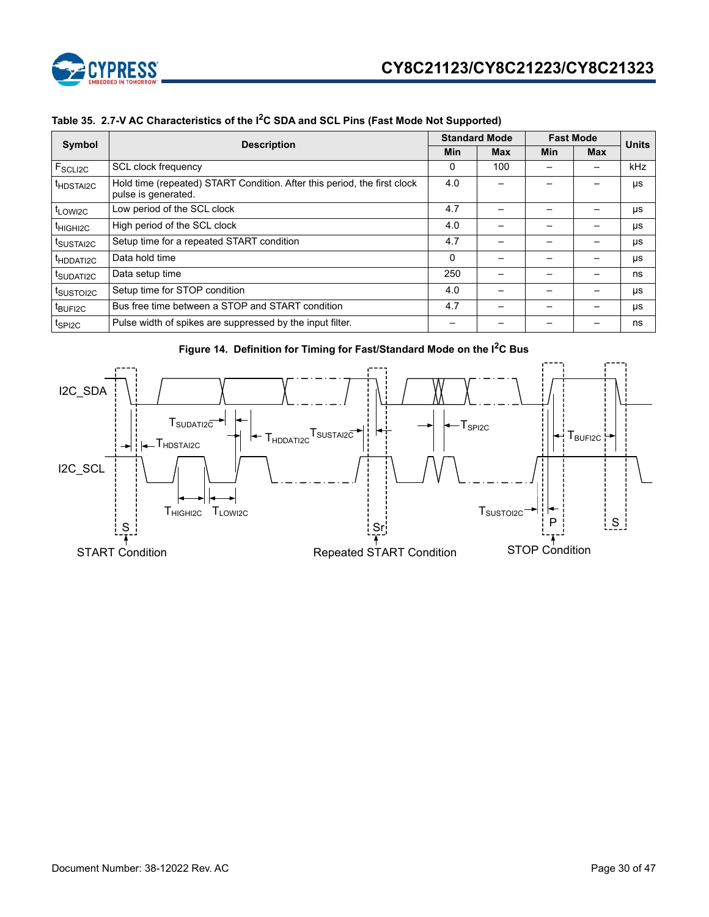**Table 35. 2.7-V AC Characteristics of the I²C SDA and SCL Pins (Fast Mode Not Supported)**

| Symbol | Description | Standard Mode | | Fast Mode | | Units |
|---|---|---|---|---|---|---|
| | | Min | Max | Min | Max | |
| $F_{SCLI2C}$ | SCL clock frequency | 0 | 100 | – | – | kHz |
| $t_{HDSTAI2C}$ | Hold time (repeated) START Condition. After this period, the first clock pulse is generated. | 4.0 | – | – | – | µs |
| $t_{LOWI2C}$ | Low period of the SCL clock | 4.7 | – | – | – | µs |
| $t_{HIGHI2C}$ | High period of the SCL clock | 4.0 | – | – | – | µs |
| $t_{SUSTAI2C}$ | Setup time for a repeated START condition | 4.7 | – | – | – | µs |
| $t_{HDDATI2C}$ | Data hold time | 0 | – | – | – | µs |
| $t_{SUDATI2C}$ | Data setup time | 250 | – | – | – | ns |
| $t_{SUSTOI2C}$ | Setup time for STOP condition | 4.0 | – | – | – | µs |
| $t_{BUFI2C}$ | Bus free time between a STOP and START condition | 4.7 | – | – | – | µs |
| $t_{SPI2C}$ | Pulse width of spikes are suppressed by the input filter. | – | – | – | – | ns |

**Figure 14. Definition for Timing for Fast/Standard Mode on the I²C Bus**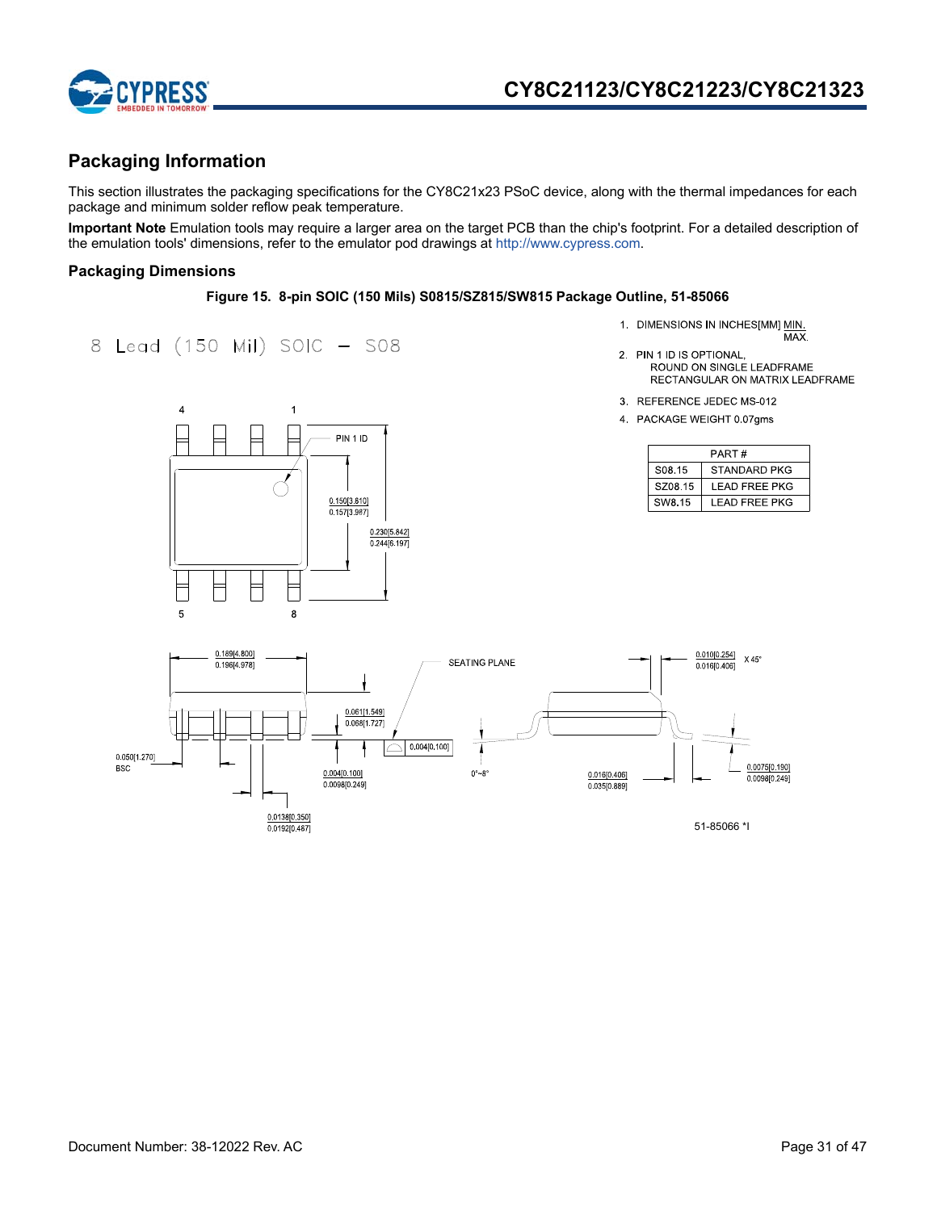## Packaging Information

This section illustrates the packaging specifications for the CY8C21x23 PSoC device, along with the thermal impedances for each package and minimum solder reflow peak temperature.

**Important Note** Emulation tools may require a larger area on the target PCB than the chip's footprint. For a detailed description of the emulation tools' dimensions, refer to the emulator pod drawings at http://www.cypress.com.

### Packaging Dimensions

**Figure 15. 8-pin SOIC (150 Mils) S0815/SZ815/SW815 Package Outline, 51-85066**

8 Lead (150 Mil) SOIC – S08

1. DIMENSIONS IN INCHES[MM] MIN. / MAX.
2. PIN 1 ID IS OPTIONAL, ROUND ON SINGLE LEADFRAME RECTANGULAR ON MATRIX LEADFRAME
3. REFERENCE JEDEC MS-012
4. PACKAGE WEIGHT 0.07gms

| PART # | |
|---|---|
| S08.15 | STANDARD PKG |
| SZ08.15 | LEAD FREE PKG |
| SW8.15 | LEAD FREE PKG |

PIN 1 ID

0.150[3.810] / 0.157[3.987]

0.230[5.842] / 0.244[6.197]

0.189[4.800] / 0.196[4.978]

0.061[1.549] / 0.068[1.727]

0.050[1.270] BSC

0.004[0.100] / 0.0098[0.249]

0.004[0.100]

0.0138[0.350] / 0.0192[0.487]

SEATING PLANE

0°~8°

0.010[0.254] / 0.016[0.406] X 45°

0.016[0.406] / 0.035[0.889]

0.0075[0.190] / 0.0098[0.249]

51-85066 *I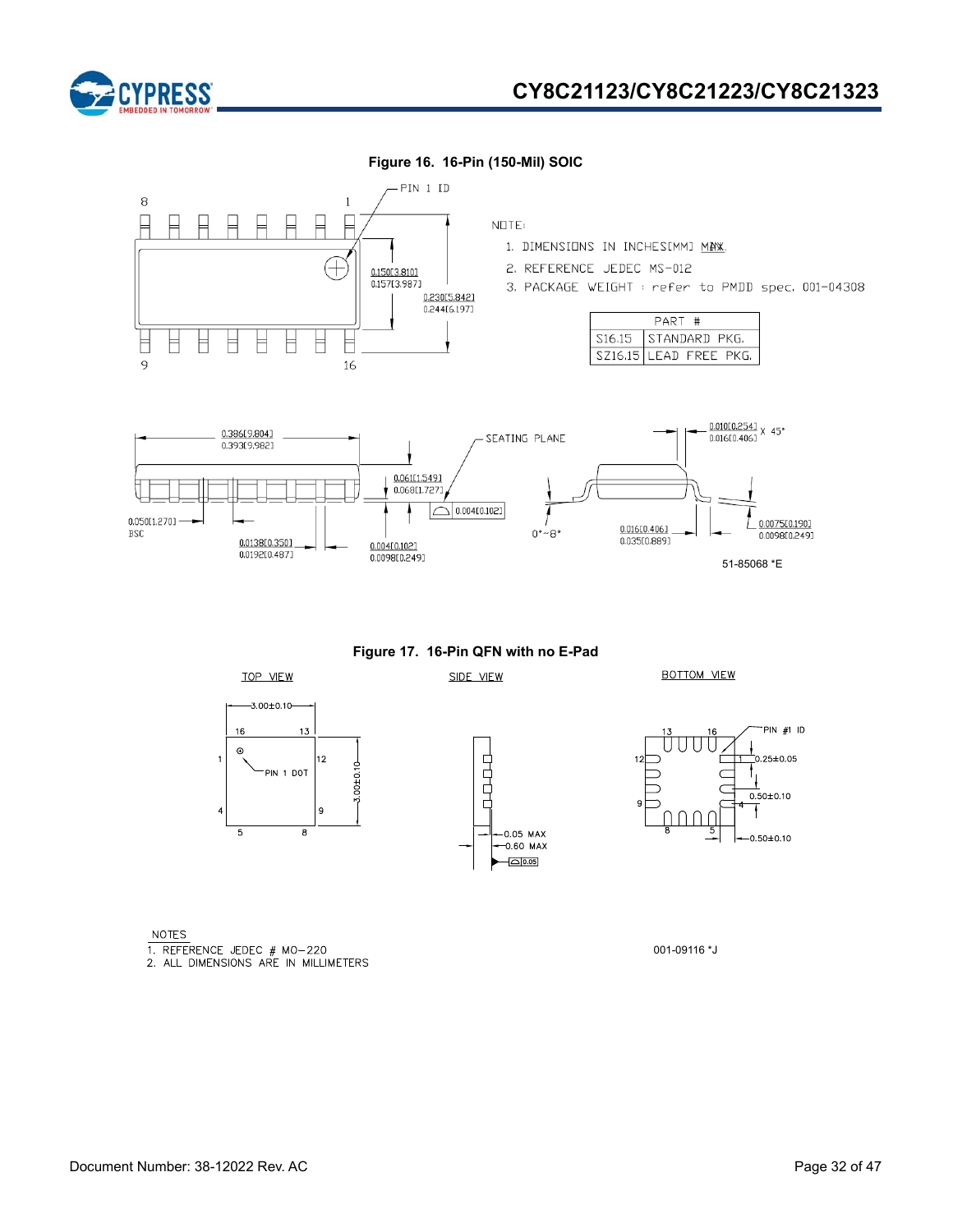**Figure 16. 16-Pin (150-Mil) SOIC**

NOTE:

1. DIMENSIONS IN INCHES[MM] MIN. MAX.
2. REFERENCE JEDEC MS-012
3. PACKAGE WEIGHT : refer to PMDD spec. 001-04308

| PART # | |
|---|---|
| S16.15 | STANDARD PKG. |
| SZ16.15 | LEAD FREE PKG. |

51-85068 *E

**Figure 17. 16-Pin QFN with no E-Pad**

NOTES

1. REFERENCE JEDEC # MO-220
2. ALL DIMENSIONS ARE IN MILLIMETERS

001-09116 *J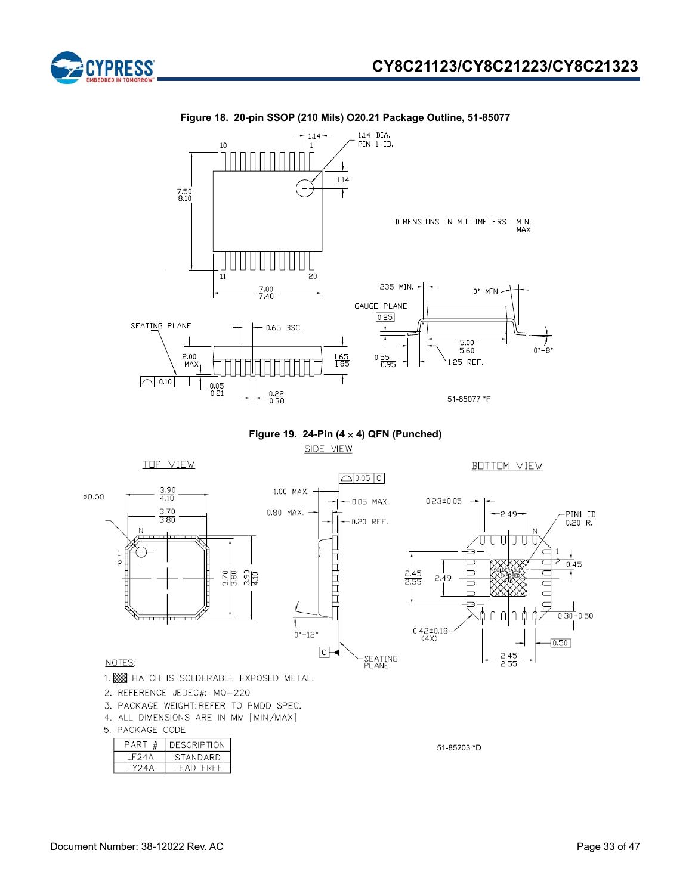**Figure 18. 20-pin SSOP (210 Mils) O20.21 Package Outline, 51-85077**

DIMENSIONS IN MILLIMETERS MIN./MAX.

51-85077 *F

**Figure 19. 24-Pin (4 × 4) QFN (Punched)**

NOTES:

1. HATCH IS SOLDERABLE EXPOSED METAL.
2. REFERENCE JEDEC#: MO-220
3. PACKAGE WEIGHT: REFER TO PMDD SPEC.
4. ALL DIMENSIONS ARE IN MM [MIN/MAX]
5. PACKAGE CODE

| PART # | DESCRIPTION |
| --- | --- |
| LF24A | STANDARD |
| LY24A | LEAD FREE |

51-85203 *D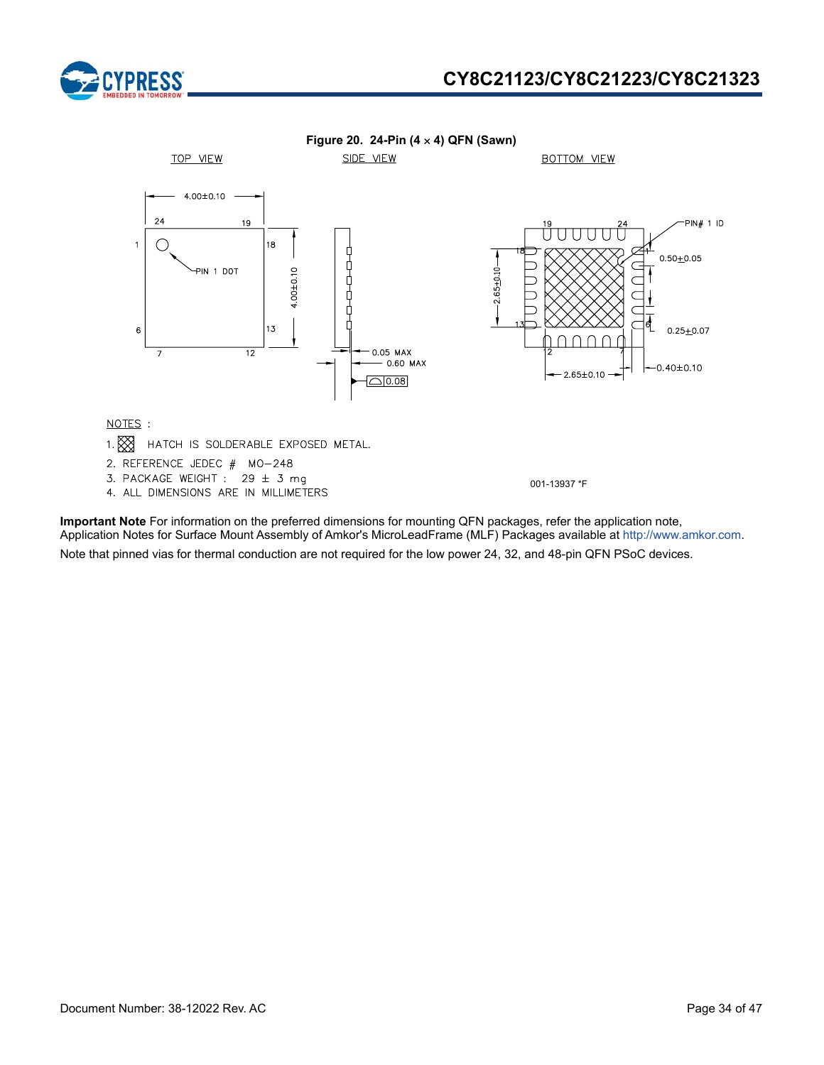**Figure 20. 24-Pin (4 × 4) QFN (Sawn)**

TOP VIEW

SIDE VIEW

BOTTOM VIEW

4.00±0.10

PIN 1 DOT

4.00±0.10

0.05 MAX

0.60 MAX

0.08

PIN# 1 ID

0.50±0.05

2.65±0.10

0.25±0.07

2.65±0.10

0.40±0.10

NOTES :

1. HATCH IS SOLDERABLE EXPOSED METAL.
2. REFERENCE JEDEC # MO–248
3. PACKAGE WEIGHT : 29 ± 3 mg
4. ALL DIMENSIONS ARE IN MILLIMETERS

001-13937 *F

**Important Note** For information on the preferred dimensions for mounting QFN packages, refer the application note, Application Notes for Surface Mount Assembly of Amkor's MicroLeadFrame (MLF) Packages available at http://www.amkor.com.

Note that pinned vias for thermal conduction are not required for the low power 24, 32, and 48-pin QFN PSoC devices.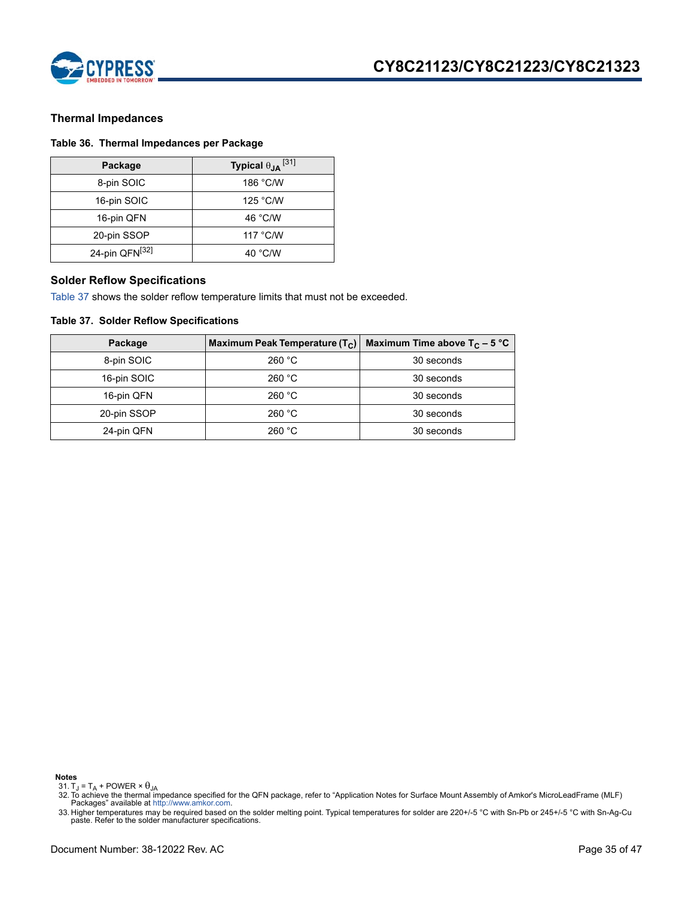## Thermal Impedances

**Table 36. Thermal Impedances per Package**

| Package | Typical $\theta_{JA}$ [31] |
|---|---|
| 8-pin SOIC | 186 °C/W |
| 16-pin SOIC | 125 °C/W |
| 16-pin QFN | 46 °C/W |
| 20-pin SSOP | 117 °C/W |
| 24-pin QFN[32] | 40 °C/W |

## Solder Reflow Specifications

Table 37 shows the solder reflow temperature limits that must not be exceeded.

**Table 37. Solder Reflow Specifications**

| Package | Maximum Peak Temperature ($T_C$) | Maximum Time above $T_C$ – 5 °C |
|---|---|---|
| 8-pin SOIC | 260 °C | 30 seconds |
| 16-pin SOIC | 260 °C | 30 seconds |
| 16-pin QFN | 260 °C | 30 seconds |
| 20-pin SSOP | 260 °C | 30 seconds |
| 24-pin QFN | 260 °C | 30 seconds |

**Notes**

31. $T_J = T_A + POWER \times \theta_{JA}$
32. To achieve the thermal impedance specified for the QFN package, refer to "Application Notes for Surface Mount Assembly of Amkor's MicroLeadFrame (MLF) Packages" available at http://www.amkor.com.
33. Higher temperatures may be required based on the solder melting point. Typical temperatures for solder are 220+/-5 °C with Sn-Pb or 245+/-5 °C with Sn-Ag-Cu paste. Refer to the solder manufacturer specifications.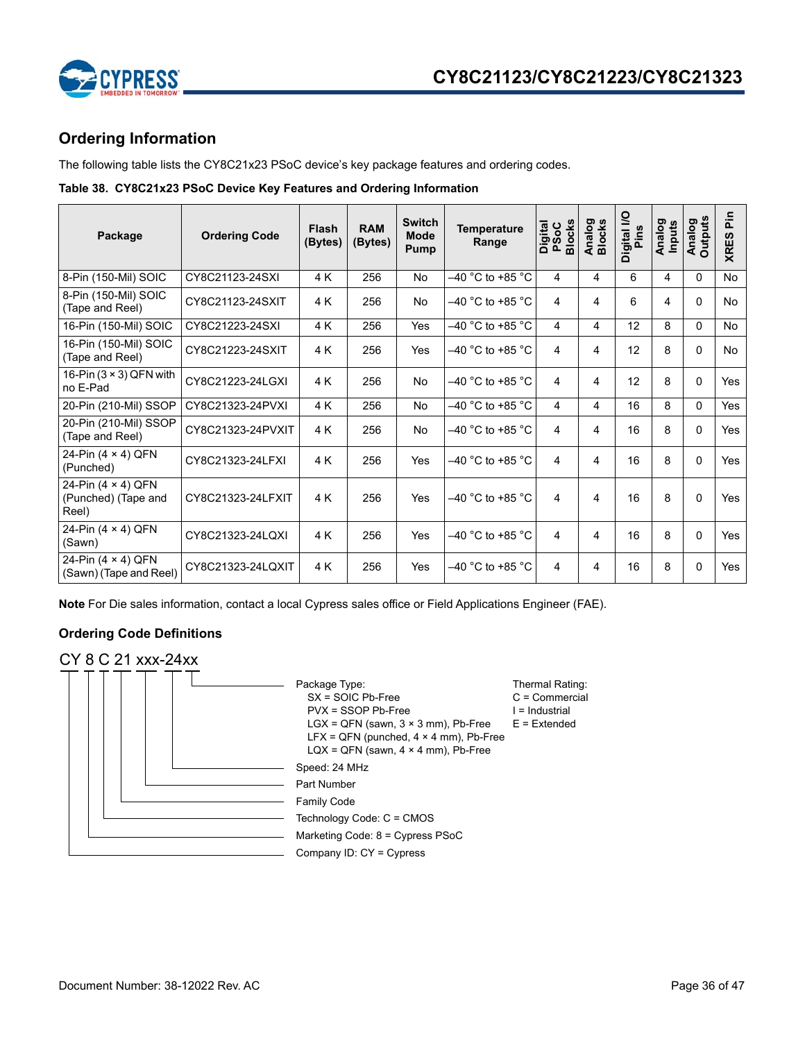## Ordering Information

The following table lists the CY8C21x23 PSoC device's key package features and ordering codes.

**Table 38. CY8C21x23 PSoC Device Key Features and Ordering Information**

| Package | Ordering Code | Flash (Bytes) | RAM (Bytes) | Switch Mode Pump | Temperature Range | Digital PSoC Blocks | Analog Blocks | Digital I/O Pins | Analog Inputs | Analog Outputs | XRES Pin |
|---|---|---|---|---|---|---|---|---|---|---|---|
| 8-Pin (150-Mil) SOIC | CY8C21123-24SXI | 4 K | 256 | No | –40 °C to +85 °C | 4 | 4 | 6 | 4 | 0 | No |
| 8-Pin (150-Mil) SOIC (Tape and Reel) | CY8C21123-24SXIT | 4 K | 256 | No | –40 °C to +85 °C | 4 | 4 | 6 | 4 | 0 | No |
| 16-Pin (150-Mil) SOIC | CY8C21223-24SXI | 4 K | 256 | Yes | –40 °C to +85 °C | 4 | 4 | 12 | 8 | 0 | No |
| 16-Pin (150-Mil) SOIC (Tape and Reel) | CY8C21223-24SXIT | 4 K | 256 | Yes | –40 °C to +85 °C | 4 | 4 | 12 | 8 | 0 | No |
| 16-Pin (3 × 3) QFN with no E-Pad | CY8C21223-24LGXI | 4 K | 256 | No | –40 °C to +85 °C | 4 | 4 | 12 | 8 | 0 | Yes |
| 20-Pin (210-Mil) SSOP | CY8C21323-24PVXI | 4 K | 256 | No | –40 °C to +85 °C | 4 | 4 | 16 | 8 | 0 | Yes |
| 20-Pin (210-Mil) SSOP (Tape and Reel) | CY8C21323-24PVXIT | 4 K | 256 | No | –40 °C to +85 °C | 4 | 4 | 16 | 8 | 0 | Yes |
| 24-Pin (4 × 4) QFN (Punched) | CY8C21323-24LFXI | 4 K | 256 | Yes | –40 °C to +85 °C | 4 | 4 | 16 | 8 | 0 | Yes |
| 24-Pin (4 × 4) QFN (Punched) (Tape and Reel) | CY8C21323-24LFXIT | 4 K | 256 | Yes | –40 °C to +85 °C | 4 | 4 | 16 | 8 | 0 | Yes |
| 24-Pin (4 × 4) QFN (Sawn) | CY8C21323-24LQXI | 4 K | 256 | Yes | –40 °C to +85 °C | 4 | 4 | 16 | 8 | 0 | Yes |
| 24-Pin (4 × 4) QFN (Sawn) (Tape and Reel) | CY8C21323-24LQXIT | 4 K | 256 | Yes | –40 °C to +85 °C | 4 | 4 | 16 | 8 | 0 | Yes |

**Note** For Die sales information, contact a local Cypress sales office or Field Applications Engineer (FAE).

### Ordering Code Definitions

CY 8 C 21 xxx-24xx

- Package Type:
  - SX = SOIC Pb-Free
  - PVX = SSOP Pb-Free
  - LGX = QFN (sawn, 3 × 3 mm), Pb-Free
  - LFX = QFN (punched, 4 × 4 mm), Pb-Free
  - LQX = QFN (sawn, 4 × 4 mm), Pb-Free
- Thermal Rating:
  - C = Commercial
  - I = Industrial
  - E = Extended
- Speed: 24 MHz
- Part Number
- Family Code
- Technology Code: C = CMOS
- Marketing Code: 8 = Cypress PSoC
- Company ID: CY = Cypress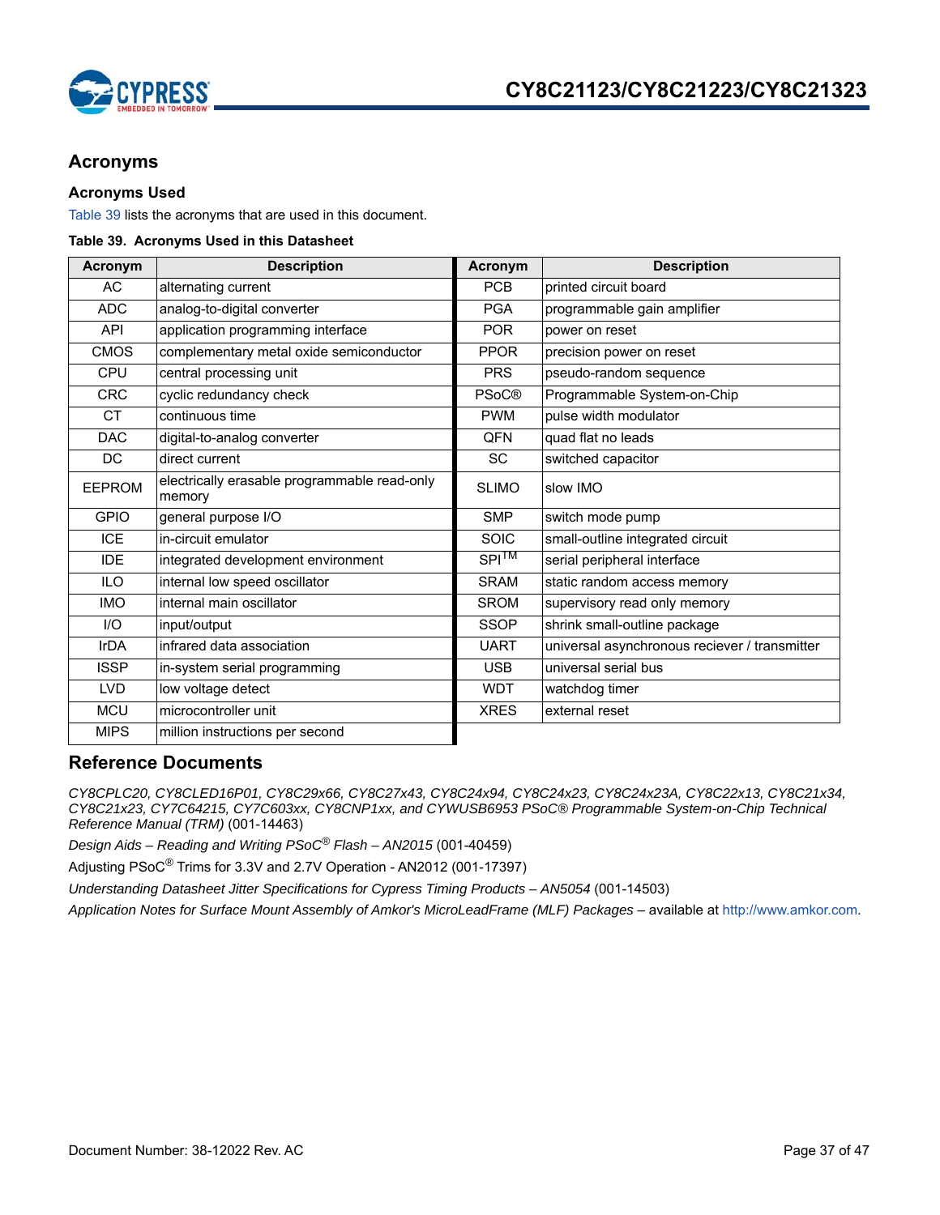## Acronyms

### Acronyms Used

Table 39 lists the acronyms that are used in this document.

**Table 39. Acronyms Used in this Datasheet**

| Acronym | Description | Acronym | Description |
|---|---|---|---|
| AC | alternating current | PCB | printed circuit board |
| ADC | analog-to-digital converter | PGA | programmable gain amplifier |
| API | application programming interface | POR | power on reset |
| CMOS | complementary metal oxide semiconductor | PPOR | precision power on reset |
| CPU | central processing unit | PRS | pseudo-random sequence |
| CRC | cyclic redundancy check | PSoC® | Programmable System-on-Chip |
| CT | continuous time | PWM | pulse width modulator |
| DAC | digital-to-analog converter | QFN | quad flat no leads |
| DC | direct current | SC | switched capacitor |
| EEPROM | electrically erasable programmable read-only memory | SLIMO | slow IMO |
| GPIO | general purpose I/O | SMP | switch mode pump |
| ICE | in-circuit emulator | SOIC | small-outline integrated circuit |
| IDE | integrated development environment | SPI™ | serial peripheral interface |
| ILO | internal low speed oscillator | SRAM | static random access memory |
| IMO | internal main oscillator | SROM | supervisory read only memory |
| I/O | input/output | SSOP | shrink small-outline package |
| IrDA | infrared data association | UART | universal asynchronous reciever / transmitter |
| ISSP | in-system serial programming | USB | universal serial bus |
| LVD | low voltage detect | WDT | watchdog timer |
| MCU | microcontroller unit | XRES | external reset |
| MIPS | million instructions per second | | |

## Reference Documents

*CY8CPLC20, CY8CLED16P01, CY8C29x66, CY8C27x43, CY8C24x94, CY8C24x23, CY8C24x23A, CY8C22x13, CY8C21x34, CY8C21x23, CY7C64215, CY7C603xx, CY8CNP1xx, and CYWUSB6953 PSoC® Programmable System-on-Chip Technical Reference Manual (TRM)* (001-14463)

*Design Aids – Reading and Writing PSoC® Flash – AN2015* (001-40459)

Adjusting PSoC® Trims for 3.3V and 2.7V Operation - AN2012 (001-17397)

*Understanding Datasheet Jitter Specifications for Cypress Timing Products – AN5054* (001-14503)

*Application Notes for Surface Mount Assembly of Amkor's MicroLeadFrame (MLF) Packages* – available at http://www.amkor.com.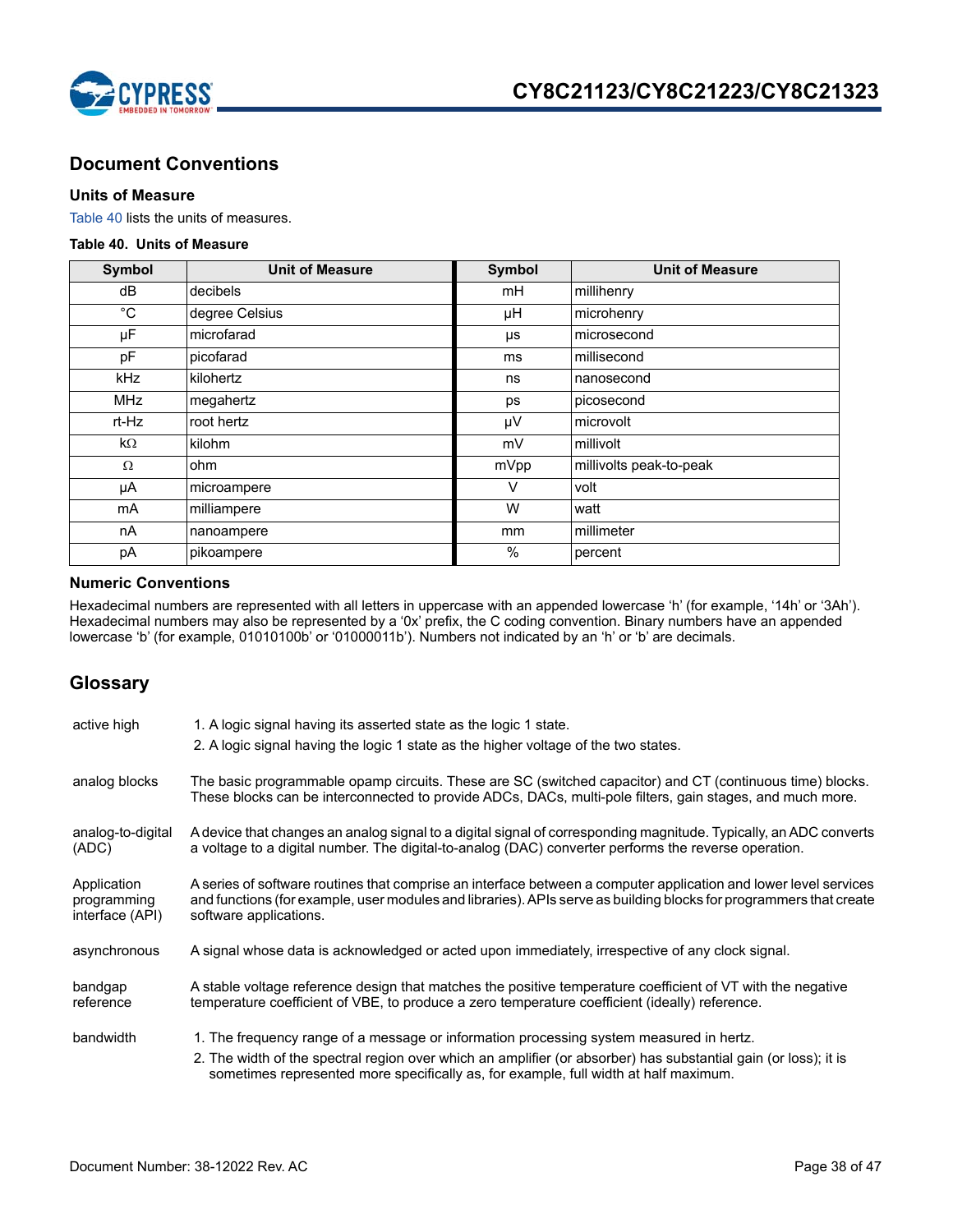## Document Conventions

### Units of Measure

Table 40 lists the units of measures.

**Table 40. Units of Measure**

| Symbol | Unit of Measure | Symbol | Unit of Measure |
|---|---|---|---|
| dB | decibels | mH | millihenry |
| °C | degree Celsius | µH | microhenry |
| µF | microfarad | µs | microsecond |
| pF | picofarad | ms | millisecond |
| kHz | kilohertz | ns | nanosecond |
| MHz | megahertz | ps | picosecond |
| rt-Hz | root hertz | µV | microvolt |
| kΩ | kilohm | mV | millivolt |
| Ω | ohm | mVpp | millivolts peak-to-peak |
| µA | microampere | V | volt |
| mA | milliampere | W | watt |
| nA | nanoampere | mm | millimeter |
| pA | pikoampere | % | percent |

### Numeric Conventions

Hexadecimal numbers are represented with all letters in uppercase with an appended lowercase 'h' (for example, '14h' or '3Ah'). Hexadecimal numbers may also be represented by a '0x' prefix, the C coding convention. Binary numbers have an appended lowercase 'b' (for example, 01010100b' or '01000011b'). Numbers not indicated by an 'h' or 'b' are decimals.

## Glossary

**active high**
1. A logic signal having its asserted state as the logic 1 state.
2. A logic signal having the logic 1 state as the higher voltage of the two states.

**analog blocks**
The basic programmable opamp circuits. These are SC (switched capacitor) and CT (continuous time) blocks. These blocks can be interconnected to provide ADCs, DACs, multi-pole filters, gain stages, and much more.

**analog-to-digital (ADC)**
A device that changes an analog signal to a digital signal of corresponding magnitude. Typically, an ADC converts a voltage to a digital number. The digital-to-analog (DAC) converter performs the reverse operation.

**Application programming interface (API)**
A series of software routines that comprise an interface between a computer application and lower level services and functions (for example, user modules and libraries). APIs serve as building blocks for programmers that create software applications.

**asynchronous**
A signal whose data is acknowledged or acted upon immediately, irrespective of any clock signal.

**bandgap reference**
A stable voltage reference design that matches the positive temperature coefficient of VT with the negative temperature coefficient of VBE, to produce a zero temperature coefficient (ideally) reference.

**bandwidth**
1. The frequency range of a message or information processing system measured in hertz.
2. The width of the spectral region over which an amplifier (or absorber) has substantial gain (or loss); it is sometimes represented more specifically as, for example, full width at half maximum.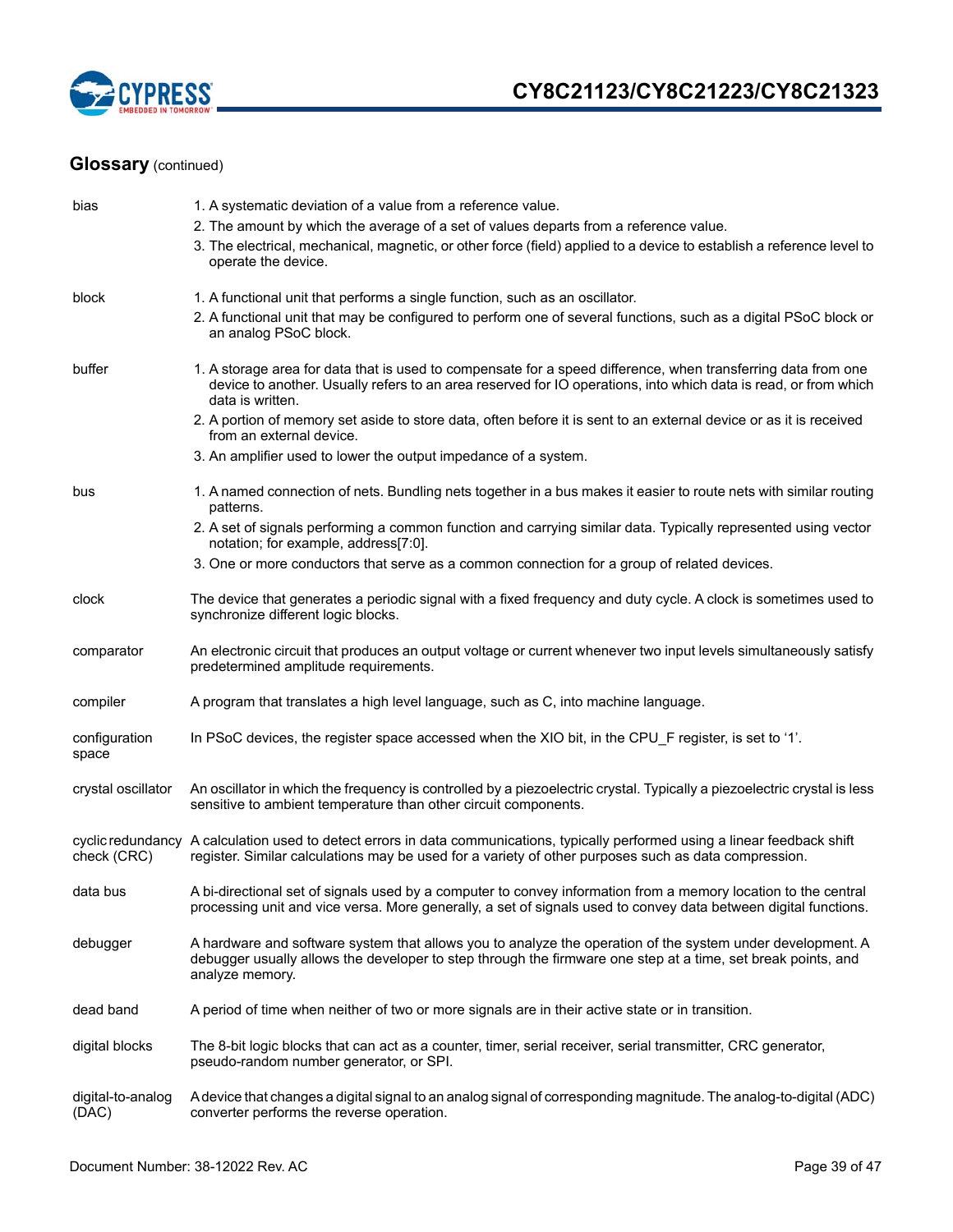## Glossary (continued)

| | |
|---|---|
| bias | 1. A systematic deviation of a value from a reference value.<br>2. The amount by which the average of a set of values departs from a reference value.<br>3. The electrical, mechanical, magnetic, or other force (field) applied to a device to establish a reference level to operate the device. |
| block | 1. A functional unit that performs a single function, such as an oscillator.<br>2. A functional unit that may be configured to perform one of several functions, such as a digital PSoC block or an analog PSoC block. |
| buffer | 1. A storage area for data that is used to compensate for a speed difference, when transferring data from one device to another. Usually refers to an area reserved for IO operations, into which data is read, or from which data is written.<br>2. A portion of memory set aside to store data, often before it is sent to an external device or as it is received from an external device.<br>3. An amplifier used to lower the output impedance of a system. |
| bus | 1. A named connection of nets. Bundling nets together in a bus makes it easier to route nets with similar routing patterns.<br>2. A set of signals performing a common function and carrying similar data. Typically represented using vector notation; for example, address[7:0].<br>3. One or more conductors that serve as a common connection for a group of related devices. |
| clock | The device that generates a periodic signal with a fixed frequency and duty cycle. A clock is sometimes used to synchronize different logic blocks. |
| comparator | An electronic circuit that produces an output voltage or current whenever two input levels simultaneously satisfy predetermined amplitude requirements. |
| compiler | A program that translates a high level language, such as C, into machine language. |
| configuration space | In PSoC devices, the register space accessed when the XIO bit, in the CPU_F register, is set to '1'. |
| crystal oscillator | An oscillator in which the frequency is controlled by a piezoelectric crystal. Typically a piezoelectric crystal is less sensitive to ambient temperature than other circuit components. |
| cyclic redundancy check (CRC) | A calculation used to detect errors in data communications, typically performed using a linear feedback shift register. Similar calculations may be used for a variety of other purposes such as data compression. |
| data bus | A bi-directional set of signals used by a computer to convey information from a memory location to the central processing unit and vice versa. More generally, a set of signals used to convey data between digital functions. |
| debugger | A hardware and software system that allows you to analyze the operation of the system under development. A debugger usually allows the developer to step through the firmware one step at a time, set break points, and analyze memory. |
| dead band | A period of time when neither of two or more signals are in their active state or in transition. |
| digital blocks | The 8-bit logic blocks that can act as a counter, timer, serial receiver, serial transmitter, CRC generator, pseudo-random number generator, or SPI. |
| digital-to-analog (DAC) | A device that changes a digital signal to an analog signal of corresponding magnitude. The analog-to-digital (ADC) converter performs the reverse operation. |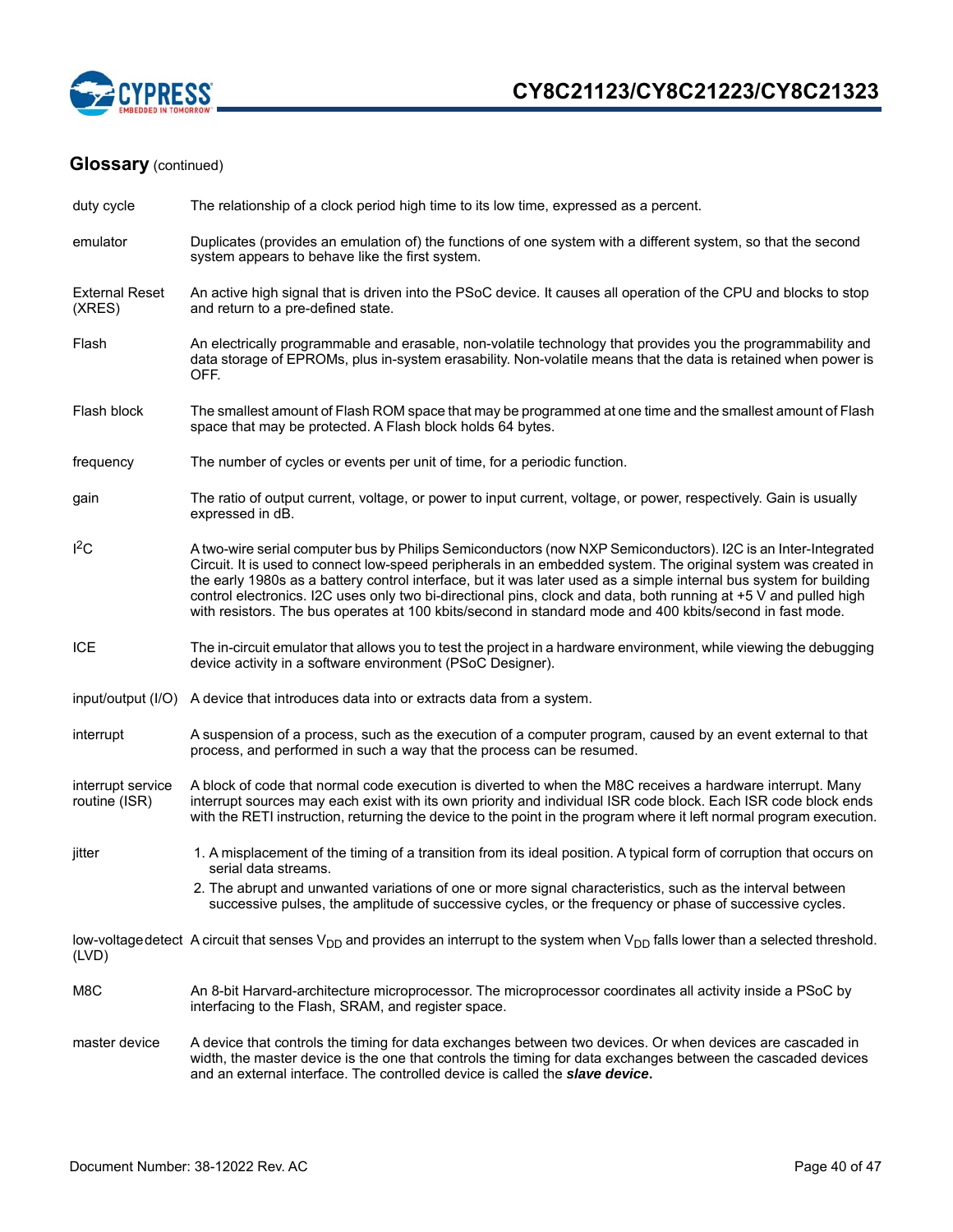## Glossary (continued)

| | |
|---|---|
| duty cycle | The relationship of a clock period high time to its low time, expressed as a percent. |
| emulator | Duplicates (provides an emulation of) the functions of one system with a different system, so that the second system appears to behave like the first system. |
| External Reset (XRES) | An active high signal that is driven into the PSoC device. It causes all operation of the CPU and blocks to stop and return to a pre-defined state. |
| Flash | An electrically programmable and erasable, non-volatile technology that provides you the programmability and data storage of EPROMs, plus in-system erasability. Non-volatile means that the data is retained when power is OFF. |
| Flash block | The smallest amount of Flash ROM space that may be programmed at one time and the smallest amount of Flash space that may be protected. A Flash block holds 64 bytes. |
| frequency | The number of cycles or events per unit of time, for a periodic function. |
| gain | The ratio of output current, voltage, or power to input current, voltage, or power, respectively. Gain is usually expressed in dB. |
| $I^2C$ | A two-wire serial computer bus by Philips Semiconductors (now NXP Semiconductors). I2C is an Inter-Integrated Circuit. It is used to connect low-speed peripherals in an embedded system. The original system was created in the early 1980s as a battery control interface, but it was later used as a simple internal bus system for building control electronics. I2C uses only two bi-directional pins, clock and data, both running at +5 V and pulled high with resistors. The bus operates at 100 kbits/second in standard mode and 400 kbits/second in fast mode. |
| ICE | The in-circuit emulator that allows you to test the project in a hardware environment, while viewing the debugging device activity in a software environment (PSoC Designer). |
| input/output (I/O) | A device that introduces data into or extracts data from a system. |
| interrupt | A suspension of a process, such as the execution of a computer program, caused by an event external to that process, and performed in such a way that the process can be resumed. |
| interrupt service routine (ISR) | A block of code that normal code execution is diverted to when the M8C receives a hardware interrupt. Many interrupt sources may each exist with its own priority and individual ISR code block. Each ISR code block ends with the RETI instruction, returning the device to the point in the program where it left normal program execution. |
| jitter | 1. A misplacement of the timing of a transition from its ideal position. A typical form of corruption that occurs on serial data streams.<br>2. The abrupt and unwanted variations of one or more signal characteristics, such as the interval between successive pulses, the amplitude of successive cycles, or the frequency or phase of successive cycles. |
| low-voltage detect (LVD) | A circuit that senses $V_{DD}$ and provides an interrupt to the system when $V_{DD}$ falls lower than a selected threshold. |
| M8C | An 8-bit Harvard-architecture microprocessor. The microprocessor coordinates all activity inside a PSoC by interfacing to the Flash, SRAM, and register space. |
| master device | A device that controls the timing for data exchanges between two devices. Or when devices are cascaded in width, the master device is the one that controls the timing for data exchanges between the cascaded devices and an external interface. The controlled device is called the ***slave device***. |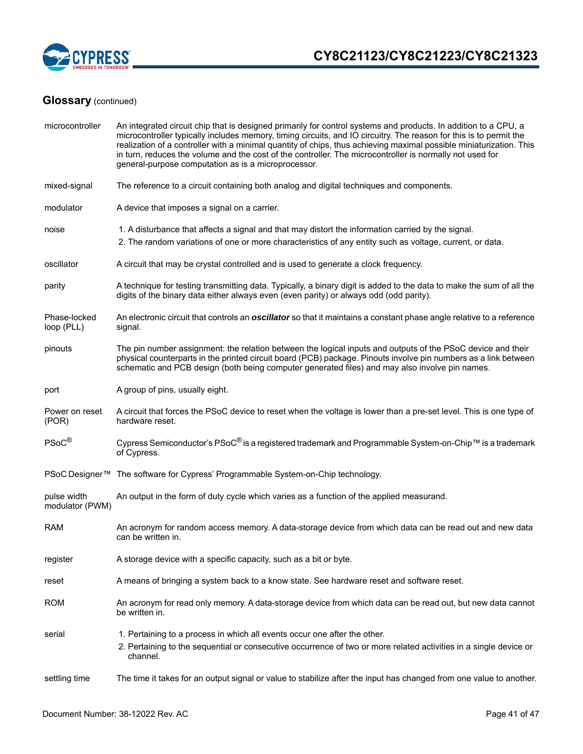## Glossary (continued)

| | |
|---|---|
| microcontroller | An integrated circuit chip that is designed primarily for control systems and products. In addition to a CPU, a microcontroller typically includes memory, timing circuits, and IO circuitry. The reason for this is to permit the realization of a controller with a minimal quantity of chips, thus achieving maximal possible miniaturization. This in turn, reduces the volume and the cost of the controller. The microcontroller is normally not used for general-purpose computation as is a microprocessor. |
| mixed-signal | The reference to a circuit containing both analog and digital techniques and components. |
| modulator | A device that imposes a signal on a carrier. |
| noise | 1. A disturbance that affects a signal and that may distort the information carried by the signal.<br>2. The random variations of one or more characteristics of any entity such as voltage, current, or data. |
| oscillator | A circuit that may be crystal controlled and is used to generate a clock frequency. |
| parity | A technique for testing transmitting data. Typically, a binary digit is added to the data to make the sum of all the digits of the binary data either always even (even parity) or always odd (odd parity). |
| Phase-locked loop (PLL) | An electronic circuit that controls an ***oscillator*** so that it maintains a constant phase angle relative to a reference signal. |
| pinouts | The pin number assignment: the relation between the logical inputs and outputs of the PSoC device and their physical counterparts in the printed circuit board (PCB) package. Pinouts involve pin numbers as a link between schematic and PCB design (both being computer generated files) and may also involve pin names. |
| port | A group of pins, usually eight. |
| Power on reset (POR) | A circuit that forces the PSoC device to reset when the voltage is lower than a pre-set level. This is one type of hardware reset. |
| PSoC® | Cypress Semiconductor's PSoC® is a registered trademark and Programmable System-on-Chip™ is a trademark of Cypress. |
| PSoC Designer™ | The software for Cypress' Programmable System-on-Chip technology. |
| pulse width modulator (PWM) | An output in the form of duty cycle which varies as a function of the applied measurand. |
| RAM | An acronym for random access memory. A data-storage device from which data can be read out and new data can be written in. |
| register | A storage device with a specific capacity, such as a bit or byte. |
| reset | A means of bringing a system back to a know state. See hardware reset and software reset. |
| ROM | An acronym for read only memory. A data-storage device from which data can be read out, but new data cannot be written in. |
| serial | 1. Pertaining to a process in which all events occur one after the other.<br>2. Pertaining to the sequential or consecutive occurrence of two or more related activities in a single device or channel. |
| settling time | The time it takes for an output signal or value to stabilize after the input has changed from one value to another. |

Document Number: 38-12022 Rev. AC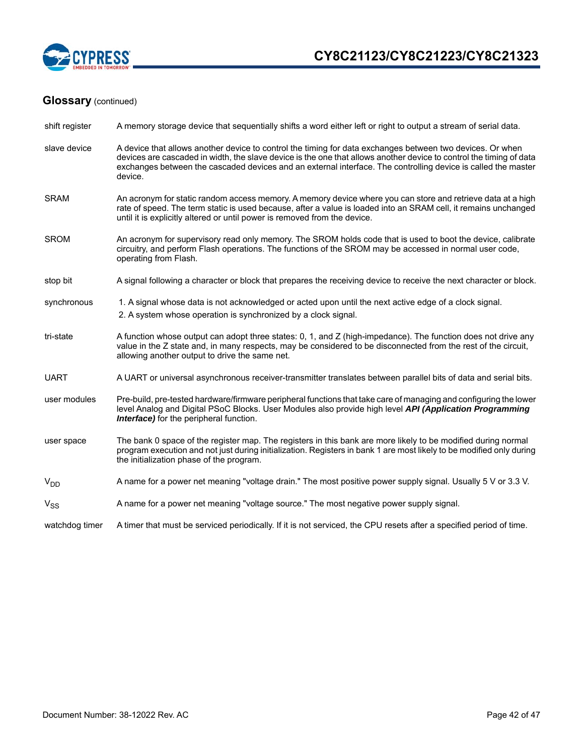## Glossary (continued)

| | |
|---|---|
| shift register | A memory storage device that sequentially shifts a word either left or right to output a stream of serial data. |
| slave device | A device that allows another device to control the timing for data exchanges between two devices. Or when devices are cascaded in width, the slave device is the one that allows another device to control the timing of data exchanges between the cascaded devices and an external interface. The controlling device is called the master device. |
| SRAM | An acronym for static random access memory. A memory device where you can store and retrieve data at a high rate of speed. The term static is used because, after a value is loaded into an SRAM cell, it remains unchanged until it is explicitly altered or until power is removed from the device. |
| SROM | An acronym for supervisory read only memory. The SROM holds code that is used to boot the device, calibrate circuitry, and perform Flash operations. The functions of the SROM may be accessed in normal user code, operating from Flash. |
| stop bit | A signal following a character or block that prepares the receiving device to receive the next character or block. |
| synchronous | 1. A signal whose data is not acknowledged or acted upon until the next active edge of a clock signal.<br>2. A system whose operation is synchronized by a clock signal. |
| tri-state | A function whose output can adopt three states: 0, 1, and Z (high-impedance). The function does not drive any value in the Z state and, in many respects, may be considered to be disconnected from the rest of the circuit, allowing another output to drive the same net. |
| UART | A UART or universal asynchronous receiver-transmitter translates between parallel bits of data and serial bits. |
| user modules | Pre-build, pre-tested hardware/firmware peripheral functions that take care of managing and configuring the lower level Analog and Digital PSoC Blocks. User Modules also provide high level ***API (Application Programming Interface)*** for the peripheral function. |
| user space | The bank 0 space of the register map. The registers in this bank are more likely to be modified during normal program execution and not just during initialization. Registers in bank 1 are most likely to be modified only during the initialization phase of the program. |
| $V_{DD}$ | A name for a power net meaning "voltage drain." The most positive power supply signal. Usually 5 V or 3.3 V. |
| $V_{SS}$ | A name for a power net meaning "voltage source." The most negative power supply signal. |
| watchdog timer | A timer that must be serviced periodically. If it is not serviced, the CPU resets after a specified period of time. |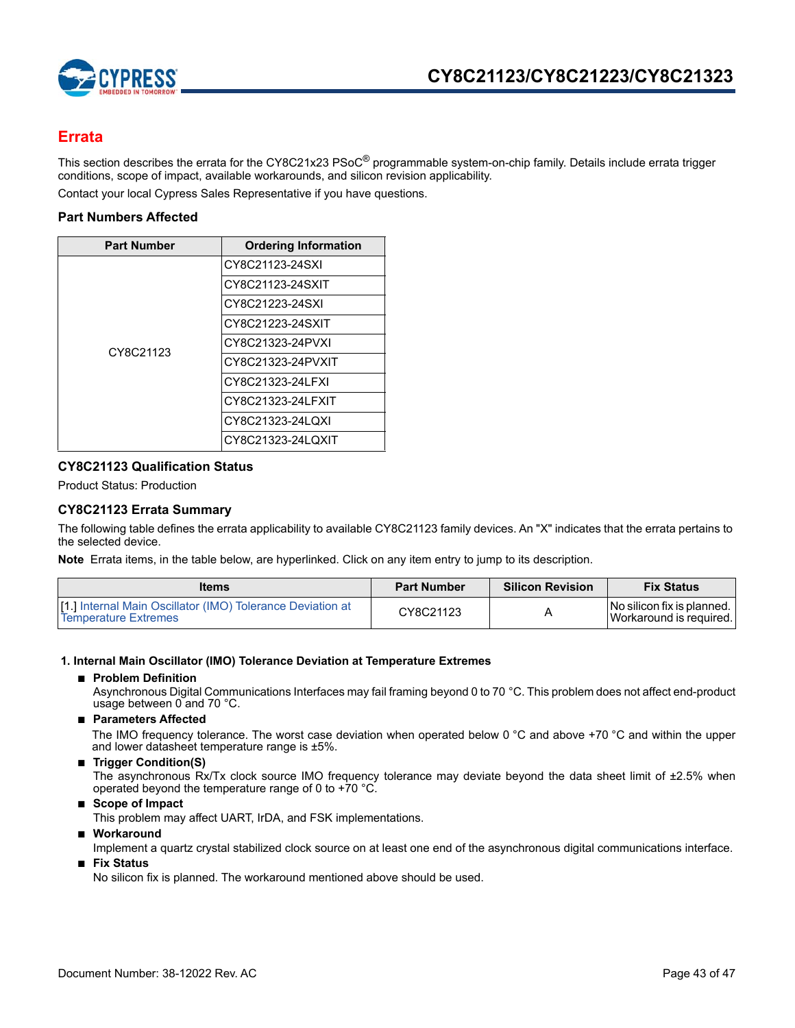## Errata

This section describes the errata for the CY8C21x23 PSoC® programmable system-on-chip family. Details include errata trigger conditions, scope of impact, available workarounds, and silicon revision applicability.

Contact your local Cypress Sales Representative if you have questions.

### Part Numbers Affected

| Part Number | Ordering Information |
|---|---|
| CY8C21123 | CY8C21123-24SXI |
| | CY8C21123-24SXIT |
| | CY8C21223-24SXI |
| | CY8C21223-24SXIT |
| | CY8C21323-24PVXI |
| | CY8C21323-24PVXIT |
| | CY8C21323-24LFXI |
| | CY8C21323-24LFXIT |
| | CY8C21323-24LQXI |
| | CY8C21323-24LQXIT |

### CY8C21123 Qualification Status

Product Status: Production

### CY8C21123 Errata Summary

The following table defines the errata applicability to available CY8C21123 family devices. An "X" indicates that the errata pertains to the selected device.

**Note** Errata items, in the table below, are hyperlinked. Click on any item entry to jump to its description.

| Items | Part Number | Silicon Revision | Fix Status |
|---|---|---|---|
| [1.] Internal Main Oscillator (IMO) Tolerance Deviation at Temperature Extremes | CY8C21123 | A | No silicon fix is planned. Workaround is required. |

**1. Internal Main Oscillator (IMO) Tolerance Deviation at Temperature Extremes**

- **Problem Definition**
  Asynchronous Digital Communications Interfaces may fail framing beyond 0 to 70 °C. This problem does not affect end-product usage between 0 and 70 °C.
- **Parameters Affected**
  The IMO frequency tolerance. The worst case deviation when operated below 0 °C and above +70 °C and within the upper and lower datasheet temperature range is ±5%.
- **Trigger Condition(S)**
  The asynchronous Rx/Tx clock source IMO frequency tolerance may deviate beyond the data sheet limit of ±2.5% when operated beyond the temperature range of 0 to +70 °C.
- **Scope of Impact**
  This problem may affect UART, IrDA, and FSK implementations.
- **Workaround**
  Implement a quartz crystal stabilized clock source on at least one end of the asynchronous digital communications interface.
- **Fix Status**
  No silicon fix is planned. The workaround mentioned above should be used.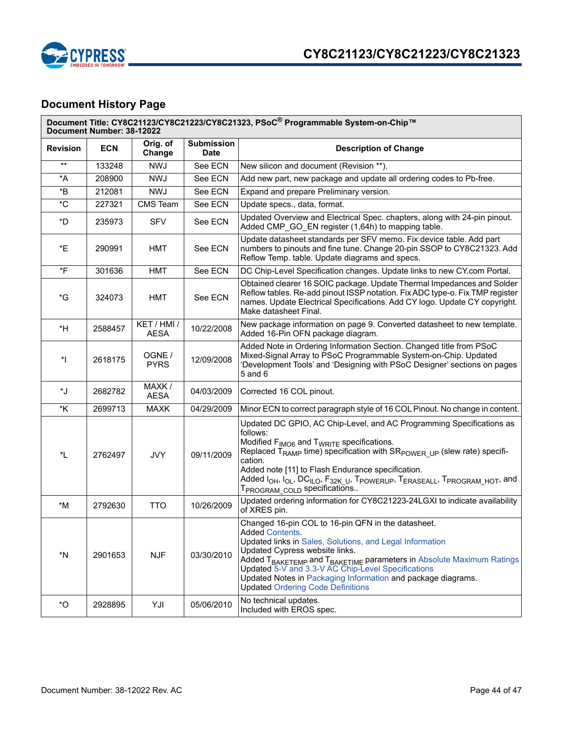## Document History Page

| Document Title: CY8C21123/CY8C21223/CY8C21323, PSoC® Programmable System-on-Chip™<br>Document Number: 38-12022 | | | | |
|---|---|---|---|---|
| **Revision** | **ECN** | **Orig. of Change** | **Submission Date** | **Description of Change** |
| ** | 133248 | NWJ | See ECN | New silicon and document (Revision **). |
| *A | 208900 | NWJ | See ECN | Add new part, new package and update all ordering codes to Pb-free. |
| *B | 212081 | NWJ | See ECN | Expand and prepare Preliminary version. |
| *C | 227321 | CMS Team | See ECN | Update specs., data, format. |
| *D | 235973 | SFV | See ECN | Updated Overview and Electrical Spec. chapters, along with 24-pin pinout. Added CMP_GO_EN register (1,64h) to mapping table. |
| *E | 290991 | HMT | See ECN | Update datasheet standards per SFV memo. Fix device table. Add part numbers to pinouts and fine tune. Change 20-pin SSOP to CY8C21323. Add Reflow Temp. table. Update diagrams and specs. |
| *F | 301636 | HMT | See ECN | DC Chip-Level Specification changes. Update links to new CY.com Portal. |
| *G | 324073 | HMT | See ECN | Obtained clearer 16 SOIC package. Update Thermal Impedances and Solder Reflow tables. Re-add pinout ISSP notation. Fix ADC type-o. Fix TMP register names. Update Electrical Specifications. Add CY logo. Update CY copyright. Make datasheet Final. |
| *H | 2588457 | KET / HMI / AESA | 10/22/2008 | New package information on page 9. Converted datasheet to new template. Added 16-Pin OFN package diagram. |
| *I | 2618175 | OGNE / PYRS | 12/09/2008 | Added Note in Ordering Information Section. Changed title from PSoC Mixed-Signal Array to PSoC Programmable System-on-Chip. Updated 'Development Tools' and 'Designing with PSoC Designer' sections on pages 5 and 6 |
| *J | 2682782 | MAXK / AESA | 04/03/2009 | Corrected 16 COL pinout. |
| *K | 2699713 | MAXK | 04/29/2009 | Minor ECN to correct paragraph style of 16 COL Pinout. No change in content. |
| *L | 2762497 | JVY | 09/11/2009 | Updated DC GPIO, AC Chip-Level, and AC Programming Specifications as follows:<br>Modified $F_{IMO6}$ and $T_{WRITE}$ specifications.<br>Replaced $T_{RAMP}$ time) specification with $SR_{POWER\_UP}$ (slew rate) specification.<br>Added note [11] to Flash Endurance specification.<br>Added $I_{OH}$, $I_{OL}$, $DC_{ILO}$, $F_{32K\_U}$, $T_{POWERUP}$, $T_{ERASEALL}$, $T_{PROGRAM\_HOT}$, and $T_{PROGRAM\_COLD}$ specifications.. |
| *M | 2792630 | TTO | 10/26/2009 | Updated ordering information for CY8C21223-24LGXI to indicate availability of XRES pin. |
| *N | 2901653 | NJF | 03/30/2010 | Changed 16-pin COL to 16-pin QFN in the datasheet.<br>Added Contents.<br>Updated links in Sales, Solutions, and Legal Information<br>Updated Cypress website links.<br>Added $T_{BAKETEMP}$ and $T_{BAKETIME}$ parameters in Absolute Maximum Ratings<br>Updated 5-V and 3.3-V AC Chip-Level Specifications<br>Updated Notes in Packaging Information and package diagrams.<br>Updated Ordering Code Definitions |
| *O | 2928895 | YJI | 05/06/2010 | No technical updates.<br>Included with EROS spec. |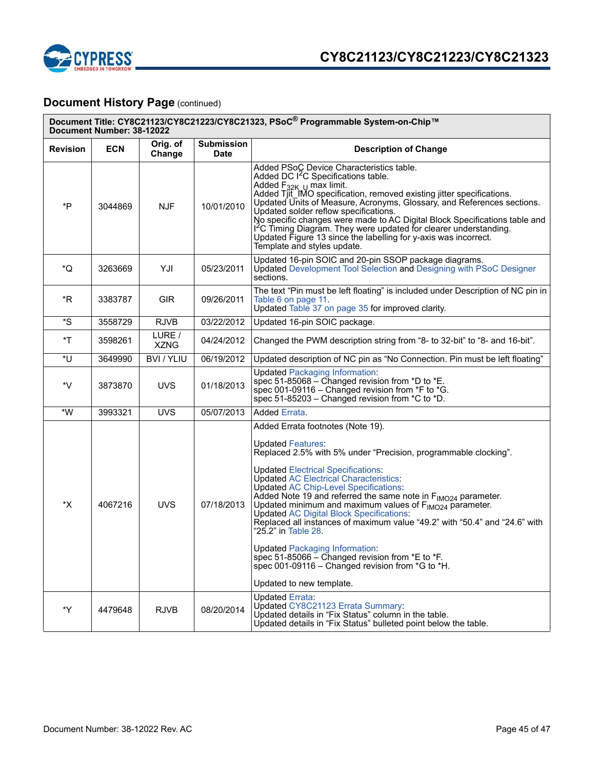## Document History Page (continued)

| Document Title: CY8C21123/CY8C21223/CY8C21323, PSoC® Programmable System-on-Chip™ Document Number: 38-12022 | | | | |
|---|---|---|---|---|
| **Revision** | **ECN** | **Orig. of Change** | **Submission Date** | **Description of Change** |
| *P | 3044869 | NJF | 10/01/2010 | Added PSoC Device Characteristics table.<br>Added DC $I^2C$ Specifications table.<br>Added $F_{32K\_U}$ max limit.<br>Added Tjit_IMO specification, removed existing jitter specifications.<br>Updated Units of Measure, Acronyms, Glossary, and References sections.<br>Updated solder reflow specifications.<br>No specific changes were made to AC Digital Block Specifications table and $I^2C$ Timing Diagram. They were updated for clearer understanding.<br>Updated Figure 13 since the labelling for y-axis was incorrect.<br>Template and styles update. |
| *Q | 3263669 | YJI | 05/23/2011 | Updated 16-pin SOIC and 20-pin SSOP package diagrams.<br>Updated Development Tool Selection and Designing with PSoC Designer sections. |
| *R | 3383787 | GIR | 09/26/2011 | The text "Pin must be left floating" is included under Description of NC pin in Table 6 on page 11.<br>Updated Table 37 on page 35 for improved clarity. |
| *S | 3558729 | RJVB | 03/22/2012 | Updated 16-pin SOIC package. |
| *T | 3598261 | LURE / XZNG | 04/24/2012 | Changed the PWM description string from "8- to 32-bit" to "8- and 16-bit". |
| *U | 3649990 | BVI / YLIU | 06/19/2012 | Updated description of NC pin as "No Connection. Pin must be left floating" |
| *V | 3873870 | UVS | 01/18/2013 | Updated Packaging Information:<br>spec 51-85068 – Changed revision from *D to *E.<br>spec 001-09116 – Changed revision from *F to *G.<br>spec 51-85203 – Changed revision from *C to *D. |
| *W | 3993321 | UVS | 05/07/2013 | Added Errata. |
| *X | 4067216 | UVS | 07/18/2013 | Added Errata footnotes (Note 19).<br><br>Updated Features:<br>Replaced 2.5% with 5% under "Precision, programmable clocking".<br><br>Updated Electrical Specifications:<br>Updated AC Electrical Characteristics:<br>Updated AC Chip-Level Specifications:<br>Added Note 19 and referred the same note in $F_{IMO24}$ parameter.<br>Updated minimum and maximum values of $F_{IMO24}$ parameter.<br>Updated AC Digital Block Specifications:<br>Replaced all instances of maximum value "49.2" with "50.4" and "24.6" with "25.2" in Table 28.<br><br>Updated Packaging Information:<br>spec 51-85066 – Changed revision from *E to *F.<br>spec 001-09116 – Changed revision from *G to *H.<br><br>Updated to new template. |
| *Y | 4479648 | RJVB | 08/20/2014 | Updated Errata:<br>Updated CY8C21123 Errata Summary:<br>Updated details in "Fix Status" column in the table.<br>Updated details in "Fix Status" bulleted point below the table. |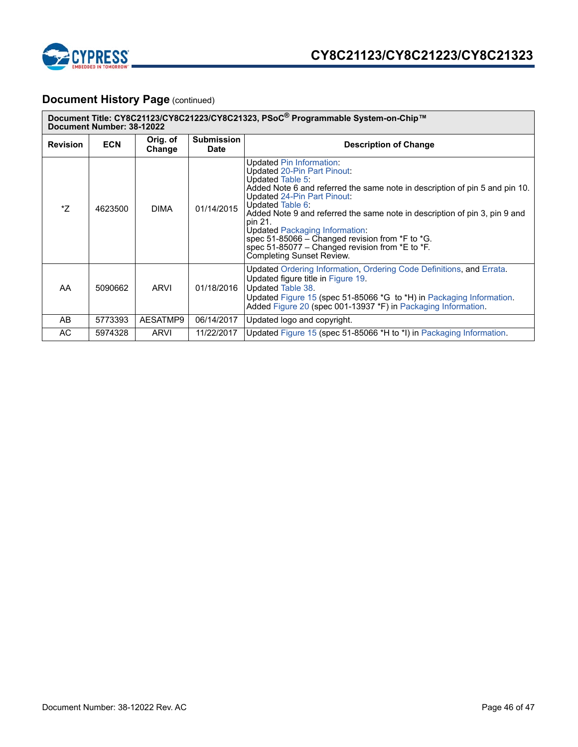## Document History Page (continued)

| Document Title: CY8C21123/CY8C21223/CY8C21323, PSoC® Programmable System-on-Chip™<br>Document Number: 38-12022 | | | | |
|---|---|---|---|---|
| **Revision** | **ECN** | **Orig. of Change** | **Submission Date** | **Description of Change** |
| *Z | 4623500 | DIMA | 01/14/2015 | Updated Pin Information:<br>Updated 20-Pin Part Pinout:<br>Updated Table 5:<br>Added Note 6 and referred the same note in description of pin 5 and pin 10.<br>Updated 24-Pin Part Pinout:<br>Updated Table 6:<br>Added Note 9 and referred the same note in description of pin 3, pin 9 and pin 21.<br>Updated Packaging Information:<br>spec 51-85066 – Changed revision from *F to *G.<br>spec 51-85077 – Changed revision from *E to *F.<br>Completing Sunset Review. |
| AA | 5090662 | ARVI | 01/18/2016 | Updated Ordering Information, Ordering Code Definitions, and Errata.<br>Updated figure title in Figure 19.<br>Updated Table 38.<br>Updated Figure 15 (spec 51-85066 *G to *H) in Packaging Information.<br>Added Figure 20 (spec 001-13937 *F) in Packaging Information. |
| AB | 5773393 | AESATMP9 | 06/14/2017 | Updated logo and copyright. |
| AC | 5974328 | ARVI | 11/22/2017 | Updated Figure 15 (spec 51-85066 *H to *I) in Packaging Information. |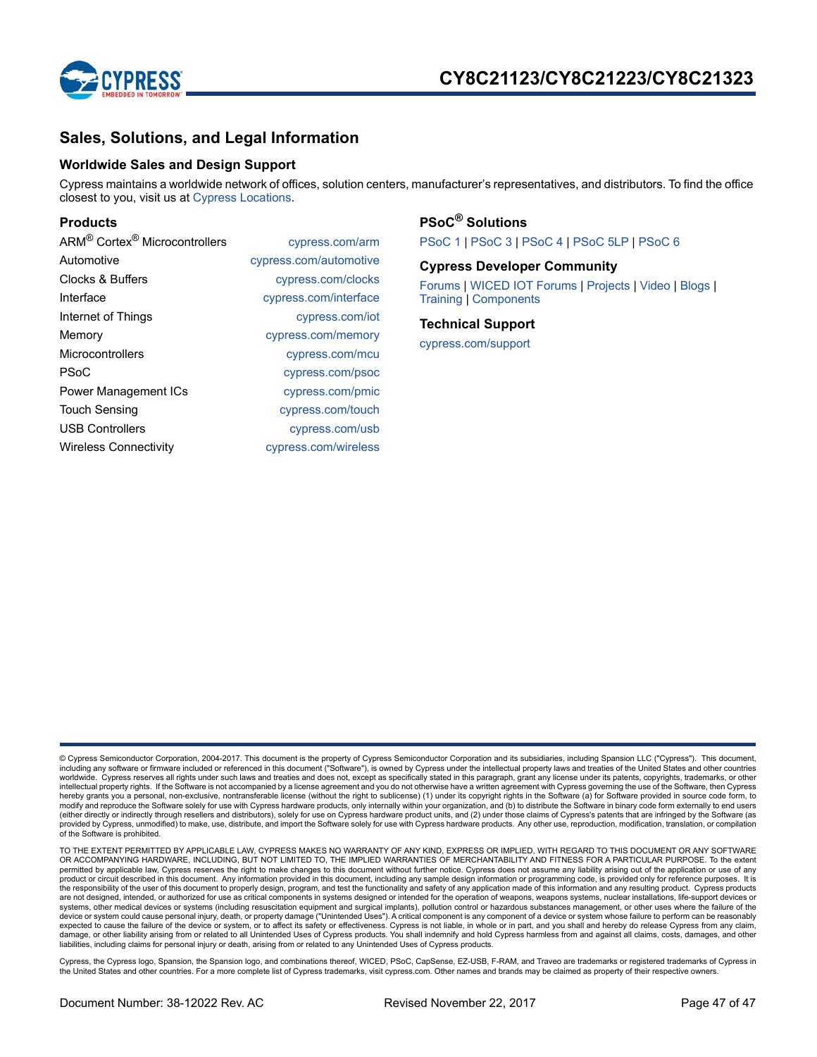## Sales, Solutions, and Legal Information

### Worldwide Sales and Design Support

Cypress maintains a worldwide network of offices, solution centers, manufacturer's representatives, and distributors. To find the office closest to you, visit us at Cypress Locations.

### Products

| | |
|---|---|
| ARM® Cortex® Microcontrollers | cypress.com/arm |
| Automotive | cypress.com/automotive |
| Clocks & Buffers | cypress.com/clocks |
| Interface | cypress.com/interface |
| Internet of Things | cypress.com/iot |
| Memory | cypress.com/memory |
| Microcontrollers | cypress.com/mcu |
| PSoC | cypress.com/psoc |
| Power Management ICs | cypress.com/pmic |
| Touch Sensing | cypress.com/touch |
| USB Controllers | cypress.com/usb |
| Wireless Connectivity | cypress.com/wireless |

### PSoC® Solutions

PSoC 1 | PSoC 3 | PSoC 4 | PSoC 5LP | PSoC 6

### Cypress Developer Community

Forums | WICED IOT Forums | Projects | Video | Blogs | Training | Components

### Technical Support

cypress.com/support

© Cypress Semiconductor Corporation, 2004-2017. This document is the property of Cypress Semiconductor Corporation and its subsidiaries, including Spansion LLC ("Cypress"). This document, including any software or firmware included or referenced in this document ("Software"), is owned by Cypress under the intellectual property laws and treaties of the United States and other countries worldwide. Cypress reserves all rights under such laws and treaties and does not, except as specifically stated in this paragraph, grant any license under its patents, copyrights, trademarks, or other intellectual property rights. If the Software is not accompanied by a license agreement and you do not otherwise have a written agreement with Cypress governing the use of the Software, then Cypress hereby grants you a personal, non-exclusive, nontransferable license (without the right to sublicense) (1) under its copyright rights in the Software (a) for Software provided in source code form, to modify and reproduce the Software solely for use with Cypress hardware products, only internally within your organization, and (b) to distribute the Software in binary code form externally to end users (either directly or indirectly through resellers and distributors), solely for use on Cypress hardware product units, and (2) under those claims of Cypress's patents that are infringed by the Software (as provided by Cypress, unmodified) to make, use, distribute, and import the Software solely for use with Cypress hardware products. Any other use, reproduction, modification, translation, or compilation of the Software is prohibited.

TO THE EXTENT PERMITTED BY APPLICABLE LAW, CYPRESS MAKES NO WARRANTY OF ANY KIND, EXPRESS OR IMPLIED, WITH REGARD TO THIS DOCUMENT OR ANY SOFTWARE OR ACCOMPANYING HARDWARE, INCLUDING, BUT NOT LIMITED TO, THE IMPLIED WARRANTIES OF MERCHANTABILITY AND FITNESS FOR A PARTICULAR PURPOSE. To the extent permitted by applicable law, Cypress reserves the right to make changes to this document without further notice. Cypress does not assume any liability arising out of the application or use of any product or circuit described in this document. Any information provided in this document, including any sample design information or programming code, is provided only for reference purposes. It is the responsibility of the user of this document to properly design, program, and test the functionality and safety of any application made of this information and any resulting product. Cypress products are not designed, intended, or authorized for use as critical components in systems designed or intended for the operation of weapons, weapons systems, nuclear installations, life-support devices or systems, other medical devices or systems (including resuscitation equipment and surgical implants), pollution control or hazardous substances management, or other uses where the failure of the device or system could cause personal injury, death, or property damage ("Unintended Uses"). A critical component is any component of a device or system whose failure to perform can be reasonably expected to cause the failure of the device or system, or to affect its safety or effectiveness. Cypress is not liable, in whole or in part, and you shall and hereby do release Cypress from any claim, damage, or other liability arising from or related to all Unintended Uses of Cypress products. You shall indemnify and hold Cypress harmless from and against all claims, costs, damages, and other liabilities, including claims for personal injury or death, arising from or related to any Unintended Uses of Cypress products.

Cypress, the Cypress logo, Spansion, the Spansion logo, and combinations thereof, WICED, PSoC, CapSense, EZ-USB, F-RAM, and Traveo are trademarks or registered trademarks of Cypress in the United States and other countries. For a more complete list of Cypress trademarks, visit cypress.com. Other names and brands may be claimed as property of their respective owners.

Document Number: 38-12022 Rev. AC Revised November 22, 2017